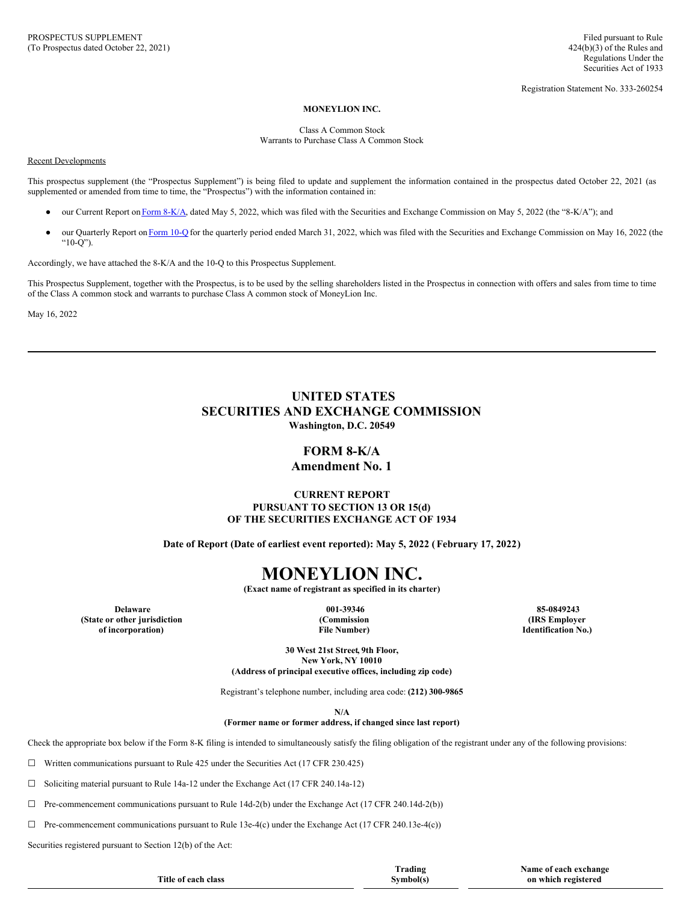PROSPECTUS SUPPLEMENT
(To Prospectus dated October 22, 2021)

Filed pursuant to Rule 424(b)(3) of the Rules and Regulations Under the Securities Act of 1933

Registration Statement No. 333-260254

**MONEYLION INC.**

Class A Common Stock
Warrants to Purchase Class A Common Stock

Recent Developments

This prospectus supplement (the "Prospectus Supplement") is being filed to update and supplement the information contained in the prospectus dated October 22, 2021 (as supplemented or amended from time to time, the "Prospectus") with the information contained in:

- our Current Report on Form 8-K/A, dated May 5, 2022, which was filed with the Securities and Exchange Commission on May 5, 2022 (the "8-K/A"); and
- our Quarterly Report on Form 10-Q for the quarterly period ended March 31, 2022, which was filed with the Securities and Exchange Commission on May 16, 2022 (the "10-Q").

Accordingly, we have attached the 8-K/A and the 10-Q to this Prospectus Supplement.

This Prospectus Supplement, together with the Prospectus, is to be used by the selling shareholders listed in the Prospectus in connection with offers and sales from time to time of the Class A common stock and warrants to purchase Class A common stock of MoneyLion Inc.

May 16, 2022

---

# UNITED STATES
# SECURITIES AND EXCHANGE COMMISSION
**Washington, D.C. 20549**

## FORM 8-K/A
## Amendment No. 1

**CURRENT REPORT**
**PURSUANT TO SECTION 13 OR 15(d)**
**OF THE SECURITIES EXCHANGE ACT OF 1934**

**Date of Report (Date of earliest event reported): May 5, 2022 (February 17, 2022)**

# MONEYLION INC.
**(Exact name of registrant as specified in its charter)**

| **Delaware** | **001-39346** | **85-0849243** |
|---|---|---|
| **(State or other jurisdiction of incorporation)** | **(Commission File Number)** | **(IRS Employer Identification No.)** |

**30 West 21st Street, 9th Floor,**
**New York, NY 10010**
**(Address of principal executive offices, including zip code)**

Registrant's telephone number, including area code: **(212) 300-9865**

**N/A**
**(Former name or former address, if changed since last report)**

Check the appropriate box below if the Form 8-K filing is intended to simultaneously satisfy the filing obligation of the registrant under any of the following provisions:

☐ Written communications pursuant to Rule 425 under the Securities Act (17 CFR 230.425)

☐ Soliciting material pursuant to Rule 14a-12 under the Exchange Act (17 CFR 240.14a-12)

☐ Pre-commencement communications pursuant to Rule 14d-2(b) under the Exchange Act (17 CFR 240.14d-2(b))

☐ Pre-commencement communications pursuant to Rule 13e-4(c) under the Exchange Act (17 CFR 240.13e-4(c))

Securities registered pursuant to Section 12(b) of the Act:

| Title of each class | Trading Symbol(s) | Name of each exchange on which registered |
|---|---|---|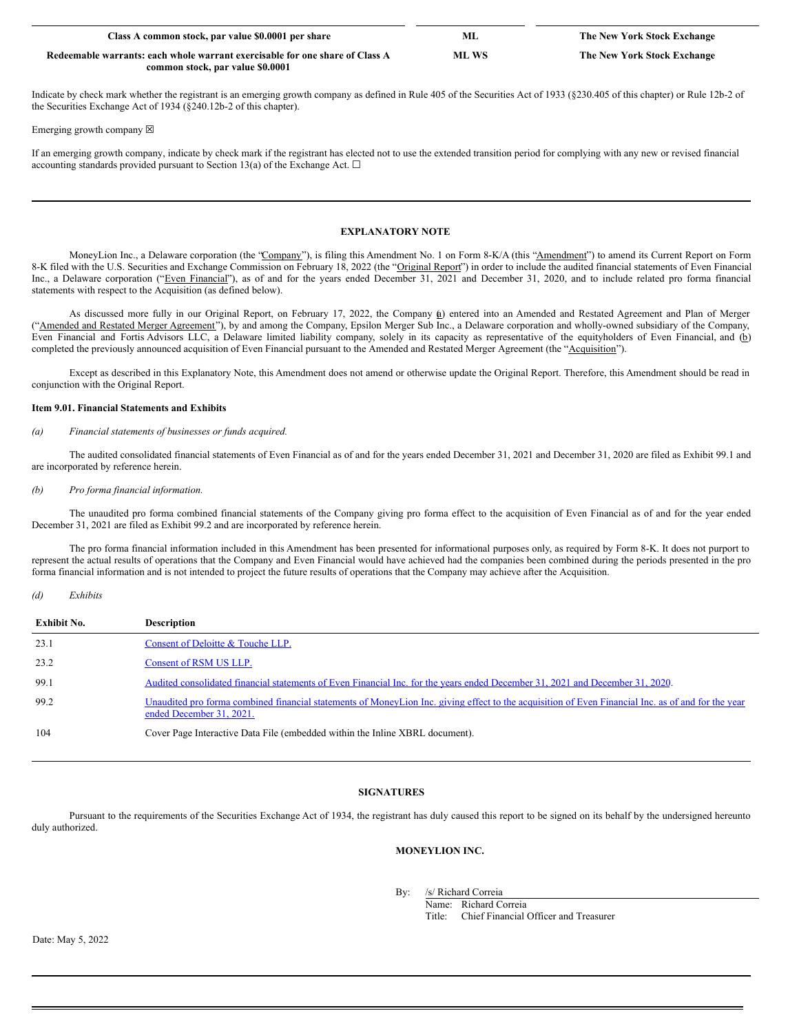| Class A common stock, par value $0.0001 per share | ML | The New York Stock Exchange |
|---|---|---|
| Redeemable warrants: each whole warrant exercisable for one share of Class A common stock, par value $0.0001 | ML WS | The New York Stock Exchange |

Indicate by check mark whether the registrant is an emerging growth company as defined in Rule 405 of the Securities Act of 1933 (§230.405 of this chapter) or Rule 12b-2 of the Securities Exchange Act of 1934 (§240.12b-2 of this chapter).

Emerging growth company ☒

If an emerging growth company, indicate by check mark if the registrant has elected not to use the extended transition period for complying with any new or revised financial accounting standards provided pursuant to Section 13(a) of the Exchange Act. ☐

## EXPLANATORY NOTE

MoneyLion Inc., a Delaware corporation (the "Company"), is filing this Amendment No. 1 on Form 8-K/A (this "Amendment") to amend its Current Report on Form 8-K filed with the U.S. Securities and Exchange Commission on February 18, 2022 (the "Original Report") in order to include the audited financial statements of Even Financial Inc., a Delaware corporation ("Even Financial"), as of and for the years ended December 31, 2021 and December 31, 2020, and to include related pro forma financial statements with respect to the Acquisition (as defined below).

As discussed more fully in our Original Report, on February 17, 2022, the Company (a) entered into an Amended and Restated Agreement and Plan of Merger ("Amended and Restated Merger Agreement"), by and among the Company, Epsilon Merger Sub Inc., a Delaware corporation and wholly-owned subsidiary of the Company, Even Financial and Fortis Advisors LLC, a Delaware limited liability company, solely in its capacity as representative of the equityholders of Even Financial, and (b) completed the previously announced acquisition of Even Financial pursuant to the Amended and Restated Merger Agreement (the "Acquisition").

Except as described in this Explanatory Note, this Amendment does not amend or otherwise update the Original Report. Therefore, this Amendment should be read in conjunction with the Original Report.

**Item 9.01. Financial Statements and Exhibits**

*(a) Financial statements of businesses or funds acquired.*

The audited consolidated financial statements of Even Financial as of and for the years ended December 31, 2021 and December 31, 2020 are filed as Exhibit 99.1 and are incorporated by reference herein.

*(b) Pro forma financial information.*

The unaudited pro forma combined financial statements of the Company giving pro forma effect to the acquisition of Even Financial as of and for the year ended December 31, 2021 are filed as Exhibit 99.2 and are incorporated by reference herein.

The pro forma financial information included in this Amendment has been presented for informational purposes only, as required by Form 8-K. It does not purport to represent the actual results of operations that the Company and Even Financial would have achieved had the companies been combined during the periods presented in the pro forma financial information and is not intended to project the future results of operations that the Company may achieve after the Acquisition.

*(d) Exhibits*

| Exhibit No. | Description |
|---|---|
| 23.1 | Consent of Deloitte & Touche LLP. |
| 23.2 | Consent of RSM US LLP. |
| 99.1 | Audited consolidated financial statements of Even Financial Inc. for the years ended December 31, 2021 and December 31, 2020. |
| 99.2 | Unaudited pro forma combined financial statements of MoneyLion Inc. giving effect to the acquisition of Even Financial Inc. as of and for the year ended December 31, 2021. |
| 104 | Cover Page Interactive Data File (embedded within the Inline XBRL document). |

## SIGNATURES

Pursuant to the requirements of the Securities Exchange Act of 1934, the registrant has duly caused this report to be signed on its behalf by the undersigned hereunto duly authorized.

**MONEYLION INC.**

By: /s/ Richard Correia
Name: Richard Correia
Title: Chief Financial Officer and Treasurer

Date: May 5, 2022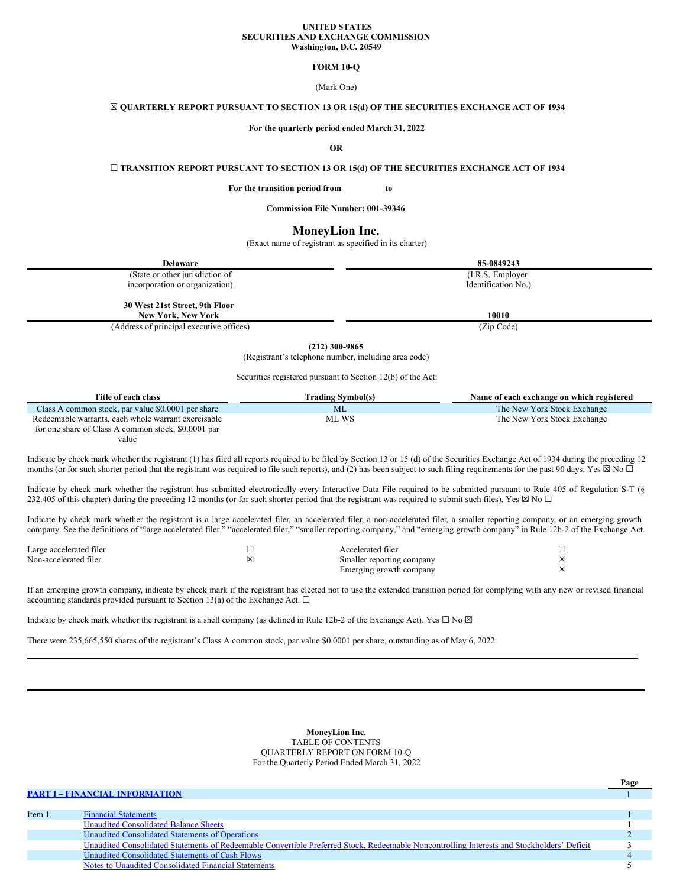**UNITED STATES**
**SECURITIES AND EXCHANGE COMMISSION**
**Washington, D.C. 20549**

**FORM 10-Q**

(Mark One)

☒ **QUARTERLY REPORT PURSUANT TO SECTION 13 OR 15(d) OF THE SECURITIES EXCHANGE ACT OF 1934**

**For the quarterly period ended March 31, 2022**

**OR**

☐ **TRANSITION REPORT PURSUANT TO SECTION 13 OR 15(d) OF THE SECURITIES EXCHANGE ACT OF 1934**

**For the transition period from to**

**Commission File Number: 001-39346**

# MoneyLion Inc.

(Exact name of registrant as specified in its charter)

| **Delaware** | **85-0849243** |
|---|---|
| (State or other jurisdiction of incorporation or organization) | (I.R.S. Employer Identification No.) |
| **30 West 21st Street, 9th Floor New York, New York** | **10010** |
| (Address of principal executive offices) | (Zip Code) |

**(212) 300-9865**
(Registrant's telephone number, including area code)

Securities registered pursuant to Section 12(b) of the Act:

| Title of each class | Trading Symbol(s) | Name of each exchange on which registered |
|---|---|---|
| Class A common stock, par value $0.0001 per share | ML | The New York Stock Exchange |
| Redeemable warrants, each whole warrant exercisable for one share of Class A common stock, $0.0001 par value | ML WS | The New York Stock Exchange |

Indicate by check mark whether the registrant (1) has filed all reports required to be filed by Section 13 or 15 (d) of the Securities Exchange Act of 1934 during the preceding 12 months (or for such shorter period that the registrant was required to file such reports), and (2) has been subject to such filing requirements for the past 90 days. Yes ☒ No ☐

Indicate by check mark whether the registrant has submitted electronically every Interactive Data File required to be submitted pursuant to Rule 405 of Regulation S-T (§ 232.405 of this chapter) during the preceding 12 months (or for such shorter period that the registrant was required to submit such files). Yes ☒ No ☐

Indicate by check mark whether the registrant is a large accelerated filer, an accelerated filer, a non-accelerated filer, a smaller reporting company, or an emerging growth company. See the definitions of "large accelerated filer," "accelerated filer," "smaller reporting company," and "emerging growth company" in Rule 12b-2 of the Exchange Act.

| | | | |
|---|---|---|---|
| Large accelerated filer | ☐ | Accelerated filer | ☐ |
| Non-accelerated filer | ☒ | Smaller reporting company | ☒ |
| | | Emerging growth company | ☒ |

If an emerging growth company, indicate by check mark if the registrant has elected not to use the extended transition period for complying with any new or revised financial accounting standards provided pursuant to Section 13(a) of the Exchange Act. ☐

Indicate by check mark whether the registrant is a shell company (as defined in Rule 12b-2 of the Exchange Act). Yes ☐ No ☒

There were 235,665,550 shares of the registrant's Class A common stock, par value $0.0001 per share, outstanding as of May 6, 2022.

---

**MoneyLion Inc.**
TABLE OF CONTENTS
QUARTERLY REPORT ON FORM 10-Q
For the Quarterly Period Ended March 31, 2022

| | | Page |
|---|---|---|
| **PART I – FINANCIAL INFORMATION** | | 1 |
| Item 1. | Financial Statements | 1 |
| | Unaudited Consolidated Balance Sheets | 1 |
| | Unaudited Consolidated Statements of Operations | 2 |
| | Unaudited Consolidated Statements of Redeemable Convertible Preferred Stock, Redeemable Noncontrolling Interests and Stockholders' Deficit | 3 |
| | Unaudited Consolidated Statements of Cash Flows | 4 |
| | Notes to Unaudited Consolidated Financial Statements | 5 |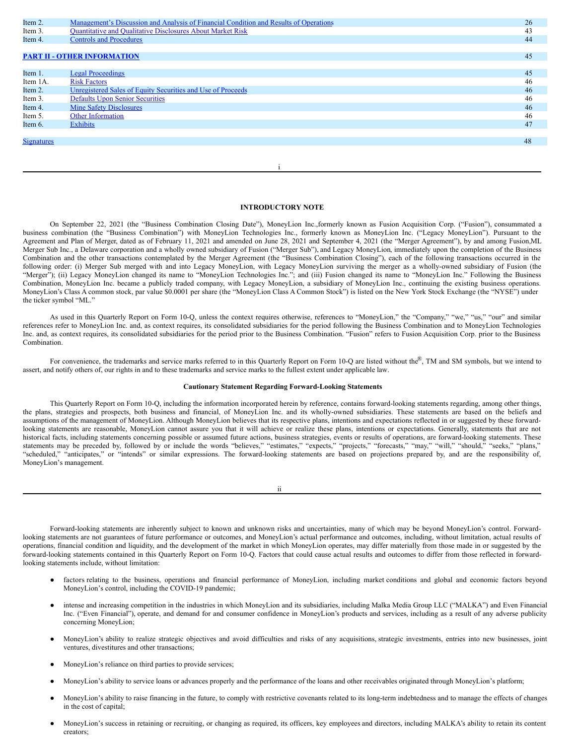| Item 2. | Management's Discussion and Analysis of Financial Condition and Results of Operations | 26 |
|---|---|---|
| Item 3. | Quantitative and Qualitative Disclosures About Market Risk | 43 |
| Item 4. | Controls and Procedures | 44 |
| **PART II - OTHER INFORMATION** | | 45 |
| Item 1. | Legal Proceedings | 45 |
| Item 1A. | Risk Factors | 46 |
| Item 2. | Unregistered Sales of Equity Securities and Use of Proceeds | 46 |
| Item 3. | Defaults Upon Senior Securities | 46 |
| Item 4. | Mine Safety Disclosures | 46 |
| Item 5. | Other Information | 46 |
| Item 6. | Exhibits | 47 |
| Signatures | | 48 |

## INTRODUCTORY NOTE

On September 22, 2021 (the "Business Combination Closing Date"), MoneyLion Inc.,formerly known as Fusion Acquisition Corp. ("Fusion"), consummated a business combination (the "Business Combination") with MoneyLion Technologies Inc., formerly known as MoneyLion Inc. ("Legacy MoneyLion"). Pursuant to the Agreement and Plan of Merger, dated as of February 11, 2021 and amended on June 28, 2021 and September 4, 2021 (the "Merger Agreement"), by and among Fusion,ML Merger Sub Inc., a Delaware corporation and a wholly owned subsidiary of Fusion ("Merger Sub"), and Legacy MoneyLion, immediately upon the completion of the Business Combination and the other transactions contemplated by the Merger Agreement (the "Business Combination Closing"), each of the following transactions occurred in the following order: (i) Merger Sub merged with and into Legacy MoneyLion, with Legacy MoneyLion surviving the merger as a wholly-owned subsidiary of Fusion (the "Merger"); (ii) Legacy MoneyLion changed its name to "MoneyLion Technologies Inc."; and (iii) Fusion changed its name to "MoneyLion Inc." Following the Business Combination, MoneyLion Inc. became a publicly traded company, with Legacy MoneyLion, a subsidiary of MoneyLion Inc., continuing the existing business operations. MoneyLion's Class A common stock, par value $0.0001 per share (the "MoneyLion Class A Common Stock") is listed on the New York Stock Exchange (the "NYSE") under the ticker symbol "ML."

As used in this Quarterly Report on Form 10-Q, unless the context requires otherwise, references to "MoneyLion," the "Company," "we," "us," "our" and similar references refer to MoneyLion Inc. and, as context requires, its consolidated subsidiaries for the period following the Business Combination and to MoneyLion Technologies Inc. and, as context requires, its consolidated subsidiaries for the period prior to the Business Combination. "Fusion" refers to Fusion Acquisition Corp. prior to the Business Combination.

For convenience, the trademarks and service marks referred to in this Quarterly Report on Form 10-Q are listed without the®, TM and SM symbols, but we intend to assert, and notify others of, our rights in and to these trademarks and service marks to the fullest extent under applicable law.

### Cautionary Statement Regarding Forward-Looking Statements

This Quarterly Report on Form 10-Q, including the information incorporated herein by reference, contains forward-looking statements regarding, among other things, the plans, strategies and prospects, both business and financial, of MoneyLion Inc. and its wholly-owned subsidiaries. These statements are based on the beliefs and assumptions of the management of MoneyLion. Although MoneyLion believes that its respective plans, intentions and expectations reflected in or suggested by these forward-looking statements are reasonable, MoneyLion cannot assure you that it will achieve or realize these plans, intentions or expectations. Generally, statements that are not historical facts, including statements concerning possible or assumed future actions, business strategies, events or results of operations, are forward-looking statements. These statements may be preceded by, followed by or include the words "believes," "estimates," "expects," "projects," "forecasts," "may," "will," "should," "seeks," "plans," "scheduled," "anticipates," or "intends" or similar expressions. The forward-looking statements are based on projections prepared by, and are the responsibility of, MoneyLion's management.

Forward-looking statements are inherently subject to known and unknown risks and uncertainties, many of which may be beyond MoneyLion's control. Forward-looking statements are not guarantees of future performance or outcomes, and MoneyLion's actual performance and outcomes, including, without limitation, actual results of operations, financial condition and liquidity, and the development of the market in which MoneyLion operates, may differ materially from those made in or suggested by the forward-looking statements contained in this Quarterly Report on Form 10-Q. Factors that could cause actual results and outcomes to differ from those reflected in forward-looking statements include, without limitation:

- factors relating to the business, operations and financial performance of MoneyLion, including market conditions and global and economic factors beyond MoneyLion's control, including the COVID-19 pandemic;
- intense and increasing competition in the industries in which MoneyLion and its subsidiaries, including Malka Media Group LLC ("MALKA") and Even Financial Inc. ("Even Financial"), operate, and demand for and consumer confidence in MoneyLion's products and services, including as a result of any adverse publicity concerning MoneyLion;
- MoneyLion's ability to realize strategic objectives and avoid difficulties and risks of any acquisitions, strategic investments, entries into new businesses, joint ventures, divestitures and other transactions;
- MoneyLion's reliance on third parties to provide services;
- MoneyLion's ability to service loans or advances properly and the performance of the loans and other receivables originated through MoneyLion's platform;
- MoneyLion's ability to raise financing in the future, to comply with restrictive covenants related to its long-term indebtedness and to manage the effects of changes in the cost of capital;
- MoneyLion's success in retaining or recruiting, or changing as required, its officers, key employees and directors, including MALKA's ability to retain its content creators;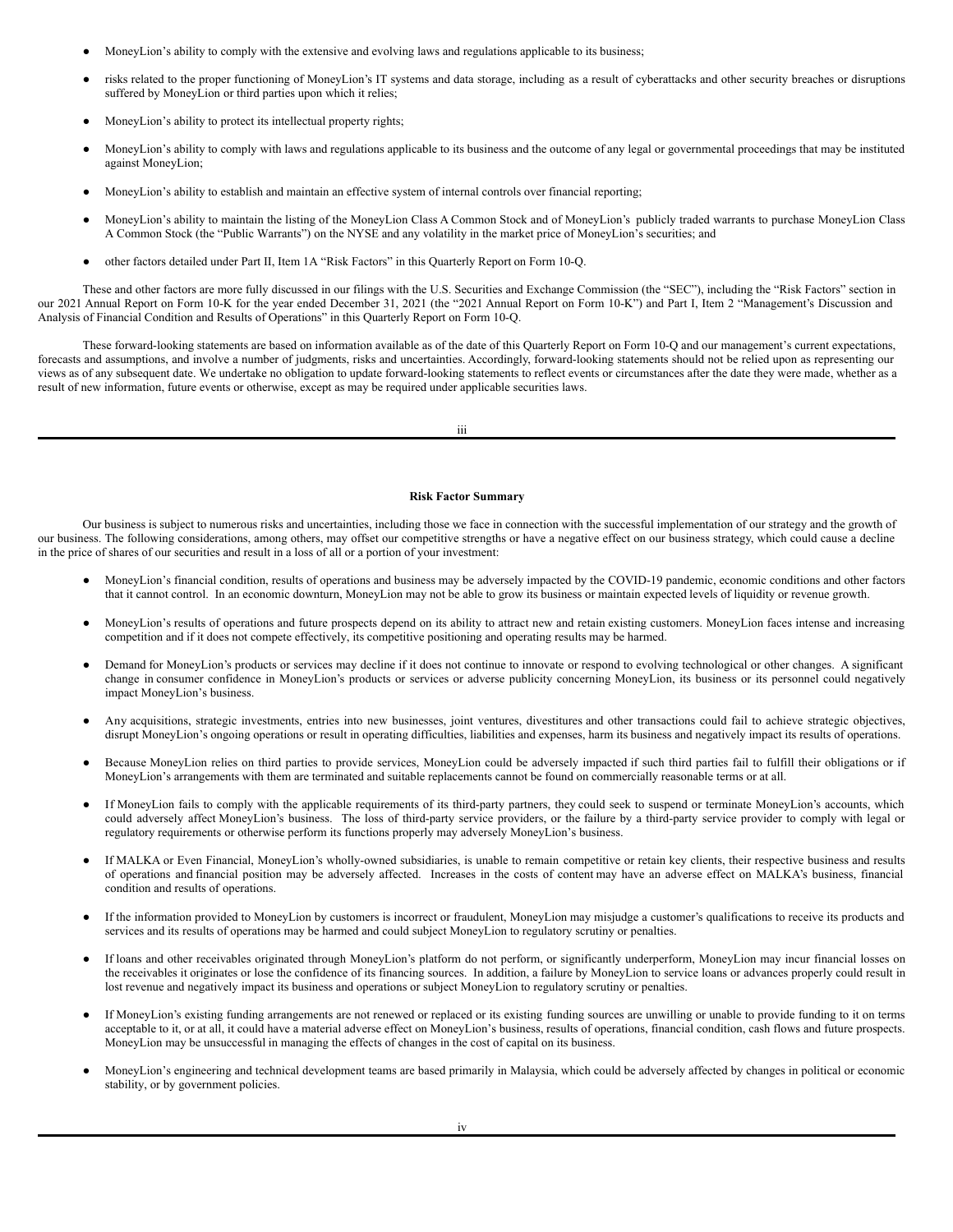- MoneyLion's ability to comply with the extensive and evolving laws and regulations applicable to its business;
- risks related to the proper functioning of MoneyLion's IT systems and data storage, including as a result of cyberattacks and other security breaches or disruptions suffered by MoneyLion or third parties upon which it relies;
- MoneyLion's ability to protect its intellectual property rights;
- MoneyLion's ability to comply with laws and regulations applicable to its business and the outcome of any legal or governmental proceedings that may be instituted against MoneyLion;
- MoneyLion's ability to establish and maintain an effective system of internal controls over financial reporting;
- MoneyLion's ability to maintain the listing of the MoneyLion Class A Common Stock and of MoneyLion's publicly traded warrants to purchase MoneyLion Class A Common Stock (the "Public Warrants") on the NYSE and any volatility in the market price of MoneyLion's securities; and
- other factors detailed under Part II, Item 1A "Risk Factors" in this Quarterly Report on Form 10-Q.

These and other factors are more fully discussed in our filings with the U.S. Securities and Exchange Commission (the "SEC"), including the "Risk Factors" section in our 2021 Annual Report on Form 10-K for the year ended December 31, 2021 (the "2021 Annual Report on Form 10-K") and Part I, Item 2 "Management's Discussion and Analysis of Financial Condition and Results of Operations" in this Quarterly Report on Form 10-Q.

These forward-looking statements are based on information available as of the date of this Quarterly Report on Form 10-Q and our management's current expectations, forecasts and assumptions, and involve a number of judgments, risks and uncertainties. Accordingly, forward-looking statements should not be relied upon as representing our views as of any subsequent date. We undertake no obligation to update forward-looking statements to reflect events or circumstances after the date they were made, whether as a result of new information, future events or otherwise, except as may be required under applicable securities laws.

**Risk Factor Summary**

Our business is subject to numerous risks and uncertainties, including those we face in connection with the successful implementation of our strategy and the growth of our business. The following considerations, among others, may offset our competitive strengths or have a negative effect on our business strategy, which could cause a decline in the price of shares of our securities and result in a loss of all or a portion of your investment:

- MoneyLion's financial condition, results of operations and business may be adversely impacted by the COVID-19 pandemic, economic conditions and other factors that it cannot control. In an economic downturn, MoneyLion may not be able to grow its business or maintain expected levels of liquidity or revenue growth.
- MoneyLion's results of operations and future prospects depend on its ability to attract new and retain existing customers. MoneyLion faces intense and increasing competition and if it does not compete effectively, its competitive positioning and operating results may be harmed.
- Demand for MoneyLion's products or services may decline if it does not continue to innovate or respond to evolving technological or other changes. A significant change in consumer confidence in MoneyLion's products or services or adverse publicity concerning MoneyLion, its business or its personnel could negatively impact MoneyLion's business.
- Any acquisitions, strategic investments, entries into new businesses, joint ventures, divestitures and other transactions could fail to achieve strategic objectives, disrupt MoneyLion's ongoing operations or result in operating difficulties, liabilities and expenses, harm its business and negatively impact its results of operations.
- Because MoneyLion relies on third parties to provide services, MoneyLion could be adversely impacted if such third parties fail to fulfill their obligations or if MoneyLion's arrangements with them are terminated and suitable replacements cannot be found on commercially reasonable terms or at all.
- If MoneyLion fails to comply with the applicable requirements of its third-party partners, they could seek to suspend or terminate MoneyLion's accounts, which could adversely affect MoneyLion's business. The loss of third-party service providers, or the failure by a third-party service provider to comply with legal or regulatory requirements or otherwise perform its functions properly may adversely MoneyLion's business.
- If MALKA or Even Financial, MoneyLion's wholly-owned subsidiaries, is unable to remain competitive or retain key clients, their respective business and results of operations and financial position may be adversely affected. Increases in the costs of content may have an adverse effect on MALKA's business, financial condition and results of operations.
- If the information provided to MoneyLion by customers is incorrect or fraudulent, MoneyLion may misjudge a customer's qualifications to receive its products and services and its results of operations may be harmed and could subject MoneyLion to regulatory scrutiny or penalties.
- If loans and other receivables originated through MoneyLion's platform do not perform, or significantly underperform, MoneyLion may incur financial losses on the receivables it originates or lose the confidence of its financing sources. In addition, a failure by MoneyLion to service loans or advances properly could result in lost revenue and negatively impact its business and operations or subject MoneyLion to regulatory scrutiny or penalties.
- If MoneyLion's existing funding arrangements are not renewed or replaced or its existing funding sources are unwilling or unable to provide funding to it on terms acceptable to it, or at all, it could have a material adverse effect on MoneyLion's business, results of operations, financial condition, cash flows and future prospects. MoneyLion may be unsuccessful in managing the effects of changes in the cost of capital on its business.
- MoneyLion's engineering and technical development teams are based primarily in Malaysia, which could be adversely affected by changes in political or economic stability, or by government policies.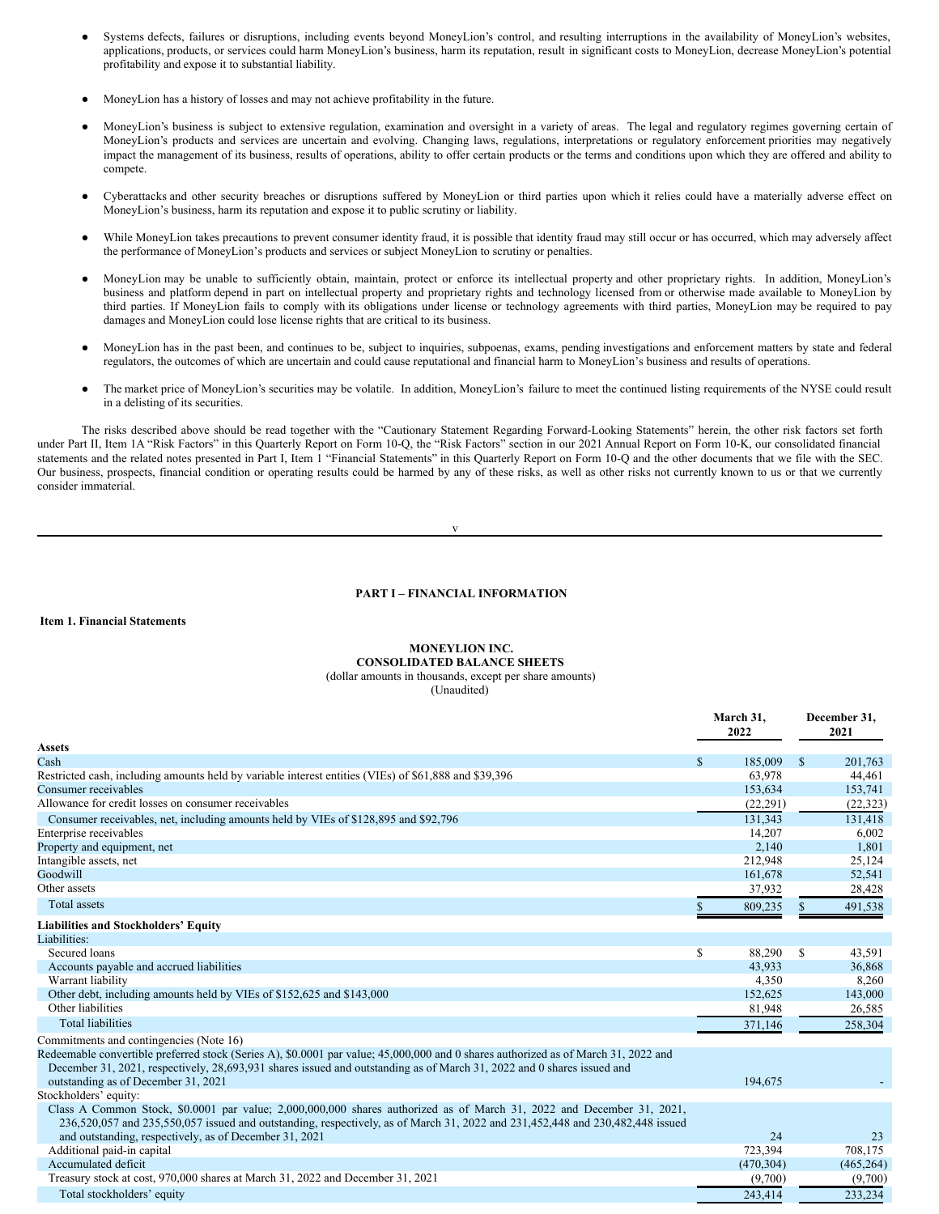- Systems defects, failures or disruptions, including events beyond MoneyLion's control, and resulting interruptions in the availability of MoneyLion's websites, applications, products, or services could harm MoneyLion's business, harm its reputation, result in significant costs to MoneyLion, decrease MoneyLion's potential profitability and expose it to substantial liability.

- MoneyLion has a history of losses and may not achieve profitability in the future.

- MoneyLion's business is subject to extensive regulation, examination and oversight in a variety of areas. The legal and regulatory regimes governing certain of MoneyLion's products and services are uncertain and evolving. Changing laws, regulations, interpretations or regulatory enforcement priorities may negatively impact the management of its business, results of operations, ability to offer certain products or the terms and conditions upon which they are offered and ability to compete.

- Cyberattacks and other security breaches or disruptions suffered by MoneyLion or third parties upon which it relies could have a materially adverse effect on MoneyLion's business, harm its reputation and expose it to public scrutiny or liability.

- While MoneyLion takes precautions to prevent consumer identity fraud, it is possible that identity fraud may still occur or has occurred, which may adversely affect the performance of MoneyLion's products and services or subject MoneyLion to scrutiny or penalties.

- MoneyLion may be unable to sufficiently obtain, maintain, protect or enforce its intellectual property and other proprietary rights. In addition, MoneyLion's business and platform depend in part on intellectual property and proprietary rights and technology licensed from or otherwise made available to MoneyLion by third parties. If MoneyLion fails to comply with its obligations under license or technology agreements with third parties, MoneyLion may be required to pay damages and MoneyLion could lose license rights that are critical to its business.

- MoneyLion has in the past been, and continues to be, subject to inquiries, subpoenas, exams, pending investigations and enforcement matters by state and federal regulators, the outcomes of which are uncertain and could cause reputational and financial harm to MoneyLion's business and results of operations.

- The market price of MoneyLion's securities may be volatile. In addition, MoneyLion's failure to meet the continued listing requirements of the NYSE could result in a delisting of its securities.

The risks described above should be read together with the "Cautionary Statement Regarding Forward-Looking Statements" herein, the other risk factors set forth under Part II, Item 1A "Risk Factors" in this Quarterly Report on Form 10-Q, the "Risk Factors" section in our 2021 Annual Report on Form 10-K, our consolidated financial statements and the related notes presented in Part I, Item 1 "Financial Statements" in this Quarterly Report on Form 10-Q and the other documents that we file with the SEC. Our business, prospects, financial condition or operating results could be harmed by any of these risks, as well as other risks not currently known to us or that we currently consider immaterial.

## PART I – FINANCIAL INFORMATION

### Item 1. Financial Statements

**MONEYLION INC.**
**CONSOLIDATED BALANCE SHEETS**
(dollar amounts in thousands, except per share amounts)
(Unaudited)

| | March 31, 2022 | December 31, 2021 |
|---|---|---|
| **Assets** | | |
| Cash | $ 185,009 | $ 201,763 |
| Restricted cash, including amounts held by variable interest entities (VIEs) of $61,888 and $39,396 | 63,978 | 44,461 |
| Consumer receivables | 153,634 | 153,741 |
| Allowance for credit losses on consumer receivables | (22,291) | (22,323) |
| Consumer receivables, net, including amounts held by VIEs of $128,895 and $92,796 | 131,343 | 131,418 |
| Enterprise receivables | 14,207 | 6,002 |
| Property and equipment, net | 2,140 | 1,801 |
| Intangible assets, net | 212,948 | 25,124 |
| Goodwill | 161,678 | 52,541 |
| Other assets | 37,932 | 28,428 |
| Total assets | $ 809,235 | $ 491,538 |
| **Liabilities and Stockholders' Equity** | | |
| Liabilities: | | |
| Secured loans | $ 88,290 | $ 43,591 |
| Accounts payable and accrued liabilities | 43,933 | 36,868 |
| Warrant liability | 4,350 | 8,260 |
| Other debt, including amounts held by VIEs of $152,625 and $143,000 | 152,625 | 143,000 |
| Other liabilities | 81,948 | 26,585 |
| Total liabilities | 371,146 | 258,304 |
| Commitments and contingencies (Note 16) | | |
| Redeemable convertible preferred stock (Series A), $0.0001 par value; 45,000,000 and 0 shares authorized as of March 31, 2022 and December 31, 2021, respectively, 28,693,931 shares issued and outstanding as of March 31, 2022 and 0 shares issued and outstanding as of December 31, 2021 | 194,675 | - |
| Stockholders' equity: | | |
| Class A Common Stock, $0.0001 par value; 2,000,000,000 shares authorized as of March 31, 2022 and December 31, 2021, 236,520,057 and 235,550,057 issued and outstanding, respectively, as of March 31, 2022 and 231,452,448 and 230,482,448 issued and outstanding, respectively, as of December 31, 2021 | 24 | 23 |
| Additional paid-in capital | 723,394 | 708,175 |
| Accumulated deficit | (470,304) | (465,264) |
| Treasury stock at cost, 970,000 shares at March 31, 2022 and December 31, 2021 | (9,700) | (9,700) |
| Total stockholders' equity | 243,414 | 233,234 |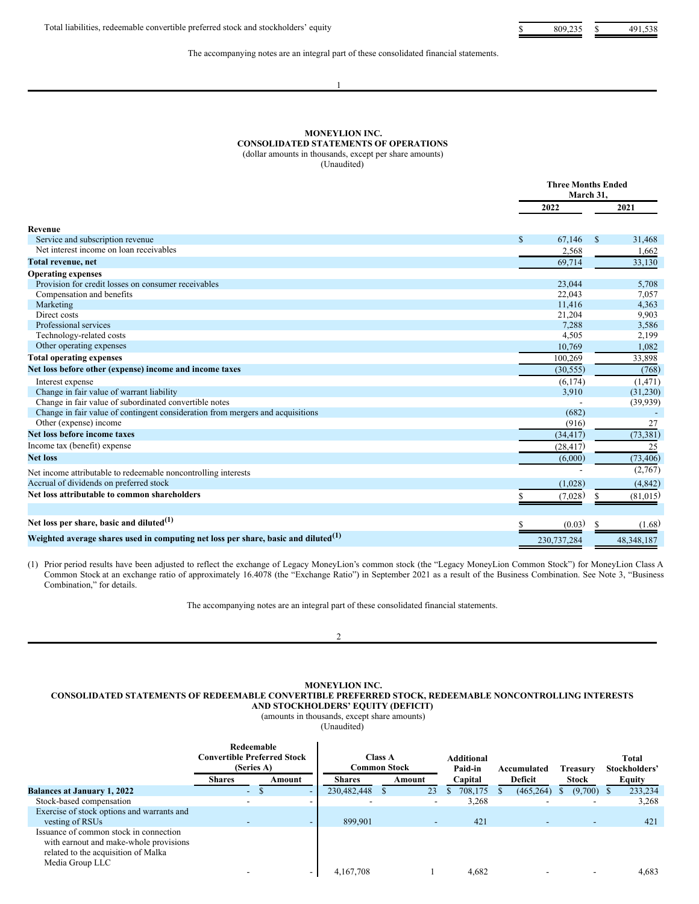| | | |
|---|---|---|
| Total liabilities, redeemable convertible preferred stock and stockholders' equity | $ 809,235 | $ 491,538 |

The accompanying notes are an integral part of these consolidated financial statements.

**MONEYLION INC.**
**CONSOLIDATED STATEMENTS OF OPERATIONS**
(dollar amounts in thousands, except per share amounts)
(Unaudited)

| | Three Months Ended March 31, 2022 | Three Months Ended March 31, 2021 |
|---|---|---|
| **Revenue** | | |
| Service and subscription revenue | $ 67,146 | $ 31,468 |
| Net interest income on loan receivables | 2,568 | 1,662 |
| **Total revenue, net** | 69,714 | 33,130 |
| **Operating expenses** | | |
| Provision for credit losses on consumer receivables | 23,044 | 5,708 |
| Compensation and benefits | 22,043 | 7,057 |
| Marketing | 11,416 | 4,363 |
| Direct costs | 21,204 | 9,903 |
| Professional services | 7,288 | 3,586 |
| Technology-related costs | 4,505 | 2,199 |
| Other operating expenses | 10,769 | 1,082 |
| **Total operating expenses** | 100,269 | 33,898 |
| **Net loss before other (expense) income and income taxes** | (30,555) | (768) |
| Interest expense | (6,174) | (1,471) |
| Change in fair value of warrant liability | 3,910 | (31,230) |
| Change in fair value of subordinated convertible notes | - | (39,939) |
| Change in fair value of contingent consideration from mergers and acquisitions | (682) | - |
| Other (expense) income | (916) | 27 |
| **Net loss before income taxes** | (34,417) | (73,381) |
| Income tax (benefit) expense | (28,417) | 25 |
| **Net loss** | (6,000) | (73,406) |
| Net income attributable to redeemable noncontrolling interests | - | (2,767) |
| Accrual of dividends on preferred stock | (1,028) | (4,842) |
| **Net loss attributable to common shareholders** | $ (7,028) | $ (81,015) |
| | | |
| **Net loss per share, basic and diluted[(1)]** | $ (0.03) | $ (1.68) |
| **Weighted average shares used in computing net loss per share, basic and diluted[(1)]** | 230,737,284 | 48,348,187 |

(1) Prior period results have been adjusted to reflect the exchange of Legacy MoneyLion's common stock (the "Legacy MoneyLion Common Stock") for MoneyLion Class A Common Stock at an exchange ratio of approximately 16.4078 (the "Exchange Ratio") in September 2021 as a result of the Business Combination. See Note 3, "Business Combination," for details.

The accompanying notes are an integral part of these consolidated financial statements.

**MONEYLION INC.**
**CONSOLIDATED STATEMENTS OF REDEEMABLE CONVERTIBLE PREFERRED STOCK, REDEEMABLE NONCONTROLLING INTERESTS AND STOCKHOLDERS' EQUITY (DEFICIT)**
(amounts in thousands, except share amounts)
(Unaudited)

| | Redeemable Convertible Preferred Stock (Series A) | | Class A Common Stock | | Additional Paid-in Capital | Accumulated Deficit | Treasury Stock | Total Stockholders' Equity |
|---|---|---|---|---|---|---|---|---|
| | Shares | Amount | Shares | Amount | | | | |
| **Balances at January 1, 2022** | - | $ - | 230,482,448 | $ 23 | $ 708,175 | $ (465,264) | $ (9,700) | $ 233,234 |
| Stock-based compensation | - | - | - | - | 3,268 | - | - | 3,268 |
| Exercise of stock options and warrants and vesting of RSUs | - | - | 899,901 | - | 421 | - | - | 421 |
| Issuance of common stock in connection with earnout and make-whole provisions related to the acquisition of Malka Media Group LLC | - | - | 4,167,708 | 1 | 4,682 | - | - | 4,683 |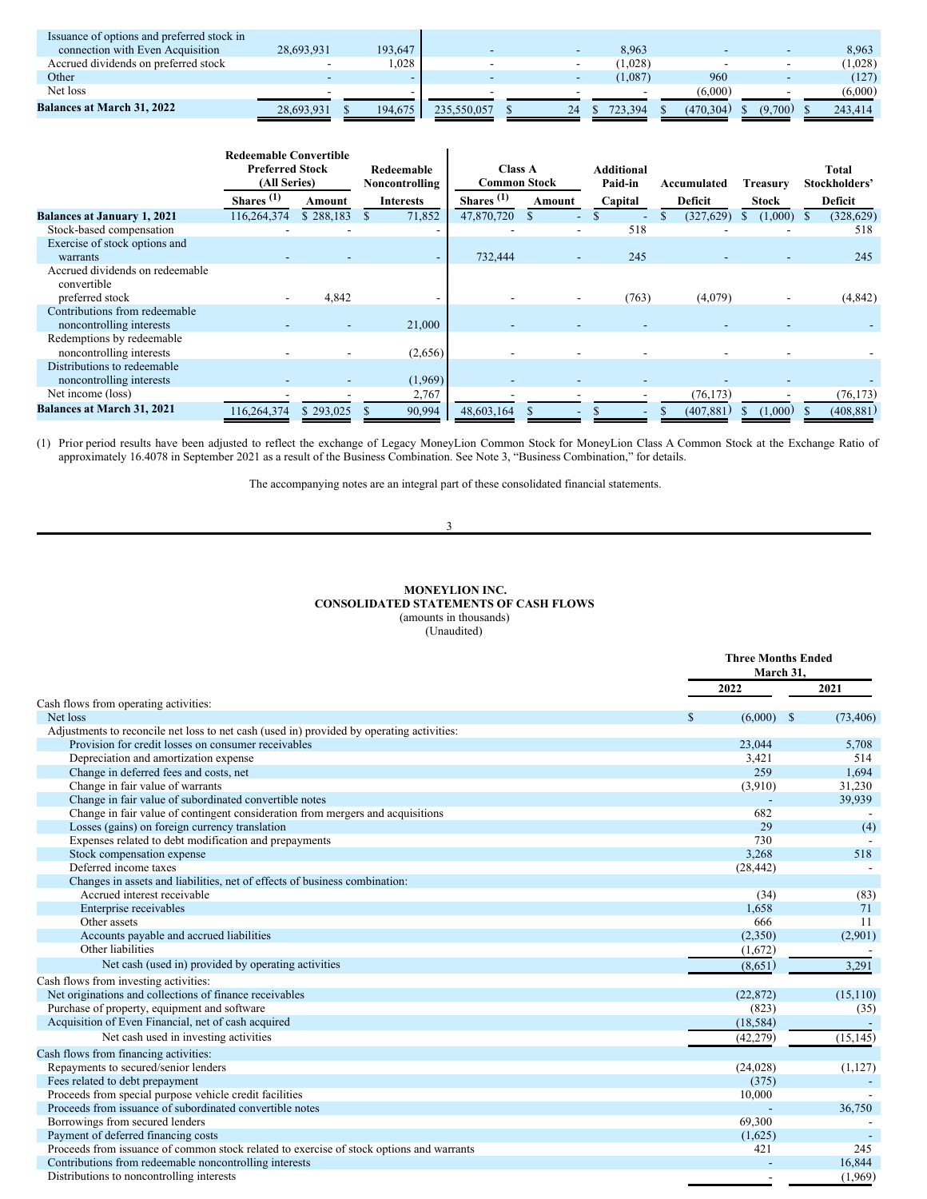| | | | | | | | | |
|---|---|---|---|---|---|---|---|---|
| Issuance of options and preferred stock in connection with Even Acquisition | 28,693,931 | 193,647 | - | - | 8,963 | - | - | 8,963 |
| Accrued dividends on preferred stock | - | 1,028 | - | - | (1,028) | - | - | (1,028) |
| Other | - | - | - | - | (1,087) | 960 | - | (127) |
| Net loss | - | - | - | - | - | (6,000) | - | (6,000) |
| **Balances at March 31, 2022** | 28,693,931 | $ 194,675 | 235,550,057 | $ 24 | $ 723,394 | $ (470,304) | $ (9,700) | $ 243,414 |

| | Redeemable Convertible Preferred Stock (All Series) | | Redeemable Noncontrolling | Class A Common Stock | | Additional Paid-in | Accumulated | Treasury | Total Stockholders' |
|---|---|---|---|---|---|---|---|---|---|
| | Shares (1) | Amount | Interests | Shares (1) | Amount | Capital | Deficit | Stock | Deficit |
| **Balances at January 1, 2021** | 116,264,374 | $ 288,183 | $ 71,852 | 47,870,720 | $ - | $ - | $ (327,629) | $ (1,000) | $ (328,629) |
| Stock-based compensation | - | - | - | - | - | 518 | - | - | 518 |
| Exercise of stock options and warrants | - | - | - | 732,444 | - | 245 | - | - | 245 |
| Accrued dividends on redeemable convertible preferred stock | - | 4,842 | - | - | - | (763) | (4,079) | - | (4,842) |
| Contributions from redeemable noncontrolling interests | - | - | 21,000 | - | - | - | - | - | - |
| Redemptions by redeemable noncontrolling interests | - | - | (2,656) | - | - | - | - | - | - |
| Distributions to redeemable noncontrolling interests | - | - | (1,969) | - | - | - | - | - | - |
| Net income (loss) | - | - | 2,767 | - | - | - | (76,173) | - | (76,173) |
| **Balances at March 31, 2021** | 116,264,374 | $ 293,025 | $ 90,994 | 48,603,164 | $ - | $ - | $ (407,881) | $ (1,000) | $ (408,881) |

(1) Prior period results have been adjusted to reflect the exchange of Legacy MoneyLion Common Stock for MoneyLion Class A Common Stock at the Exchange Ratio of approximately 16.4078 in September 2021 as a result of the Business Combination. See Note 3, "Business Combination," for details.

The accompanying notes are an integral part of these consolidated financial statements.

**MONEYLION INC.**
**CONSOLIDATED STATEMENTS OF CASH FLOWS**
(amounts in thousands)
(Unaudited)

| | Three Months Ended March 31, | |
|---|---|---|
| | 2022 | 2021 |
| Cash flows from operating activities: | | |
| Net loss | $ (6,000) | $ (73,406) |
| Adjustments to reconcile net loss to net cash (used in) provided by operating activities: | | |
| Provision for credit losses on consumer receivables | 23,044 | 5,708 |
| Depreciation and amortization expense | 3,421 | 514 |
| Change in deferred fees and costs, net | 259 | 1,694 |
| Change in fair value of warrants | (3,910) | 31,230 |
| Change in fair value of subordinated convertible notes | - | 39,939 |
| Change in fair value of contingent consideration from mergers and acquisitions | 682 | - |
| Losses (gains) on foreign currency translation | 29 | (4) |
| Expenses related to debt modification and prepayments | 730 | - |
| Stock compensation expense | 3,268 | 518 |
| Deferred income taxes | (28,442) | - |
| Changes in assets and liabilities, net of effects of business combination: | | |
| Accrued interest receivable | (34) | (83) |
| Enterprise receivables | 1,658 | 71 |
| Other assets | 666 | 11 |
| Accounts payable and accrued liabilities | (2,350) | (2,901) |
| Other liabilities | (1,672) | - |
| Net cash (used in) provided by operating activities | (8,651) | 3,291 |
| Cash flows from investing activities: | | |
| Net originations and collections of finance receivables | (22,872) | (15,110) |
| Purchase of property, equipment and software | (823) | (35) |
| Acquisition of Even Financial, net of cash acquired | (18,584) | - |
| Net cash used in investing activities | (42,279) | (15,145) |
| Cash flows from financing activities: | | |
| Repayments to secured/senior lenders | (24,028) | (1,127) |
| Fees related to debt prepayment | (375) | - |
| Proceeds from special purpose vehicle credit facilities | 10,000 | - |
| Proceeds from issuance of subordinated convertible notes | - | 36,750 |
| Borrowings from secured lenders | 69,300 | - |
| Payment of deferred financing costs | (1,625) | - |
| Proceeds from issuance of common stock related to exercise of stock options and warrants | 421 | 245 |
| Contributions from redeemable noncontrolling interests | - | 16,844 |
| Distributions to noncontrolling interests | - | (1,969) |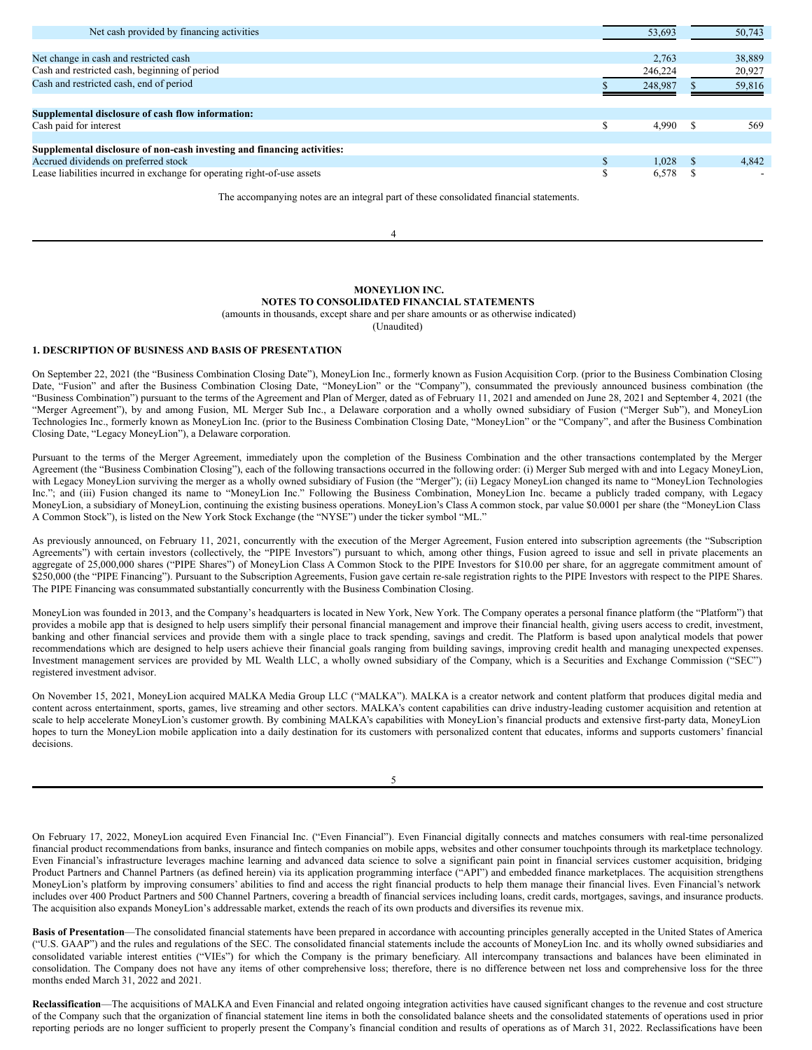| | | |
|---|---|---|
| Net cash provided by financing activities | 53,693 | 50,743 |
| | | |
| Net change in cash and restricted cash | 2,763 | 38,889 |
| Cash and restricted cash, beginning of period | 246,224 | 20,927 |
| Cash and restricted cash, end of period | $ 248,987 | $ 59,816 |
| | | |
| **Supplemental disclosure of cash flow information:** | | |
| Cash paid for interest | $ 4,990 | $ 569 |
| | | |
| **Supplemental disclosure of non-cash investing and financing activities:** | | |
| Accrued dividends on preferred stock | $ 1,028 | $ 4,842 |
| Lease liabilities incurred in exchange for operating right-of-use assets | $ 6,578 | $ - |

The accompanying notes are an integral part of these consolidated financial statements.

**MONEYLION INC.**
**NOTES TO CONSOLIDATED FINANCIAL STATEMENTS**
(amounts in thousands, except share and per share amounts or as otherwise indicated)
(Unaudited)

**1. DESCRIPTION OF BUSINESS AND BASIS OF PRESENTATION**

On September 22, 2021 (the "Business Combination Closing Date"), MoneyLion Inc., formerly known as Fusion Acquisition Corp. (prior to the Business Combination Closing Date, "Fusion" and after the Business Combination Closing Date, "MoneyLion" or the "Company"), consummated the previously announced business combination (the "Business Combination") pursuant to the terms of the Agreement and Plan of Merger, dated as of February 11, 2021 and amended on June 28, 2021 and September 4, 2021 (the "Merger Agreement"), by and among Fusion, ML Merger Sub Inc., a Delaware corporation and a wholly owned subsidiary of Fusion ("Merger Sub"), and MoneyLion Technologies Inc., formerly known as MoneyLion Inc. (prior to the Business Combination Closing Date, "MoneyLion" or the "Company", and after the Business Combination Closing Date, "Legacy MoneyLion"), a Delaware corporation.

Pursuant to the terms of the Merger Agreement, immediately upon the completion of the Business Combination and the other transactions contemplated by the Merger Agreement (the "Business Combination Closing"), each of the following transactions occurred in the following order: (i) Merger Sub merged with and into Legacy MoneyLion, with Legacy MoneyLion surviving the merger as a wholly owned subsidiary of Fusion (the "Merger"); (ii) Legacy MoneyLion changed its name to "MoneyLion Technologies Inc."; and (iii) Fusion changed its name to "MoneyLion Inc." Following the Business Combination, MoneyLion Inc. became a publicly traded company, with Legacy MoneyLion, a subsidiary of MoneyLion, continuing the existing business operations. MoneyLion's Class A common stock, par value $0.0001 per share (the "MoneyLion Class A Common Stock"), is listed on the New York Stock Exchange (the "NYSE") under the ticker symbol "ML."

As previously announced, on February 11, 2021, concurrently with the execution of the Merger Agreement, Fusion entered into subscription agreements (the "Subscription Agreements") with certain investors (collectively, the "PIPE Investors") pursuant to which, among other things, Fusion agreed to issue and sell in private placements an aggregate of 25,000,000 shares ("PIPE Shares") of MoneyLion Class A Common Stock to the PIPE Investors for $10.00 per share, for an aggregate commitment amount of $250,000 (the "PIPE Financing"). Pursuant to the Subscription Agreements, Fusion gave certain re-sale registration rights to the PIPE Investors with respect to the PIPE Shares. The PIPE Financing was consummated substantially concurrently with the Business Combination Closing.

MoneyLion was founded in 2013, and the Company's headquarters is located in New York, New York. The Company operates a personal finance platform (the "Platform") that provides a mobile app that is designed to help users simplify their personal financial management and improve their financial health, giving users access to credit, investment, banking and other financial services and provide them with a single place to track spending, savings and credit. The Platform is based upon analytical models that power recommendations which are designed to help users achieve their financial goals ranging from building savings, improving credit health and managing unexpected expenses. Investment management services are provided by ML Wealth LLC, a wholly owned subsidiary of the Company, which is a Securities and Exchange Commission ("SEC") registered investment advisor.

On November 15, 2021, MoneyLion acquired MALKA Media Group LLC ("MALKA"). MALKA is a creator network and content platform that produces digital media and content across entertainment, sports, games, live streaming and other sectors. MALKA's content capabilities can drive industry-leading customer acquisition and retention at scale to help accelerate MoneyLion's customer growth. By combining MALKA's capabilities with MoneyLion's financial products and extensive first-party data, MoneyLion hopes to turn the MoneyLion mobile application into a daily destination for its customers with personalized content that educates, informs and supports customers' financial decisions.

On February 17, 2022, MoneyLion acquired Even Financial Inc. ("Even Financial"). Even Financial digitally connects and matches consumers with real-time personalized financial product recommendations from banks, insurance and fintech companies on mobile apps, websites and other consumer touchpoints through its marketplace technology. Even Financial's infrastructure leverages machine learning and advanced data science to solve a significant pain point in financial services customer acquisition, bridging Product Partners and Channel Partners (as defined herein) via its application programming interface ("API") and embedded finance marketplaces. The acquisition strengthens MoneyLion's platform by improving consumers' abilities to find and access the right financial products to help them manage their financial lives. Even Financial's network includes over 400 Product Partners and 500 Channel Partners, covering a breadth of financial services including loans, credit cards, mortgages, savings, and insurance products. The acquisition also expands MoneyLion's addressable market, extends the reach of its own products and diversifies its revenue mix.

**Basis of Presentation**—The consolidated financial statements have been prepared in accordance with accounting principles generally accepted in the United States of America ("U.S. GAAP") and the rules and regulations of the SEC. The consolidated financial statements include the accounts of MoneyLion Inc. and its wholly owned subsidiaries and consolidated variable interest entities ("VIEs") for which the Company is the primary beneficiary. All intercompany transactions and balances have been eliminated in consolidation. The Company does not have any items of other comprehensive loss; therefore, there is no difference between net loss and comprehensive loss for the three months ended March 31, 2022 and 2021.

**Reclassification**—The acquisitions of MALKA and Even Financial and related ongoing integration activities have caused significant changes to the revenue and cost structure of the Company such that the organization of financial statement line items in both the consolidated balance sheets and the consolidated statements of operations used in prior reporting periods are no longer sufficient to properly present the Company's financial condition and results of operations as of March 31, 2022. Reclassifications have been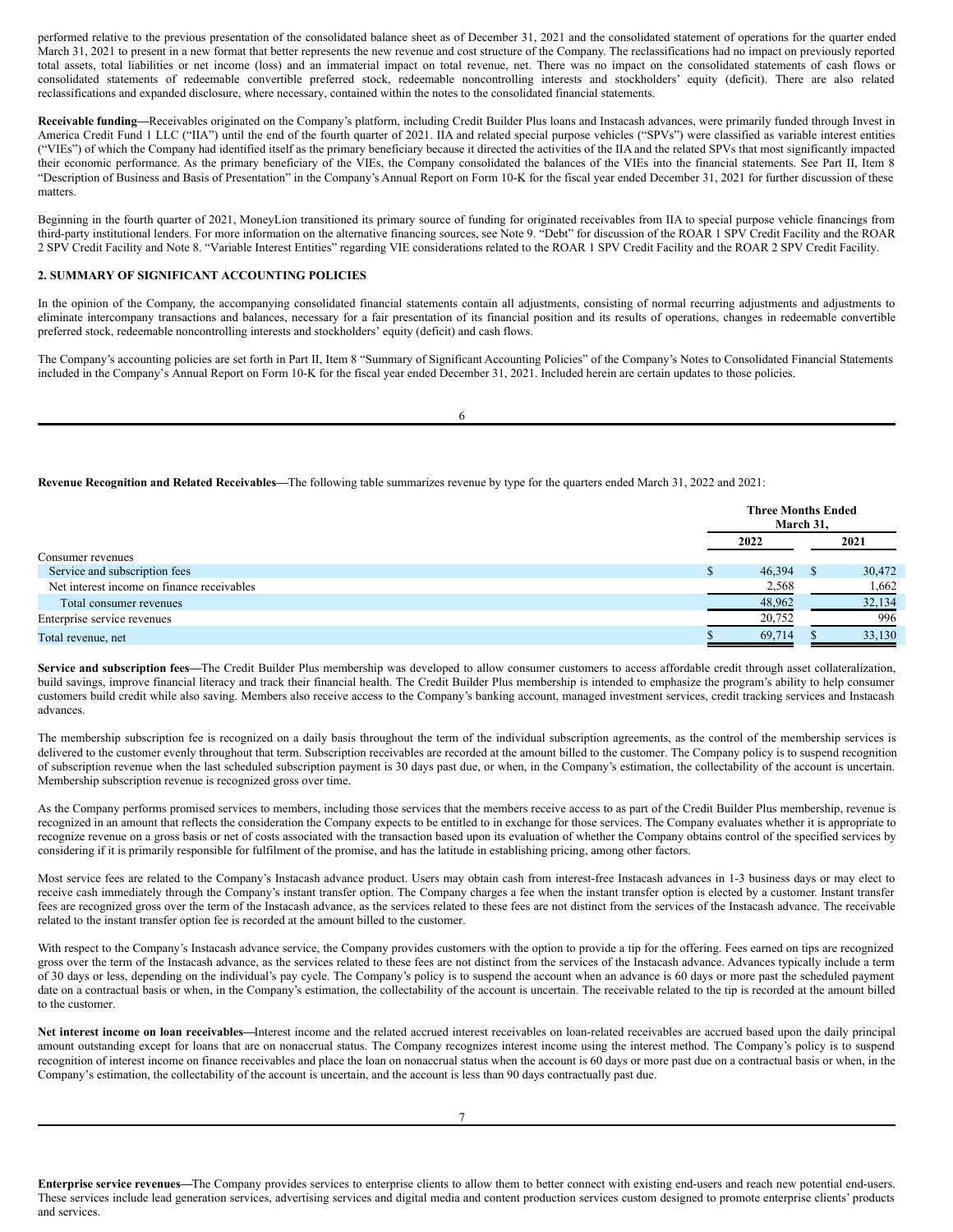performed relative to the previous presentation of the consolidated balance sheet as of December 31, 2021 and the consolidated statement of operations for the quarter ended March 31, 2021 to present in a new format that better represents the new revenue and cost structure of the Company. The reclassifications had no impact on previously reported total assets, total liabilities or net income (loss) and an immaterial impact on total revenue, net. There was no impact on the consolidated statements of cash flows or consolidated statements of redeemable convertible preferred stock, redeemable noncontrolling interests and stockholders' equity (deficit). There are also related reclassifications and expanded disclosure, where necessary, contained within the notes to the consolidated financial statements.

**Receivable funding—**Receivables originated on the Company's platform, including Credit Builder Plus loans and Instacash advances, were primarily funded through Invest in America Credit Fund 1 LLC ("IIA") until the end of the fourth quarter of 2021. IIA and related special purpose vehicles ("SPVs") were classified as variable interest entities ("VIEs") of which the Company had identified itself as the primary beneficiary because it directed the activities of the IIA and the related SPVs that most significantly impacted their economic performance. As the primary beneficiary of the VIEs, the Company consolidated the balances of the VIEs into the financial statements. See Part II, Item 8 "Description of Business and Basis of Presentation" in the Company's Annual Report on Form 10-K for the fiscal year ended December 31, 2021 for further discussion of these matters.

Beginning in the fourth quarter of 2021, MoneyLion transitioned its primary source of funding for originated receivables from IIA to special purpose vehicle financings from third-party institutional lenders. For more information on the alternative financing sources, see Note 9. "Debt" for discussion of the ROAR 1 SPV Credit Facility and the ROAR 2 SPV Credit Facility and Note 8. "Variable Interest Entities" regarding VIE considerations related to the ROAR 1 SPV Credit Facility and the ROAR 2 SPV Credit Facility.

## 2. SUMMARY OF SIGNIFICANT ACCOUNTING POLICIES

In the opinion of the Company, the accompanying consolidated financial statements contain all adjustments, consisting of normal recurring adjustments and adjustments to eliminate intercompany transactions and balances, necessary for a fair presentation of its financial position and its results of operations, changes in redeemable convertible preferred stock, redeemable noncontrolling interests and stockholders' equity (deficit) and cash flows.

The Company's accounting policies are set forth in Part II, Item 8 "Summary of Significant Accounting Policies" of the Company's Notes to Consolidated Financial Statements included in the Company's Annual Report on Form 10-K for the fiscal year ended December 31, 2021. Included herein are certain updates to those policies.

**Revenue Recognition and Related Receivables—**The following table summarizes revenue by type for the quarters ended March 31, 2022 and 2021:

| | Three Months Ended March 31, | |
|---|---|---|
| | 2022 | 2021 |
| Consumer revenues | | |
| Service and subscription fees | $ 46,394 | $ 30,472 |
| Net interest income on finance receivables | 2,568 | 1,662 |
| Total consumer revenues | 48,962 | 32,134 |
| Enterprise service revenues | 20,752 | 996 |
| Total revenue, net | $ 69,714 | $ 33,130 |

**Service and subscription fees—**The Credit Builder Plus membership was developed to allow consumer customers to access affordable credit through asset collateralization, build savings, improve financial literacy and track their financial health. The Credit Builder Plus membership is intended to emphasize the program's ability to help consumer customers build credit while also saving. Members also receive access to the Company's banking account, managed investment services, credit tracking services and Instacash advances.

The membership subscription fee is recognized on a daily basis throughout the term of the individual subscription agreements, as the control of the membership services is delivered to the customer evenly throughout that term. Subscription receivables are recorded at the amount billed to the customer. The Company policy is to suspend recognition of subscription revenue when the last scheduled subscription payment is 30 days past due, or when, in the Company's estimation, the collectability of the account is uncertain. Membership subscription revenue is recognized gross over time.

As the Company performs promised services to members, including those services that the members receive access to as part of the Credit Builder Plus membership, revenue is recognized in an amount that reflects the consideration the Company expects to be entitled to in exchange for those services. The Company evaluates whether it is appropriate to recognize revenue on a gross basis or net of costs associated with the transaction based upon its evaluation of whether the Company obtains control of the specified services by considering if it is primarily responsible for fulfilment of the promise, and has the latitude in establishing pricing, among other factors.

Most service fees are related to the Company's Instacash advance product. Users may obtain cash from interest-free Instacash advances in 1-3 business days or may elect to receive cash immediately through the Company's instant transfer option. The Company charges a fee when the instant transfer option is elected by a customer. Instant transfer fees are recognized gross over the term of the Instacash advance, as the services related to these fees are not distinct from the services of the Instacash advance. The receivable related to the instant transfer option fee is recorded at the amount billed to the customer.

With respect to the Company's Instacash advance service, the Company provides customers with the option to provide a tip for the offering. Fees earned on tips are recognized gross over the term of the Instacash advance, as the services related to these fees are not distinct from the services of the Instacash advance. Advances typically include a term of 30 days or less, depending on the individual's pay cycle. The Company's policy is to suspend the account when an advance is 60 days or more past the scheduled payment date on a contractual basis or when, in the Company's estimation, the collectability of the account is uncertain. The receivable related to the tip is recorded at the amount billed to the customer.

**Net interest income on loan receivables—**Interest income and the related accrued interest receivables on loan-related receivables are accrued based upon the daily principal amount outstanding except for loans that are on nonaccrual status. The Company recognizes interest income using the interest method. The Company's policy is to suspend recognition of interest income on finance receivables and place the loan on nonaccrual status when the account is 60 days or more past due on a contractual basis or when, in the Company's estimation, the collectability of the account is uncertain, and the account is less than 90 days contractually past due.

**Enterprise service revenues—**The Company provides services to enterprise clients to allow them to better connect with existing end-users and reach new potential end-users. These services include lead generation services, advertising services and digital media and content production services custom designed to promote enterprise clients' products and services.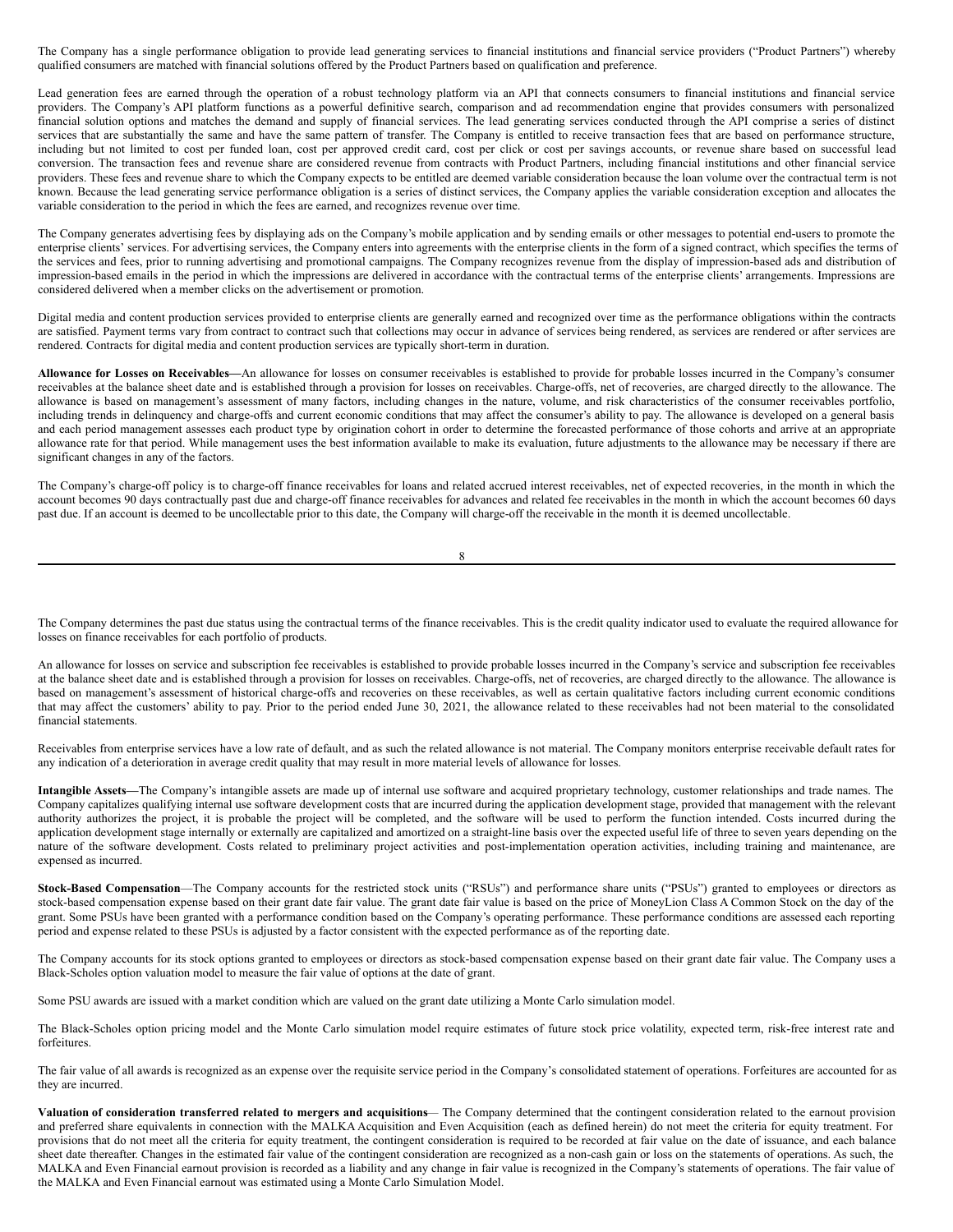The Company has a single performance obligation to provide lead generating services to financial institutions and financial service providers ("Product Partners") whereby qualified consumers are matched with financial solutions offered by the Product Partners based on qualification and preference.

Lead generation fees are earned through the operation of a robust technology platform via an API that connects consumers to financial institutions and financial service providers. The Company's API platform functions as a powerful definitive search, comparison and ad recommendation engine that provides consumers with personalized financial solution options and matches the demand and supply of financial services. The lead generating services conducted through the API comprise a series of distinct services that are substantially the same and have the same pattern of transfer. The Company is entitled to receive transaction fees that are based on performance structure, including but not limited to cost per funded loan, cost per approved credit card, cost per click or cost per savings accounts, or revenue share based on successful lead conversion. The transaction fees and revenue share are considered revenue from contracts with Product Partners, including financial institutions and other financial service providers. These fees and revenue share to which the Company expects to be entitled are deemed variable consideration because the loan volume over the contractual term is not known. Because the lead generating service performance obligation is a series of distinct services, the Company applies the variable consideration exception and allocates the variable consideration to the period in which the fees are earned, and recognizes revenue over time.

The Company generates advertising fees by displaying ads on the Company's mobile application and by sending emails or other messages to potential end-users to promote the enterprise clients' services. For advertising services, the Company enters into agreements with the enterprise clients in the form of a signed contract, which specifies the terms of the services and fees, prior to running advertising and promotional campaigns. The Company recognizes revenue from the display of impression-based ads and distribution of impression-based emails in the period in which the impressions are delivered in accordance with the contractual terms of the enterprise clients' arrangements. Impressions are considered delivered when a member clicks on the advertisement or promotion.

Digital media and content production services provided to enterprise clients are generally earned and recognized over time as the performance obligations within the contracts are satisfied. Payment terms vary from contract to contract such that collections may occur in advance of services being rendered, as services are rendered or after services are rendered. Contracts for digital media and content production services are typically short-term in duration.

**Allowance for Losses on Receivables—**An allowance for losses on consumer receivables is established to provide for probable losses incurred in the Company's consumer receivables at the balance sheet date and is established through a provision for losses on receivables. Charge-offs, net of recoveries, are charged directly to the allowance. The allowance is based on management's assessment of many factors, including changes in the nature, volume, and risk characteristics of the consumer receivables portfolio, including trends in delinquency and charge-offs and current economic conditions that may affect the consumer's ability to pay. The allowance is developed on a general basis and each period management assesses each product type by origination cohort in order to determine the forecasted performance of those cohorts and arrive at an appropriate allowance rate for that period. While management uses the best information available to make its evaluation, future adjustments to the allowance may be necessary if there are significant changes in any of the factors.

The Company's charge-off policy is to charge-off finance receivables for loans and related accrued interest receivables, net of expected recoveries, in the month in which the account becomes 90 days contractually past due and charge-off finance receivables for advances and related fee receivables in the month in which the account becomes 60 days past due. If an account is deemed to be uncollectable prior to this date, the Company will charge-off the receivable in the month it is deemed uncollectable.

The Company determines the past due status using the contractual terms of the finance receivables. This is the credit quality indicator used to evaluate the required allowance for losses on finance receivables for each portfolio of products.

An allowance for losses on service and subscription fee receivables is established to provide probable losses incurred in the Company's service and subscription fee receivables at the balance sheet date and is established through a provision for losses on receivables. Charge-offs, net of recoveries, are charged directly to the allowance. The allowance is based on management's assessment of historical charge-offs and recoveries on these receivables, as well as certain qualitative factors including current economic conditions that may affect the customers' ability to pay. Prior to the period ended June 30, 2021, the allowance related to these receivables had not been material to the consolidated financial statements.

Receivables from enterprise services have a low rate of default, and as such the related allowance is not material. The Company monitors enterprise receivable default rates for any indication of a deterioration in average credit quality that may result in more material levels of allowance for losses.

**Intangible Assets—**The Company's intangible assets are made up of internal use software and acquired proprietary technology, customer relationships and trade names. The Company capitalizes qualifying internal use software development costs that are incurred during the application development stage, provided that management with the relevant authority authorizes the project, it is probable the project will be completed, and the software will be used to perform the function intended. Costs incurred during the application development stage internally or externally are capitalized and amortized on a straight-line basis over the expected useful life of three to seven years depending on the nature of the software development. Costs related to preliminary project activities and post-implementation operation activities, including training and maintenance, are expensed as incurred.

**Stock-Based Compensation**—The Company accounts for the restricted stock units ("RSUs") and performance share units ("PSUs") granted to employees or directors as stock-based compensation expense based on their grant date fair value. The grant date fair value is based on the price of MoneyLion Class A Common Stock on the day of the grant. Some PSUs have been granted with a performance condition based on the Company's operating performance. These performance conditions are assessed each reporting period and expense related to these PSUs is adjusted by a factor consistent with the expected performance as of the reporting date.

The Company accounts for its stock options granted to employees or directors as stock-based compensation expense based on their grant date fair value. The Company uses a Black-Scholes option valuation model to measure the fair value of options at the date of grant.

Some PSU awards are issued with a market condition which are valued on the grant date utilizing a Monte Carlo simulation model.

The Black-Scholes option pricing model and the Monte Carlo simulation model require estimates of future stock price volatility, expected term, risk-free interest rate and forfeitures.

The fair value of all awards is recognized as an expense over the requisite service period in the Company's consolidated statement of operations. Forfeitures are accounted for as they are incurred.

**Valuation of consideration transferred related to mergers and acquisitions**— The Company determined that the contingent consideration related to the earnout provision and preferred share equivalents in connection with the MALKA Acquisition and Even Acquisition (each as defined herein) do not meet the criteria for equity treatment. For provisions that do not meet all the criteria for equity treatment, the contingent consideration is required to be recorded at fair value on the date of issuance, and each balance sheet date thereafter. Changes in the estimated fair value of the contingent consideration are recognized as a non-cash gain or loss on the statements of operations. As such, the MALKA and Even Financial earnout provision is recorded as a liability and any change in fair value is recognized in the Company's statements of operations. The fair value of the MALKA and Even Financial earnout was estimated using a Monte Carlo Simulation Model.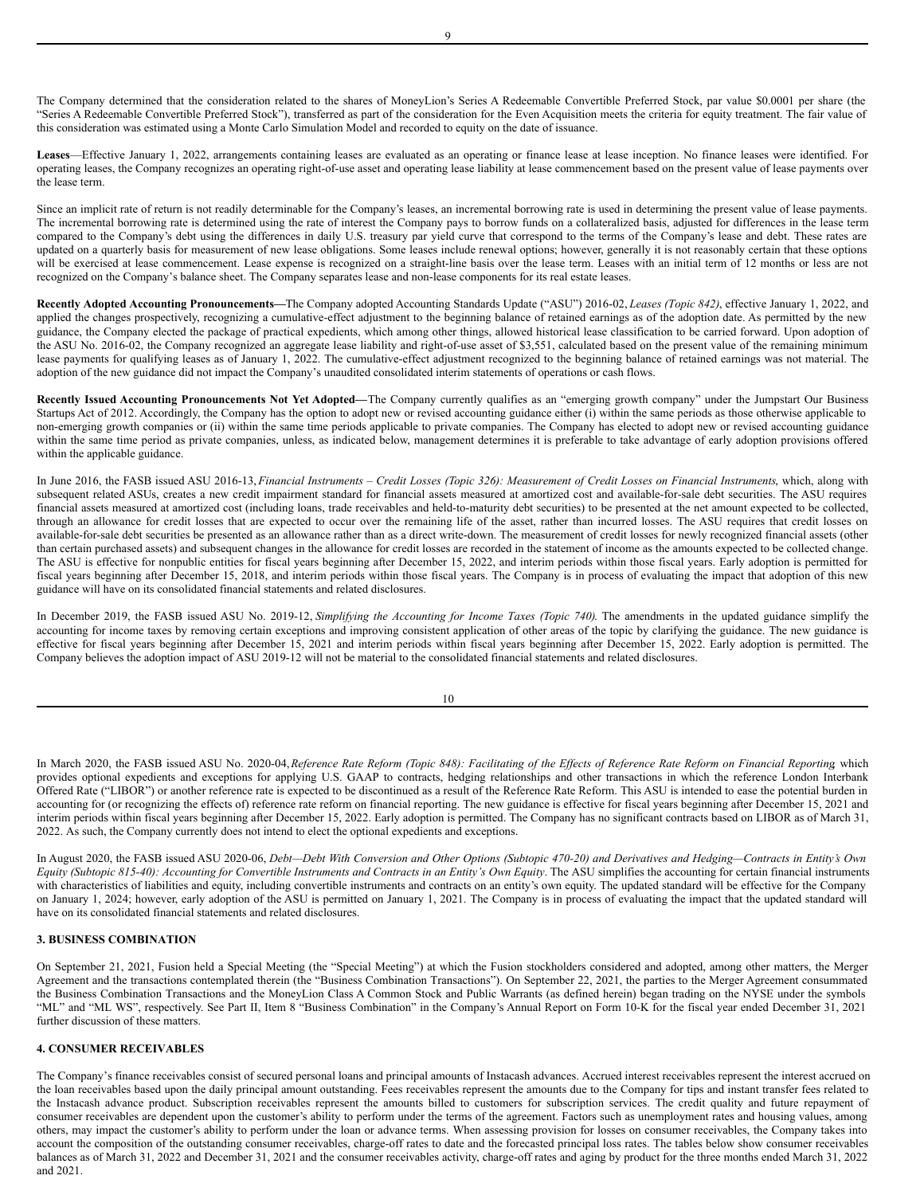The Company determined that the consideration related to the shares of MoneyLion's Series A Redeemable Convertible Preferred Stock, par value $0.0001 per share (the "Series A Redeemable Convertible Preferred Stock"), transferred as part of the consideration for the Even Acquisition meets the criteria for equity treatment. The fair value of this consideration was estimated using a Monte Carlo Simulation Model and recorded to equity on the date of issuance.

**Leases**—Effective January 1, 2022, arrangements containing leases are evaluated as an operating or finance lease at lease inception. No finance leases were identified. For operating leases, the Company recognizes an operating right-of-use asset and operating lease liability at lease commencement based on the present value of lease payments over the lease term.

Since an implicit rate of return is not readily determinable for the Company's leases, an incremental borrowing rate is used in determining the present value of lease payments. The incremental borrowing rate is determined using the rate of interest the Company pays to borrow funds on a collateralized basis, adjusted for differences in the lease term compared to the Company's debt using the differences in daily U.S. treasury par yield curve that correspond to the terms of the Company's lease and debt. These rates are updated on a quarterly basis for measurement of new lease obligations. Some leases include renewal options; however, generally it is not reasonably certain that these options will be exercised at lease commencement. Lease expense is recognized on a straight-line basis over the lease term. Leases with an initial term of 12 months or less are not recognized on the Company's balance sheet. The Company separates lease and non-lease components for its real estate leases.

**Recently Adopted Accounting Pronouncements—**The Company adopted Accounting Standards Update ("ASU") 2016-02, *Leases (Topic 842)*, effective January 1, 2022, and applied the changes prospectively, recognizing a cumulative-effect adjustment to the beginning balance of retained earnings as of the adoption date. As permitted by the new guidance, the Company elected the package of practical expedients, which among other things, allowed historical lease classification to be carried forward. Upon adoption of the ASU No. 2016-02, the Company recognized an aggregate lease liability and right-of-use asset of $3,551, calculated based on the present value of the remaining minimum lease payments for qualifying leases as of January 1, 2022. The cumulative-effect adjustment recognized to the beginning balance of retained earnings was not material. The adoption of the new guidance did not impact the Company's unaudited consolidated interim statements of operations or cash flows.

**Recently Issued Accounting Pronouncements Not Yet Adopted—**The Company currently qualifies as an "emerging growth company" under the Jumpstart Our Business Startups Act of 2012. Accordingly, the Company has the option to adopt new or revised accounting guidance either (i) within the same periods as those otherwise applicable to non-emerging growth companies or (ii) within the same time periods applicable to private companies. The Company has elected to adopt new or revised accounting guidance within the same time period as private companies, unless, as indicated below, management determines it is preferable to take advantage of early adoption provisions offered within the applicable guidance.

In June 2016, the FASB issued ASU 2016-13, *Financial Instruments – Credit Losses (Topic 326): Measurement of Credit Losses on Financial Instruments*, which, along with subsequent related ASUs, creates a new credit impairment standard for financial assets measured at amortized cost and available-for-sale debt securities. The ASU requires financial assets measured at amortized cost (including loans, trade receivables and held-to-maturity debt securities) to be presented at the net amount expected to be collected, through an allowance for credit losses that are expected to occur over the remaining life of the asset, rather than incurred losses. The ASU requires that credit losses on available-for-sale debt securities be presented as an allowance rather than as a direct write-down. The measurement of credit losses for newly recognized financial assets (other than certain purchased assets) and subsequent changes in the allowance for credit losses are recorded in the statement of income as the amounts expected to be collected change. The ASU is effective for nonpublic entities for fiscal years beginning after December 15, 2022, and interim periods within those fiscal years. Early adoption is permitted for fiscal years beginning after December 15, 2018, and interim periods within those fiscal years. The Company is in process of evaluating the impact that adoption of this new guidance will have on its consolidated financial statements and related disclosures.

In December 2019, the FASB issued ASU No. 2019-12, *Simplifying the Accounting for Income Taxes (Topic 740).* The amendments in the updated guidance simplify the accounting for income taxes by removing certain exceptions and improving consistent application of other areas of the topic by clarifying the guidance. The new guidance is effective for fiscal years beginning after December 15, 2021 and interim periods within fiscal years beginning after December 15, 2022. Early adoption is permitted. The Company believes the adoption impact of ASU 2019-12 will not be material to the consolidated financial statements and related disclosures.

In March 2020, the FASB issued ASU No. 2020-04, *Reference Rate Reform (Topic 848): Facilitating of the Effects of Reference Rate Reform on Financial Reporting* which provides optional expedients and exceptions for applying U.S. GAAP to contracts, hedging relationships and other transactions in which the reference London Interbank Offered Rate ("LIBOR") or another reference rate is expected to be discontinued as a result of the Reference Rate Reform. This ASU is intended to ease the potential burden in accounting for (or recognizing the effects of) reference rate reform on financial reporting. The new guidance is effective for fiscal years beginning after December 15, 2021 and interim periods within fiscal years beginning after December 15, 2022. Early adoption is permitted. The Company has no significant contracts based on LIBOR as of March 31, 2022. As such, the Company currently does not intend to elect the optional expedients and exceptions.

In August 2020, the FASB issued ASU 2020-06, *Debt—Debt With Conversion and Other Options (Subtopic 470-20) and Derivatives and Hedging—Contracts in Entity's Own Equity (Subtopic 815-40): Accounting for Convertible Instruments and Contracts in an Entity's Own Equity*. The ASU simplifies the accounting for certain financial instruments with characteristics of liabilities and equity, including convertible instruments and contracts on an entity's own equity. The updated standard will be effective for the Company on January 1, 2024; however, early adoption of the ASU is permitted on January 1, 2021. The Company is in process of evaluating the impact that the updated standard will have on its consolidated financial statements and related disclosures.

## 3. BUSINESS COMBINATION

On September 21, 2021, Fusion held a Special Meeting (the "Special Meeting") at which the Fusion stockholders considered and adopted, among other matters, the Merger Agreement and the transactions contemplated therein (the "Business Combination Transactions"). On September 22, 2021, the parties to the Merger Agreement consummated the Business Combination Transactions and the MoneyLion Class A Common Stock and Public Warrants (as defined herein) began trading on the NYSE under the symbols "ML" and "ML WS", respectively. See Part II, Item 8 "Business Combination" in the Company's Annual Report on Form 10-K for the fiscal year ended December 31, 2021 further discussion of these matters.

## 4. CONSUMER RECEIVABLES

The Company's finance receivables consist of secured personal loans and principal amounts of Instacash advances. Accrued interest receivables represent the interest accrued on the loan receivables based upon the daily principal amount outstanding. Fees receivables represent the amounts due to the Company for tips and instant transfer fees related to the Instacash advance product. Subscription receivables represent the amounts billed to customers for subscription services. The credit quality and future repayment of consumer receivables are dependent upon the customer's ability to perform under the terms of the agreement. Factors such as unemployment rates and housing values, among others, may impact the customer's ability to perform under the loan or advance terms. When assessing provision for losses on consumer receivables, the Company takes into account the composition of the outstanding consumer receivables, charge-off rates to date and the forecasted principal loss rates. The tables below show consumer receivables balances as of March 31, 2022 and December 31, 2021 and the consumer receivables activity, charge-off rates and aging by product for the three months ended March 31, 2022 and 2021.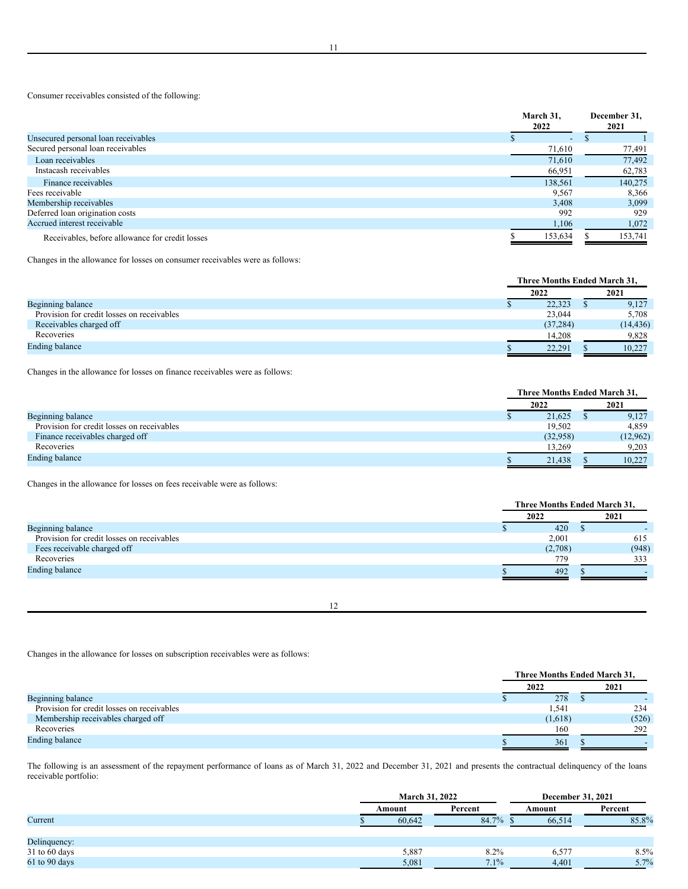Consumer receivables consisted of the following:

| | March 31, 2022 | December 31, 2021 |
|---|---|---|
| Unsecured personal loan receivables | $ - | $ 1 |
| Secured personal loan receivables | 71,610 | 77,491 |
| Loan receivables | 71,610 | 77,492 |
| Instacash receivables | 66,951 | 62,783 |
| Finance receivables | 138,561 | 140,275 |
| Fees receivable | 9,567 | 8,366 |
| Membership receivables | 3,408 | 3,099 |
| Deferred loan origination costs | 992 | 929 |
| Accrued interest receivable | 1,106 | 1,072 |
| Receivables, before allowance for credit losses | $ 153,634 | $ 153,741 |

Changes in the allowance for losses on consumer receivables were as follows:

| | Three Months Ended March 31, | |
|---|---|---|
| | 2022 | 2021 |
| Beginning balance | $ 22,323 | $ 9,127 |
| Provision for credit losses on receivables | 23,044 | 5,708 |
| Receivables charged off | (37,284) | (14,436) |
| Recoveries | 14,208 | 9,828 |
| Ending balance | $ 22,291 | $ 10,227 |

Changes in the allowance for losses on finance receivables were as follows:

| | Three Months Ended March 31, | |
|---|---|---|
| | 2022 | 2021 |
| Beginning balance | $ 21,625 | $ 9,127 |
| Provision for credit losses on receivables | 19,502 | 4,859 |
| Finance receivables charged off | (32,958) | (12,962) |
| Recoveries | 13,269 | 9,203 |
| Ending balance | $ 21,438 | $ 10,227 |

Changes in the allowance for losses on fees receivable were as follows:

| | Three Months Ended March 31, | |
|---|---|---|
| | 2022 | 2021 |
| Beginning balance | $ 420 | $ - |
| Provision for credit losses on receivables | 2,001 | 615 |
| Fees receivable charged off | (2,708) | (948) |
| Recoveries | 779 | 333 |
| Ending balance | $ 492 | $ - |

Changes in the allowance for losses on subscription receivables were as follows:

| | Three Months Ended March 31, | |
|---|---|---|
| | 2022 | 2021 |
| Beginning balance | $ 278 | $ - |
| Provision for credit losses on receivables | 1,541 | 234 |
| Membership receivables charged off | (1,618) | (526) |
| Recoveries | 160 | 292 |
| Ending balance | $ 361 | $ - |

The following is an assessment of the repayment performance of loans as of March 31, 2022 and December 31, 2021 and presents the contractual delinquency of the loans receivable portfolio:

| | March 31, 2022 | | December 31, 2021 | |
|---|---|---|---|---|
| | Amount | Percent | Amount | Percent |
| Current | $ 60,642 | 84.7% | $ 66,514 | 85.8% |
| | | | | |
| Delinquency: | | | | |
| 31 to 60 days | 5,887 | 8.2% | 6,577 | 8.5% |
| 61 to 90 days | 5,081 | 7.1% | 4,401 | 5.7% |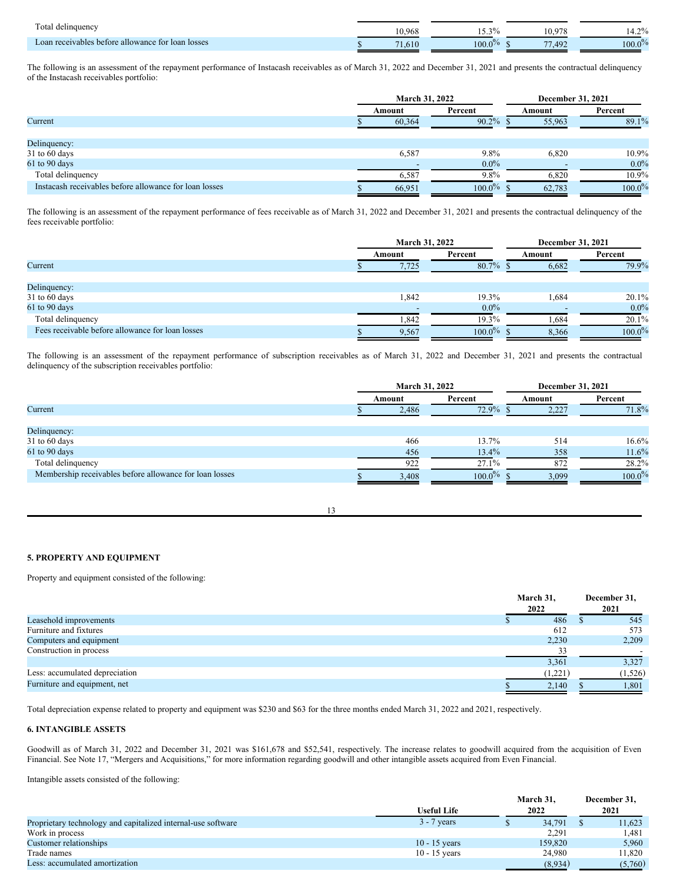| | | | | |
|---|---|---|---|---|
| Total delinquency | 10,968 | 15.3% | 10,978 | 14.2% |
| Loan receivables before allowance for loan losses | $ 71,610 | 100.0% | $ 77,492 | 100.0% |

The following is an assessment of the repayment performance of Instacash receivables as of March 31, 2022 and December 31, 2021 and presents the contractual delinquency of the Instacash receivables portfolio:

| | March 31, 2022 | | December 31, 2021 | |
|---|---|---|---|---|
| | Amount | Percent | Amount | Percent |
| Current | $ 60,364 | 90.2% | $ 55,963 | 89.1% |
| Delinquency: | | | | |
| 31 to 60 days | 6,587 | 9.8% | 6,820 | 10.9% |
| 61 to 90 days | - | 0.0% | - | 0.0% |
| Total delinquency | 6,587 | 9.8% | 6,820 | 10.9% |
| Instacash receivables before allowance for loan losses | $ 66,951 | 100.0% | $ 62,783 | 100.0% |

The following is an assessment of the repayment performance of fees receivable as of March 31, 2022 and December 31, 2021 and presents the contractual delinquency of the fees receivable portfolio:

| | March 31, 2022 | | December 31, 2021 | |
|---|---|---|---|---|
| | Amount | Percent | Amount | Percent |
| Current | $ 7,725 | 80.7% | $ 6,682 | 79.9% |
| Delinquency: | | | | |
| 31 to 60 days | 1,842 | 19.3% | 1,684 | 20.1% |
| 61 to 90 days | - | 0.0% | - | 0.0% |
| Total delinquency | 1,842 | 19.3% | 1,684 | 20.1% |
| Fees receivable before allowance for loan losses | $ 9,567 | 100.0% | $ 8,366 | 100.0% |

The following is an assessment of the repayment performance of subscription receivables as of March 31, 2022 and December 31, 2021 and presents the contractual delinquency of the subscription receivables portfolio:

| | March 31, 2022 | | December 31, 2021 | |
|---|---|---|---|---|
| | Amount | Percent | Amount | Percent |
| Current | $ 2,486 | 72.9% | $ 2,227 | 71.8% |
| Delinquency: | | | | |
| 31 to 60 days | 466 | 13.7% | 514 | 16.6% |
| 61 to 90 days | 456 | 13.4% | 358 | 11.6% |
| Total delinquency | 922 | 27.1% | 872 | 28.2% |
| Membership receivables before allowance for loan losses | $ 3,408 | 100.0% | $ 3,099 | 100.0% |

**5. PROPERTY AND EQUIPMENT**

Property and equipment consisted of the following:

| | March 31, 2022 | December 31, 2021 |
|---|---|---|
| Leasehold improvements | $ 486 | $ 545 |
| Furniture and fixtures | 612 | 573 |
| Computers and equipment | 2,230 | 2,209 |
| Construction in process | 33 | - |
| | 3,361 | 3,327 |
| Less: accumulated depreciation | (1,221) | (1,526) |
| Furniture and equipment, net | $ 2,140 | $ 1,801 |

Total depreciation expense related to property and equipment was $230 and $63 for the three months ended March 31, 2022 and 2021, respectively.

**6. INTANGIBLE ASSETS**

Goodwill as of March 31, 2022 and December 31, 2021 was $161,678 and $52,541, respectively. The increase relates to goodwill acquired from the acquisition of Even Financial. See Note 17, "Mergers and Acquisitions," for more information regarding goodwill and other intangible assets acquired from Even Financial.

Intangible assets consisted of the following:

| | Useful Life | March 31, 2022 | December 31, 2021 |
|---|---|---|---|
| Proprietary technology and capitalized internal-use software | 3 - 7 years | $ 34,791 | $ 11,623 |
| Work in process | | 2,291 | 1,481 |
| Customer relationships | 10 - 15 years | 159,820 | 5,960 |
| Trade names | 10 - 15 years | 24,980 | 11,820 |
| Less: accumulated amortization | | (8,934) | (5,760) |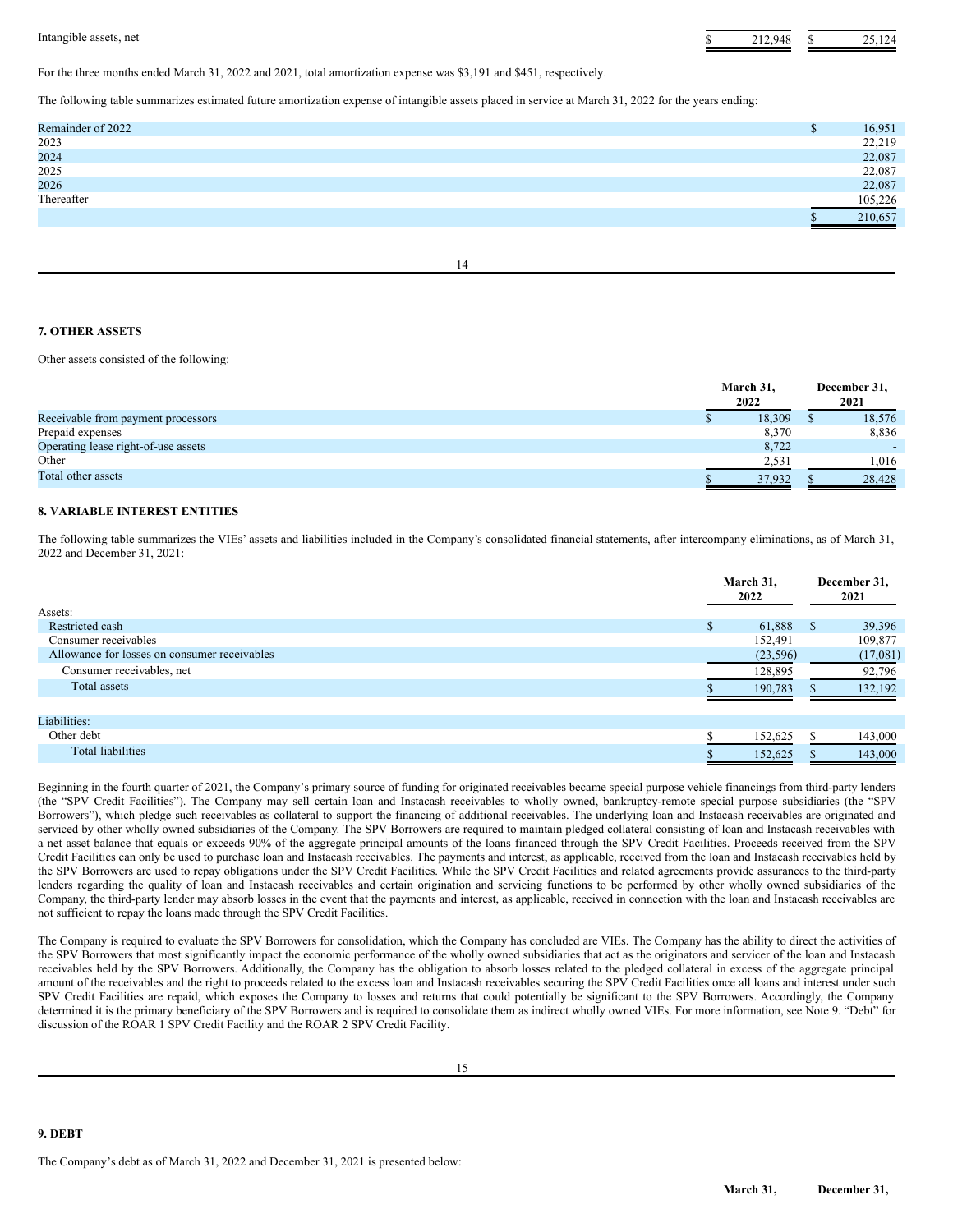| | | |
|---|---|---|
| Intangible assets, net | $ 212,948 | $ 25,124 |

For the three months ended March 31, 2022 and 2021, total amortization expense was $3,191 and $451, respectively.

The following table summarizes estimated future amortization expense of intangible assets placed in service at March 31, 2022 for the years ending:

| | |
|---|---|
| Remainder of 2022 | $ 16,951 |
| 2023 | 22,219 |
| 2024 | 22,087 |
| 2025 | 22,087 |
| 2026 | 22,087 |
| Thereafter | 105,226 |
| | $ 210,657 |

## 7. OTHER ASSETS

Other assets consisted of the following:

| | March 31, 2022 | December 31, 2021 |
|---|---|---|
| Receivable from payment processors | $ 18,309 | $ 18,576 |
| Prepaid expenses | 8,370 | 8,836 |
| Operating lease right-of-use assets | 8,722 | - |
| Other | 2,531 | 1,016 |
| Total other assets | $ 37,932 | $ 28,428 |

## 8. VARIABLE INTEREST ENTITIES

The following table summarizes the VIEs' assets and liabilities included in the Company's consolidated financial statements, after intercompany eliminations, as of March 31, 2022 and December 31, 2021:

| | March 31, 2022 | December 31, 2021 |
|---|---|---|
| Assets: | | |
| Restricted cash | $ 61,888 | $ 39,396 |
| Consumer receivables | 152,491 | 109,877 |
| Allowance for losses on consumer receivables | (23,596) | (17,081) |
| Consumer receivables, net | 128,895 | 92,796 |
| Total assets | $ 190,783 | $ 132,192 |
| | | |
| Liabilities: | | |
| Other debt | $ 152,625 | $ 143,000 |
| Total liabilities | $ 152,625 | $ 143,000 |

Beginning in the fourth quarter of 2021, the Company's primary source of funding for originated receivables became special purpose vehicle financings from third-party lenders (the "SPV Credit Facilities"). The Company may sell certain loan and Instacash receivables to wholly owned, bankruptcy-remote special purpose subsidiaries (the "SPV Borrowers"), which pledge such receivables as collateral to support the financing of additional receivables. The underlying loan and Instacash receivables are originated and serviced by other wholly owned subsidiaries of the Company. The SPV Borrowers are required to maintain pledged collateral consisting of loan and Instacash receivables with a net asset balance that equals or exceeds 90% of the aggregate principal amounts of the loans financed through the SPV Credit Facilities. Proceeds received from the SPV Credit Facilities can only be used to purchase loan and Instacash receivables. The payments and interest, as applicable, received from the loan and Instacash receivables held by the SPV Borrowers are used to repay obligations under the SPV Credit Facilities. While the SPV Credit Facilities and related agreements provide assurances to the third-party lenders regarding the quality of loan and Instacash receivables and certain origination and servicing functions to be performed by other wholly owned subsidiaries of the Company, the third-party lender may absorb losses in the event that the payments and interest, as applicable, received in connection with the loan and Instacash receivables are not sufficient to repay the loans made through the SPV Credit Facilities.

The Company is required to evaluate the SPV Borrowers for consolidation, which the Company has concluded are VIEs. The Company has the ability to direct the activities of the SPV Borrowers that most significantly impact the economic performance of the wholly owned subsidiaries that act as the originators and servicer of the loan and Instacash receivables held by the SPV Borrowers. Additionally, the Company has the obligation to absorb losses related to the pledged collateral in excess of the aggregate principal amount of the receivables and the right to proceeds related to the excess loan and Instacash receivables securing the SPV Credit Facilities once all loans and interest under such SPV Credit Facilities are repaid, which exposes the Company to losses and returns that could potentially be significant to the SPV Borrowers. Accordingly, the Company determined it is the primary beneficiary of the SPV Borrowers and is required to consolidate them as indirect wholly owned VIEs. For more information, see Note 9. "Debt" for discussion of the ROAR 1 SPV Credit Facility and the ROAR 2 SPV Credit Facility.

## 9. DEBT

The Company's debt as of March 31, 2022 and December 31, 2021 is presented below:

| | March 31, | December 31, |
|---|---|---|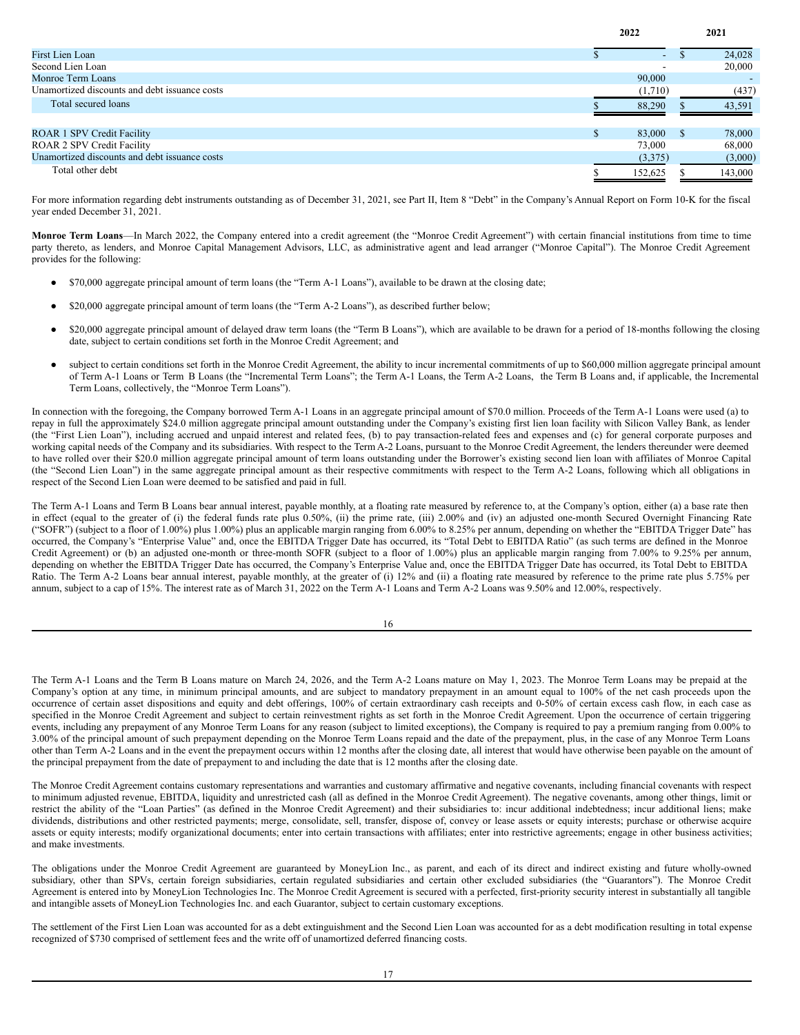| | 2022 | 2021 |
|---|---|---|
| First Lien Loan | $ - | $ 24,028 |
| Second Lien Loan | - | 20,000 |
| Monroe Term Loans | 90,000 | - |
| Unamortized discounts and debt issuance costs | (1,710) | (437) |
| Total secured loans | $ 88,290 | $ 43,591 |
| | | |
| ROAR 1 SPV Credit Facility | $ 83,000 | $ 78,000 |
| ROAR 2 SPV Credit Facility | 73,000 | 68,000 |
| Unamortized discounts and debt issuance costs | (3,375) | (3,000) |
| Total other debt | $ 152,625 | $ 143,000 |

For more information regarding debt instruments outstanding as of December 31, 2021, see Part II, Item 8 "Debt" in the Company's Annual Report on Form 10-K for the fiscal year ended December 31, 2021.

**Monroe Term Loans**—In March 2022, the Company entered into a credit agreement (the "Monroe Credit Agreement") with certain financial institutions from time to time party thereto, as lenders, and Monroe Capital Management Advisors, LLC, as administrative agent and lead arranger ("Monroe Capital"). The Monroe Credit Agreement provides for the following:

- $70,000 aggregate principal amount of term loans (the "Term A-1 Loans"), available to be drawn at the closing date;
- $20,000 aggregate principal amount of term loans (the "Term A-2 Loans"), as described further below;
- $20,000 aggregate principal amount of delayed draw term loans (the "Term B Loans"), which are available to be drawn for a period of 18-months following the closing date, subject to certain conditions set forth in the Monroe Credit Agreement; and
- subject to certain conditions set forth in the Monroe Credit Agreement, the ability to incur incremental commitments of up to $60,000 million aggregate principal amount of Term A-1 Loans or Term B Loans (the "Incremental Term Loans"; the Term A-1 Loans, the Term A-2 Loans, the Term B Loans and, if applicable, the Incremental Term Loans, collectively, the "Monroe Term Loans").

In connection with the foregoing, the Company borrowed Term A-1 Loans in an aggregate principal amount of $70.0 million. Proceeds of the Term A-1 Loans were used (a) to repay in full the approximately $24.0 million aggregate principal amount outstanding under the Company's existing first lien loan facility with Silicon Valley Bank, as lender (the "First Lien Loan"), including accrued and unpaid interest and related fees, (b) to pay transaction-related fees and expenses and (c) for general corporate purposes and working capital needs of the Company and its subsidiaries. With respect to the Term A-2 Loans, pursuant to the Monroe Credit Agreement, the lenders thereunder were deemed to have rolled over their $20.0 million aggregate principal amount of term loans outstanding under the Borrower's existing second lien loan with affiliates of Monroe Capital (the "Second Lien Loan") in the same aggregate principal amount as their respective commitments with respect to the Term A-2 Loans, following which all obligations in respect of the Second Lien Loan were deemed to be satisfied and paid in full.

The Term A-1 Loans and Term B Loans bear annual interest, payable monthly, at a floating rate measured by reference to, at the Company's option, either (a) a base rate then in effect (equal to the greater of (i) the federal funds rate plus 0.50%, (ii) the prime rate, (iii) 2.00% and (iv) an adjusted one-month Secured Overnight Financing Rate ("SOFR") (subject to a floor of 1.00%) plus 1.00%) plus an applicable margin ranging from 6.00% to 8.25% per annum, depending on whether the "EBITDA Trigger Date" has occurred, the Company's "Enterprise Value" and, once the EBITDA Trigger Date has occurred, its "Total Debt to EBITDA Ratio" (as such terms are defined in the Monroe Credit Agreement) or (b) an adjusted one-month or three-month SOFR (subject to a floor of 1.00%) plus an applicable margin ranging from 7.00% to 9.25% per annum, depending on whether the EBITDA Trigger Date has occurred, the Company's Enterprise Value and, once the EBITDA Trigger Date has occurred, its Total Debt to EBITDA Ratio. The Term A-2 Loans bear annual interest, payable monthly, at the greater of (i) 12% and (ii) a floating rate measured by reference to the prime rate plus 5.75% per annum, subject to a cap of 15%. The interest rate as of March 31, 2022 on the Term A-1 Loans and Term A-2 Loans was 9.50% and 12.00%, respectively.

The Term A-1 Loans and the Term B Loans mature on March 24, 2026, and the Term A-2 Loans mature on May 1, 2023. The Monroe Term Loans may be prepaid at the Company's option at any time, in minimum principal amounts, and are subject to mandatory prepayment in an amount equal to 100% of the net cash proceeds upon the occurrence of certain asset dispositions and equity and debt offerings, 100% of certain extraordinary cash receipts and 0-50% of certain excess cash flow, in each case as specified in the Monroe Credit Agreement and subject to certain reinvestment rights as set forth in the Monroe Credit Agreement. Upon the occurrence of certain triggering events, including any prepayment of any Monroe Term Loans for any reason (subject to limited exceptions), the Company is required to pay a premium ranging from 0.00% to 3.00% of the principal amount of such prepayment depending on the Monroe Term Loans repaid and the date of the prepayment, plus, in the case of any Monroe Term Loans other than Term A-2 Loans and in the event the prepayment occurs within 12 months after the closing date, all interest that would have otherwise been payable on the amount of the principal prepayment from the date of prepayment to and including the date that is 12 months after the closing date.

The Monroe Credit Agreement contains customary representations and warranties and customary affirmative and negative covenants, including financial covenants with respect to minimum adjusted revenue, EBITDA, liquidity and unrestricted cash (all as defined in the Monroe Credit Agreement). The negative covenants, among other things, limit or restrict the ability of the "Loan Parties" (as defined in the Monroe Credit Agreement) and their subsidiaries to: incur additional indebtedness; incur additional liens; make dividends, distributions and other restricted payments; merge, consolidate, sell, transfer, dispose of, convey or lease assets or equity interests; purchase or otherwise acquire assets or equity interests; modify organizational documents; enter into certain transactions with affiliates; enter into restrictive agreements; engage in other business activities; and make investments.

The obligations under the Monroe Credit Agreement are guaranteed by MoneyLion Inc., as parent, and each of its direct and indirect existing and future wholly-owned subsidiary, other than SPVs, certain foreign subsidiaries, certain regulated subsidiaries and certain other excluded subsidiaries (the "Guarantors"). The Monroe Credit Agreement is entered into by MoneyLion Technologies Inc. The Monroe Credit Agreement is secured with a perfected, first-priority security interest in substantially all tangible and intangible assets of MoneyLion Technologies Inc. and each Guarantor, subject to certain customary exceptions.

The settlement of the First Lien Loan was accounted for as a debt extinguishment and the Second Lien Loan was accounted for as a debt modification resulting in total expense recognized of $730 comprised of settlement fees and the write off of unamortized deferred financing costs.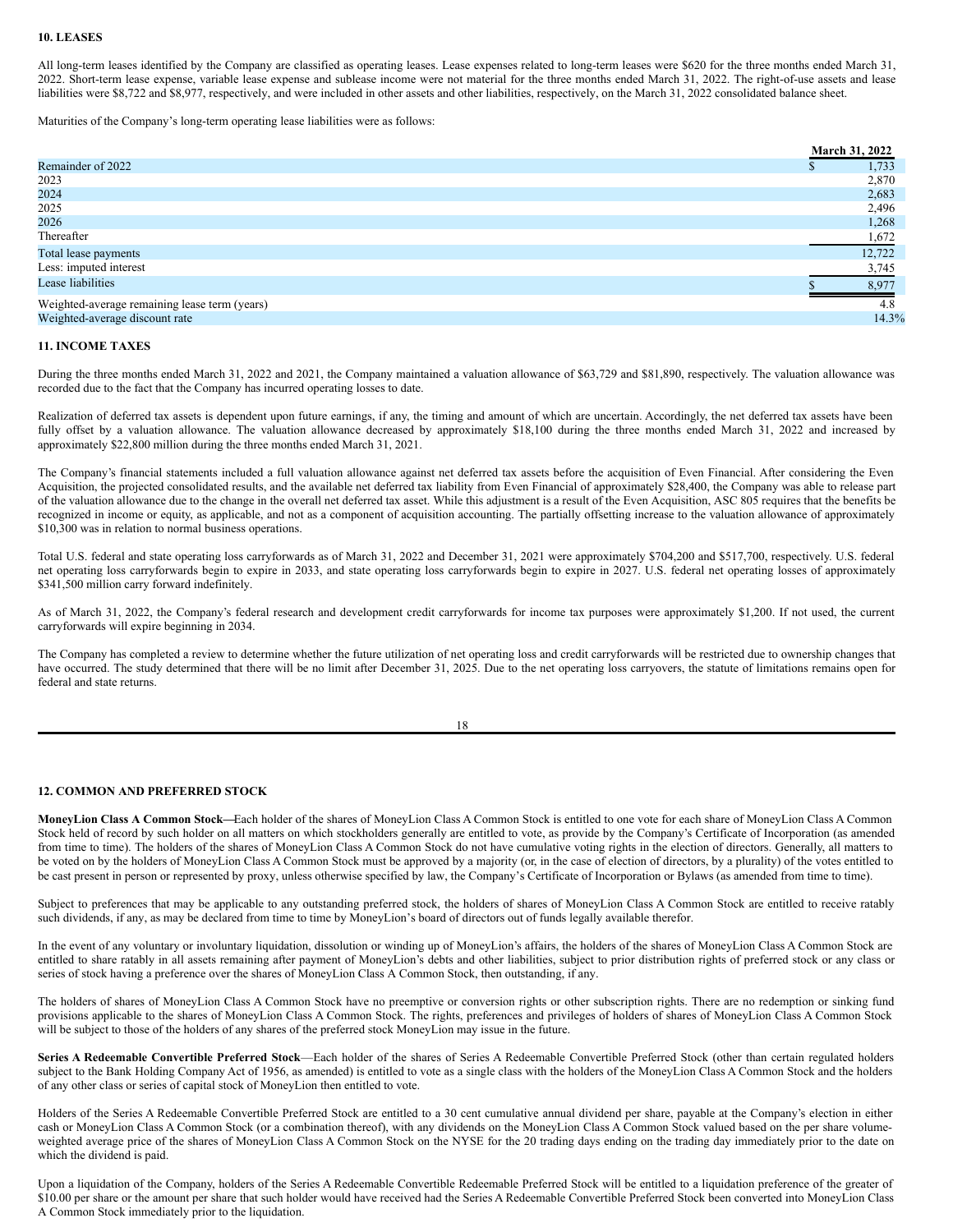**10. LEASES**

All long-term leases identified by the Company are classified as operating leases. Lease expenses related to long-term leases were $620 for the three months ended March 31, 2022. Short-term lease expense, variable lease expense and sublease income were not material for the three months ended March 31, 2022. The right-of-use assets and lease liabilities were $8,722 and $8,977, respectively, and were included in other assets and other liabilities, respectively, on the March 31, 2022 consolidated balance sheet.

Maturities of the Company's long-term operating lease liabilities were as follows:

| | March 31, 2022 |
|---|---|
| Remainder of 2022 | $ 1,733 |
| 2023 | 2,870 |
| 2024 | 2,683 |
| 2025 | 2,496 |
| 2026 | 1,268 |
| Thereafter | 1,672 |
| Total lease payments | 12,722 |
| Less: imputed interest | 3,745 |
| Lease liabilities | $ 8,977 |
| Weighted-average remaining lease term (years) | 4.8 |
| Weighted-average discount rate | 14.3% |

**11. INCOME TAXES**

During the three months ended March 31, 2022 and 2021, the Company maintained a valuation allowance of $63,729 and $81,890, respectively. The valuation allowance was recorded due to the fact that the Company has incurred operating losses to date.

Realization of deferred tax assets is dependent upon future earnings, if any, the timing and amount of which are uncertain. Accordingly, the net deferred tax assets have been fully offset by a valuation allowance. The valuation allowance decreased by approximately $18,100 during the three months ended March 31, 2022 and increased by approximately $22,800 million during the three months ended March 31, 2021.

The Company's financial statements included a full valuation allowance against net deferred tax assets before the acquisition of Even Financial. After considering the Even Acquisition, the projected consolidated results, and the available net deferred tax liability from Even Financial of approximately $28,400, the Company was able to release part of the valuation allowance due to the change in the overall net deferred tax asset. While this adjustment is a result of the Even Acquisition, ASC 805 requires that the benefits be recognized in income or equity, as applicable, and not as a component of acquisition accounting. The partially offsetting increase to the valuation allowance of approximately $10,300 was in relation to normal business operations.

Total U.S. federal and state operating loss carryforwards as of March 31, 2022 and December 31, 2021 were approximately $704,200 and $517,700, respectively. U.S. federal net operating loss carryforwards begin to expire in 2033, and state operating loss carryforwards begin to expire in 2027. U.S. federal net operating losses of approximately $341,500 million carry forward indefinitely.

As of March 31, 2022, the Company's federal research and development credit carryforwards for income tax purposes were approximately $1,200. If not used, the current carryforwards will expire beginning in 2034.

The Company has completed a review to determine whether the future utilization of net operating loss and credit carryforwards will be restricted due to ownership changes that have occurred. The study determined that there will be no limit after December 31, 2025. Due to the net operating loss carryovers, the statute of limitations remains open for federal and state returns.

**12. COMMON AND PREFERRED STOCK**

**MoneyLion Class A Common Stock—**Each holder of the shares of MoneyLion Class A Common Stock is entitled to one vote for each share of MoneyLion Class A Common Stock held of record by such holder on all matters on which stockholders generally are entitled to vote, as provide by the Company's Certificate of Incorporation (as amended from time to time). The holders of the shares of MoneyLion Class A Common Stock do not have cumulative voting rights in the election of directors. Generally, all matters to be voted on by the holders of MoneyLion Class A Common Stock must be approved by a majority (or, in the case of election of directors, by a plurality) of the votes entitled to be cast present in person or represented by proxy, unless otherwise specified by law, the Company's Certificate of Incorporation or Bylaws (as amended from time to time).

Subject to preferences that may be applicable to any outstanding preferred stock, the holders of shares of MoneyLion Class A Common Stock are entitled to receive ratably such dividends, if any, as may be declared from time to time by MoneyLion's board of directors out of funds legally available therefor.

In the event of any voluntary or involuntary liquidation, dissolution or winding up of MoneyLion's affairs, the holders of the shares of MoneyLion Class A Common Stock are entitled to share ratably in all assets remaining after payment of MoneyLion's debts and other liabilities, subject to prior distribution rights of preferred stock or any class or series of stock having a preference over the shares of MoneyLion Class A Common Stock, then outstanding, if any.

The holders of shares of MoneyLion Class A Common Stock have no preemptive or conversion rights or other subscription rights. There are no redemption or sinking fund provisions applicable to the shares of MoneyLion Class A Common Stock. The rights, preferences and privileges of holders of shares of MoneyLion Class A Common Stock will be subject to those of the holders of any shares of the preferred stock MoneyLion may issue in the future.

**Series A Redeemable Convertible Preferred Stock**—Each holder of the shares of Series A Redeemable Convertible Preferred Stock (other than certain regulated holders subject to the Bank Holding Company Act of 1956, as amended) is entitled to vote as a single class with the holders of the MoneyLion Class A Common Stock and the holders of any other class or series of capital stock of MoneyLion then entitled to vote.

Holders of the Series A Redeemable Convertible Preferred Stock are entitled to a 30 cent cumulative annual dividend per share, payable at the Company's election in either cash or MoneyLion Class A Common Stock (or a combination thereof), with any dividends on the MoneyLion Class A Common Stock valued based on the per share volume-weighted average price of the shares of MoneyLion Class A Common Stock on the NYSE for the 20 trading days ending on the trading day immediately prior to the date on which the dividend is paid.

Upon a liquidation of the Company, holders of the Series A Redeemable Convertible Redeemable Preferred Stock will be entitled to a liquidation preference of the greater of $10.00 per share or the amount per share that such holder would have received had the Series A Redeemable Convertible Preferred Stock been converted into MoneyLion Class A Common Stock immediately prior to the liquidation.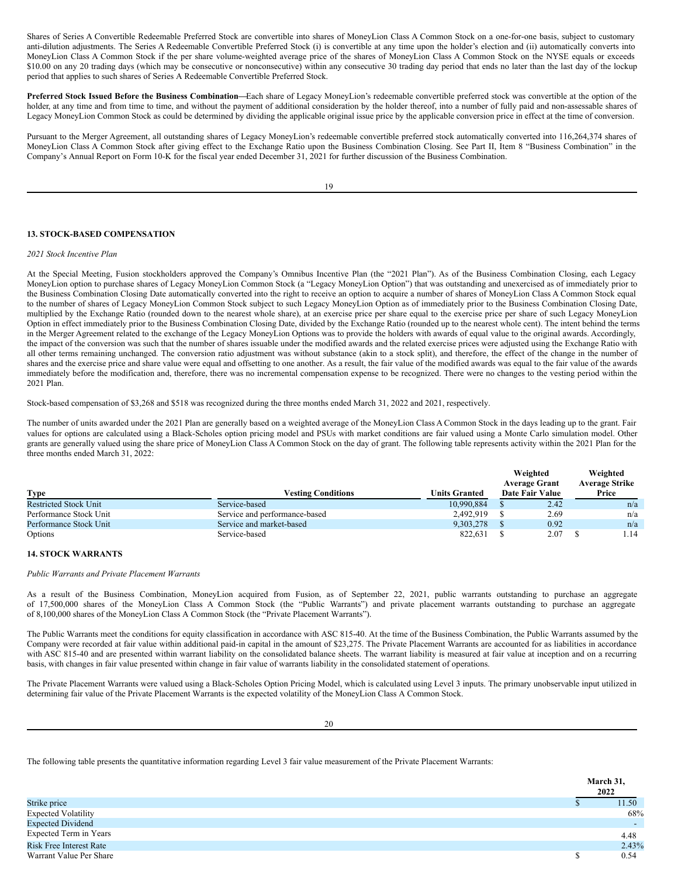Shares of Series A Convertible Redeemable Preferred Stock are convertible into shares of MoneyLion Class A Common Stock on a one-for-one basis, subject to customary anti-dilution adjustments. The Series A Redeemable Convertible Preferred Stock (i) is convertible at any time upon the holder's election and (ii) automatically converts into MoneyLion Class A Common Stock if the per share volume-weighted average price of the shares of MoneyLion Class A Common Stock on the NYSE equals or exceeds $10.00 on any 20 trading days (which may be consecutive or nonconsecutive) within any consecutive 30 trading day period that ends no later than the last day of the lockup period that applies to such shares of Series A Redeemable Convertible Preferred Stock.

**Preferred Stock Issued Before the Business Combination—**Each share of Legacy MoneyLion's redeemable convertible preferred stock was convertible at the option of the holder, at any time and from time to time, and without the payment of additional consideration by the holder thereof, into a number of fully paid and non-assessable shares of Legacy MoneyLion Common Stock as could be determined by dividing the applicable original issue price by the applicable conversion price in effect at the time of conversion.

Pursuant to the Merger Agreement, all outstanding shares of Legacy MoneyLion's redeemable convertible preferred stock automatically converted into 116,264,374 shares of MoneyLion Class A Common Stock after giving effect to the Exchange Ratio upon the Business Combination Closing. See Part II, Item 8 "Business Combination" in the Company's Annual Report on Form 10-K for the fiscal year ended December 31, 2021 for further discussion of the Business Combination.

**13. STOCK-BASED COMPENSATION**

*2021 Stock Incentive Plan*

At the Special Meeting, Fusion stockholders approved the Company's Omnibus Incentive Plan (the "2021 Plan"). As of the Business Combination Closing, each Legacy MoneyLion option to purchase shares of Legacy MoneyLion Common Stock (a "Legacy MoneyLion Option") that was outstanding and unexercised as of immediately prior to the Business Combination Closing Date automatically converted into the right to receive an option to acquire a number of shares of MoneyLion Class A Common Stock equal to the number of shares of Legacy MoneyLion Common Stock subject to such Legacy MoneyLion Option as of immediately prior to the Business Combination Closing Date, multiplied by the Exchange Ratio (rounded down to the nearest whole share), at an exercise price per share equal to the exercise price per share of such Legacy MoneyLion Option in effect immediately prior to the Business Combination Closing Date, divided by the Exchange Ratio (rounded up to the nearest whole cent). The intent behind the terms in the Merger Agreement related to the exchange of the Legacy MoneyLion Options was to provide the holders with awards of equal value to the original awards. Accordingly, the impact of the conversion was such that the number of shares issuable under the modified awards and the related exercise prices were adjusted using the Exchange Ratio with all other terms remaining unchanged. The conversion ratio adjustment was without substance (akin to a stock split), and therefore, the effect of the change in the number of shares and the exercise price and share value were equal and offsetting to one another. As a result, the fair value of the modified awards was equal to the fair value of the awards immediately before the modification and, therefore, there was no incremental compensation expense to be recognized. There were no changes to the vesting period within the 2021 Plan.

Stock-based compensation of $3,268 and $518 was recognized during the three months ended March 31, 2022 and 2021, respectively.

The number of units awarded under the 2021 Plan are generally based on a weighted average of the MoneyLion Class A Common Stock in the days leading up to the grant. Fair values for options are calculated using a Black-Scholes option pricing model and PSUs with market conditions are fair valued using a Monte Carlo simulation model. Other grants are generally valued using the share price of MoneyLion Class A Common Stock on the day of grant. The following table represents activity within the 2021 Plan for the three months ended March 31, 2022:

| Type | Vesting Conditions | Units Granted | Weighted Average Grant Date Fair Value | Weighted Average Strike Price |
|---|---|---|---|---|
| Restricted Stock Unit | Service-based | 10,990,884 | $ 2.42 | n/a |
| Performance Stock Unit | Service and performance-based | 2,492,919 | $ 2.69 | n/a |
| Performance Stock Unit | Service and market-based | 9,303,278 | $ 0.92 | n/a |
| Options | Service-based | 822,631 | $ 2.07 | $ 1.14 |

**14. STOCK WARRANTS**

*Public Warrants and Private Placement Warrants*

As a result of the Business Combination, MoneyLion acquired from Fusion, as of September 22, 2021, public warrants outstanding to purchase an aggregate of 17,500,000 shares of the MoneyLion Class A Common Stock (the "Public Warrants") and private placement warrants outstanding to purchase an aggregate of 8,100,000 shares of the MoneyLion Class A Common Stock (the "Private Placement Warrants").

The Public Warrants meet the conditions for equity classification in accordance with ASC 815-40. At the time of the Business Combination, the Public Warrants assumed by the Company were recorded at fair value within additional paid-in capital in the amount of $23,275. The Private Placement Warrants are accounted for as liabilities in accordance with ASC 815-40 and are presented within warrant liability on the consolidated balance sheets. The warrant liability is measured at fair value at inception and on a recurring basis, with changes in fair value presented within change in fair value of warrants liability in the consolidated statement of operations.

The Private Placement Warrants were valued using a Black-Scholes Option Pricing Model, which is calculated using Level 3 inputs. The primary unobservable input utilized in determining fair value of the Private Placement Warrants is the expected volatility of the MoneyLion Class A Common Stock.

The following table presents the quantitative information regarding Level 3 fair value measurement of the Private Placement Warrants:

| | March 31, 2022 |
|---|---|
| Strike price | $ 11.50 |
| Expected Volatility | 68% |
| Expected Dividend | - |
| Expected Term in Years | 4.48 |
| Risk Free Interest Rate | 2.43% |
| Warrant Value Per Share | $ 0.54 |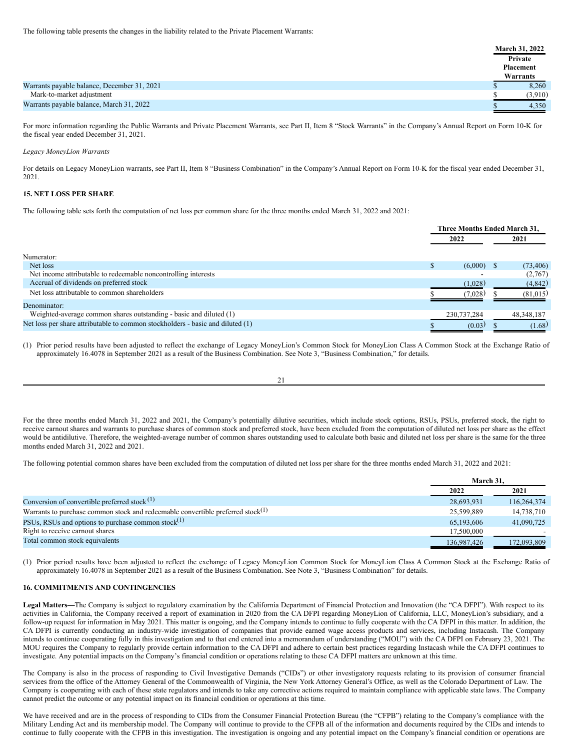The following table presents the changes in the liability related to the Private Placement Warrants:

| | March 31, 2022 |
|---|---|
| | Private Placement Warrants |
| Warrants payable balance, December 31, 2021 | $ 8,260 |
| Mark-to-market adjustment | $ (3,910) |
| Warrants payable balance, March 31, 2022 | $ 4,350 |

For more information regarding the Public Warrants and Private Placement Warrants, see Part II, Item 8 "Stock Warrants" in the Company's Annual Report on Form 10-K for the fiscal year ended December 31, 2021.

*Legacy MoneyLion Warrants*

For details on Legacy MoneyLion warrants, see Part II, Item 8 "Business Combination" in the Company's Annual Report on Form 10-K for the fiscal year ended December 31, 2021.

## 15. NET LOSS PER SHARE

The following table sets forth the computation of net loss per common share for the three months ended March 31, 2022 and 2021:

| | Three Months Ended March 31, | |
|---|---|---|
| | 2022 | 2021 |
| Numerator: | | |
| Net loss | $ (6,000) | $ (73,406) |
| Net income attributable to redeemable noncontrolling interests | - | (2,767) |
| Accrual of dividends on preferred stock | (1,028) | (4,842) |
| Net loss attributable to common shareholders | $ (7,028) | $ (81,015) |
| Denominator: | | |
| Weighted-average common shares outstanding - basic and diluted (1) | 230,737,284 | 48,348,187 |
| Net loss per share attributable to common stockholders - basic and diluted (1) | $ (0.03) | $ (1.68) |

(1) Prior period results have been adjusted to reflect the exchange of Legacy MoneyLion's Common Stock for MoneyLion Class A Common Stock at the Exchange Ratio of approximately 16.4078 in September 2021 as a result of the Business Combination. See Note 3, "Business Combination," for details.

For the three months ended March 31, 2022 and 2021, the Company's potentially dilutive securities, which include stock options, RSUs, PSUs, preferred stock, the right to receive earnout shares and warrants to purchase shares of common stock and preferred stock, have been excluded from the computation of diluted net loss per share as the effect would be antidilutive. Therefore, the weighted-average number of common shares outstanding used to calculate both basic and diluted net loss per share is the same for the three months ended March 31, 2022 and 2021.

The following potential common shares have been excluded from the computation of diluted net loss per share for the three months ended March 31, 2022 and 2021:

| | March 31, | |
|---|---|---|
| | 2022 | 2021 |
| Conversion of convertible preferred stock (1) | 28,693,931 | 116,264,374 |
| Warrants to purchase common stock and redeemable convertible preferred stock (1) | 25,599,889 | 14,738,710 |
| PSUs, RSUs and options to purchase common stock (1) | 65,193,606 | 41,090,725 |
| Right to receive earnout shares | 17,500,000 | - |
| Total common stock equivalents | 136,987,426 | 172,093,809 |

(1) Prior period results have been adjusted to reflect the exchange of Legacy MoneyLion Common Stock for MoneyLion Class A Common Stock at the Exchange Ratio of approximately 16.4078 in September 2021 as a result of the Business Combination. See Note 3, "Business Combination" for details.

## 16. COMMITMENTS AND CONTINGENCIES

**Legal Matters—**The Company is subject to regulatory examination by the California Department of Financial Protection and Innovation (the "CA DFPI"). With respect to its activities in California, the Company received a report of examination in 2020 from the CA DFPI regarding MoneyLion of California, LLC, MoneyLion's subsidiary, and a follow-up request for information in May 2021. This matter is ongoing, and the Company intends to continue to fully cooperate with the CA DFPI in this matter. In addition, the CA DFPI is currently conducting an industry-wide investigation of companies that provide earned wage access products and services, including Instacash. The Company intends to continue cooperating fully in this investigation and to that end entered into a memorandum of understanding ("MOU") with the CA DFPI on February 23, 2021. The MOU requires the Company to regularly provide certain information to the CA DFPI and adhere to certain best practices regarding Instacash while the CA DFPI continues to investigate. Any potential impacts on the Company's financial condition or operations relating to these CA DFPI matters are unknown at this time.

The Company is also in the process of responding to Civil Investigative Demands ("CIDs") or other investigatory requests relating to its provision of consumer financial services from the office of the Attorney General of the Commonwealth of Virginia, the New York Attorney General's Office, as well as the Colorado Department of Law. The Company is cooperating with each of these state regulators and intends to take any corrective actions required to maintain compliance with applicable state laws. The Company cannot predict the outcome or any potential impact on its financial condition or operations at this time.

We have received and are in the process of responding to CIDs from the Consumer Financial Protection Bureau (the "CFPB") relating to the Company's compliance with the Military Lending Act and its membership model. The Company will continue to provide to the CFPB all of the information and documents required by the CIDs and intends to continue to fully cooperate with the CFPB in this investigation. The investigation is ongoing and any potential impact on the Company's financial condition or operations are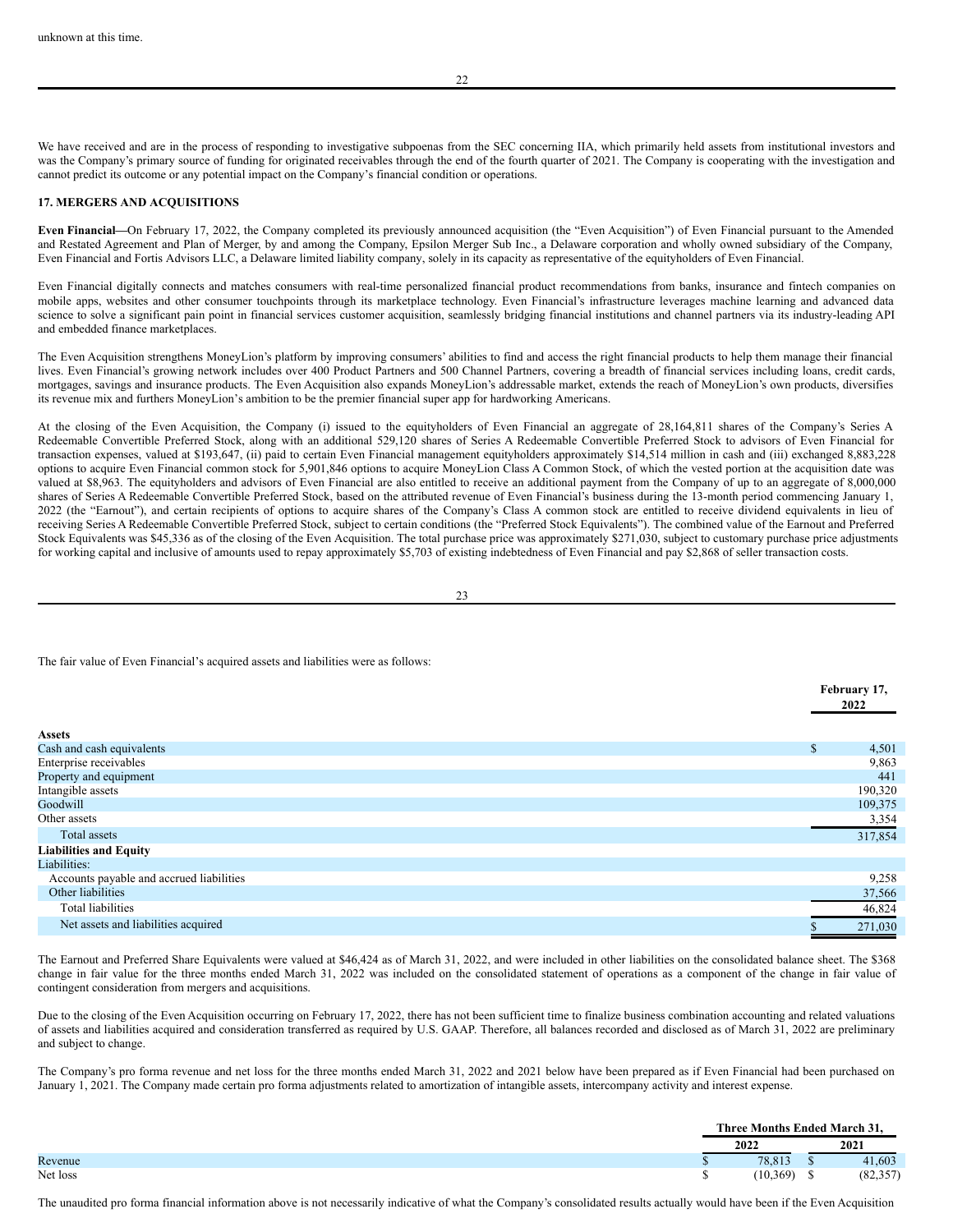unknown at this time.

We have received and are in the process of responding to investigative subpoenas from the SEC concerning IIA, which primarily held assets from institutional investors and was the Company's primary source of funding for originated receivables through the end of the fourth quarter of 2021. The Company is cooperating with the investigation and cannot predict its outcome or any potential impact on the Company's financial condition or operations.

## 17. MERGERS AND ACQUISITIONS

**Even Financial**—On February 17, 2022, the Company completed its previously announced acquisition (the "Even Acquisition") of Even Financial pursuant to the Amended and Restated Agreement and Plan of Merger, by and among the Company, Epsilon Merger Sub Inc., a Delaware corporation and wholly owned subsidiary of the Company, Even Financial and Fortis Advisors LLC, a Delaware limited liability company, solely in its capacity as representative of the equityholders of Even Financial.

Even Financial digitally connects and matches consumers with real-time personalized financial product recommendations from banks, insurance and fintech companies on mobile apps, websites and other consumer touchpoints through its marketplace technology. Even Financial's infrastructure leverages machine learning and advanced data science to solve a significant pain point in financial services customer acquisition, seamlessly bridging financial institutions and channel partners via its industry-leading API and embedded finance marketplaces.

The Even Acquisition strengthens MoneyLion's platform by improving consumers' abilities to find and access the right financial products to help them manage their financial lives. Even Financial's growing network includes over 400 Product Partners and 500 Channel Partners, covering a breadth of financial services including loans, credit cards, mortgages, savings and insurance products. The Even Acquisition also expands MoneyLion's addressable market, extends the reach of MoneyLion's own products, diversifies its revenue mix and furthers MoneyLion's ambition to be the premier financial super app for hardworking Americans.

At the closing of the Even Acquisition, the Company (i) issued to the equityholders of Even Financial an aggregate of 28,164,811 shares of the Company's Series A Redeemable Convertible Preferred Stock, along with an additional 529,120 shares of Series A Redeemable Convertible Preferred Stock to advisors of Even Financial for transaction expenses, valued at $193,647, (ii) paid to certain Even Financial management equityholders approximately $14,514 million in cash and (iii) exchanged 8,883,228 options to acquire Even Financial common stock for 5,901,846 options to acquire MoneyLion Class A Common Stock, of which the vested portion at the acquisition date was valued at $8,963. The equityholders and advisors of Even Financial are also entitled to receive an additional payment from the Company of up to an aggregate of 8,000,000 shares of Series A Redeemable Convertible Preferred Stock, based on the attributed revenue of Even Financial's business during the 13-month period commencing January 1, 2022 (the "Earnout"), and certain recipients of options to acquire shares of the Company's Class A common stock are entitled to receive dividend equivalents in lieu of receiving Series A Redeemable Convertible Preferred Stock, subject to certain conditions (the "Preferred Stock Equivalents"). The combined value of the Earnout and Preferred Stock Equivalents was $45,336 as of the closing of the Even Acquisition. The total purchase price was approximately $271,030, subject to customary purchase price adjustments for working capital and inclusive of amounts used to repay approximately $5,703 of existing indebtedness of Even Financial and pay $2,868 of seller transaction costs.

The fair value of Even Financial's acquired assets and liabilities were as follows:

| | February 17, 2022 |
|---|---|
| **Assets** | |
| Cash and cash equivalents | $ 4,501 |
| Enterprise receivables | 9,863 |
| Property and equipment | 441 |
| Intangible assets | 190,320 |
| Goodwill | 109,375 |
| Other assets | 3,354 |
| Total assets | 317,854 |
| **Liabilities and Equity** | |
| Liabilities: | |
| Accounts payable and accrued liabilities | 9,258 |
| Other liabilities | 37,566 |
| Total liabilities | 46,824 |
| Net assets and liabilities acquired | $ 271,030 |

The Earnout and Preferred Share Equivalents were valued at $46,424 as of March 31, 2022, and were included in other liabilities on the consolidated balance sheet. The $368 change in fair value for the three months ended March 31, 2022 was included on the consolidated statement of operations as a component of the change in fair value of contingent consideration from mergers and acquisitions.

Due to the closing of the Even Acquisition occurring on February 17, 2022, there has not been sufficient time to finalize business combination accounting and related valuations of assets and liabilities acquired and consideration transferred as required by U.S. GAAP. Therefore, all balances recorded and disclosed as of March 31, 2022 are preliminary and subject to change.

The Company's pro forma revenue and net loss for the three months ended March 31, 2022 and 2021 below have been prepared as if Even Financial had been purchased on January 1, 2021. The Company made certain pro forma adjustments related to amortization of intangible assets, intercompany activity and interest expense.

| | Three Months Ended March 31, | |
|---|---|---|
| | 2022 | 2021 |
| Revenue | $ 78,813 | $ 41,603 |
| Net loss | $ (10,369) | $ (82,357) |

The unaudited pro forma financial information above is not necessarily indicative of what the Company's consolidated results actually would have been if the Even Acquisition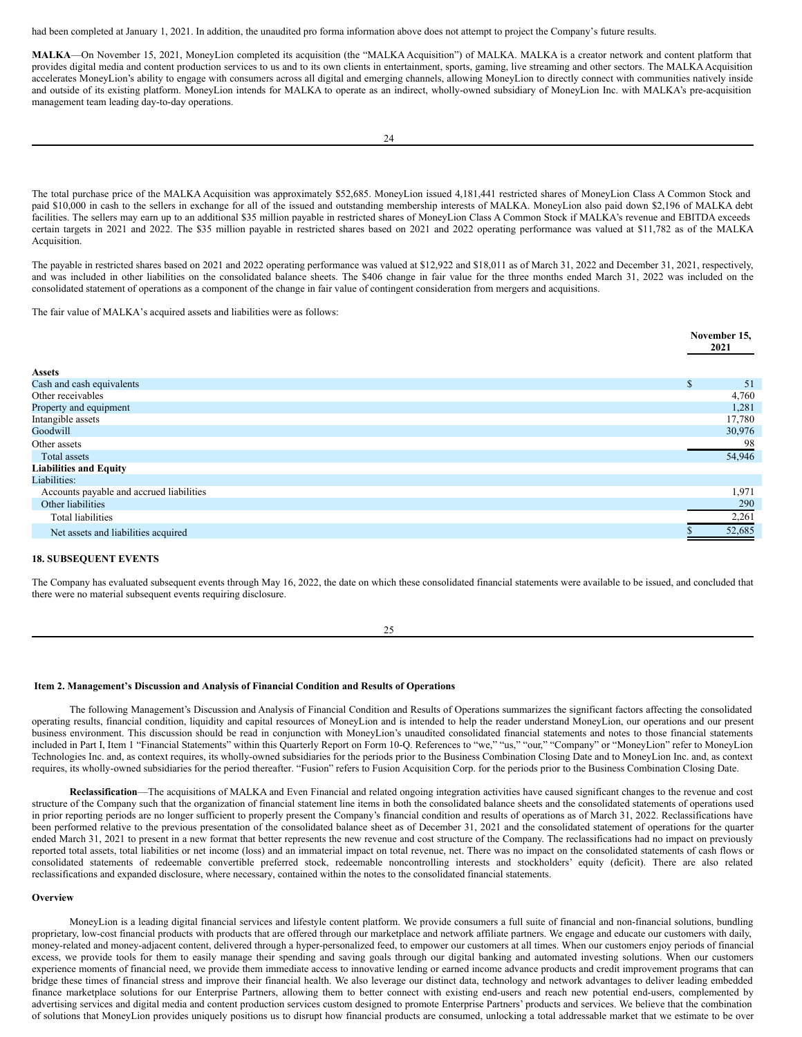had been completed at January 1, 2021. In addition, the unaudited pro forma information above does not attempt to project the Company's future results.

**MALKA**—On November 15, 2021, MoneyLion completed its acquisition (the "MALKA Acquisition") of MALKA. MALKA is a creator network and content platform that provides digital media and content production services to us and to its own clients in entertainment, sports, gaming, live streaming and other sectors. The MALKA Acquisition accelerates MoneyLion's ability to engage with consumers across all digital and emerging channels, allowing MoneyLion to directly connect with communities natively inside and outside of its existing platform. MoneyLion intends for MALKA to operate as an indirect, wholly-owned subsidiary of MoneyLion Inc. with MALKA's pre-acquisition management team leading day-to-day operations.

The total purchase price of the MALKA Acquisition was approximately $52,685. MoneyLion issued 4,181,441 restricted shares of MoneyLion Class A Common Stock and paid $10,000 in cash to the sellers in exchange for all of the issued and outstanding membership interests of MALKA. MoneyLion also paid down $2,196 of MALKA debt facilities. The sellers may earn up to an additional $35 million payable in restricted shares of MoneyLion Class A Common Stock if MALKA's revenue and EBITDA exceeds certain targets in 2021 and 2022. The $35 million payable in restricted shares based on 2021 and 2022 operating performance was valued at $11,782 as of the MALKA Acquisition.

The payable in restricted shares based on 2021 and 2022 operating performance was valued at $12,922 and $18,011 as of March 31, 2022 and December 31, 2021, respectively, and was included in other liabilities on the consolidated balance sheets. The $406 change in fair value for the three months ended March 31, 2022 was included on the consolidated statement of operations as a component of the change in fair value of contingent consideration from mergers and acquisitions.

The fair value of MALKA's acquired assets and liabilities were as follows:

| | November 15, 2021 |
|---|---|
| **Assets** | |
| Cash and cash equivalents | $ 51 |
| Other receivables | 4,760 |
| Property and equipment | 1,281 |
| Intangible assets | 17,780 |
| Goodwill | 30,976 |
| Other assets | 98 |
| Total assets | 54,946 |
| **Liabilities and Equity** | |
| Liabilities: | |
| Accounts payable and accrued liabilities | 1,971 |
| Other liabilities | 290 |
| Total liabilities | 2,261 |
| Net assets and liabilities acquired | $ 52,685 |

## 18. SUBSEQUENT EVENTS

The Company has evaluated subsequent events through May 16, 2022, the date on which these consolidated financial statements were available to be issued, and concluded that there were no material subsequent events requiring disclosure.

## Item 2. Management's Discussion and Analysis of Financial Condition and Results of Operations

The following Management's Discussion and Analysis of Financial Condition and Results of Operations summarizes the significant factors affecting the consolidated operating results, financial condition, liquidity and capital resources of MoneyLion and is intended to help the reader understand MoneyLion, our operations and our present business environment. This discussion should be read in conjunction with MoneyLion's unaudited consolidated financial statements and notes to those financial statements included in Part I, Item 1 "Financial Statements" within this Quarterly Report on Form 10-Q. References to "we," "us," "our," "Company" or "MoneyLion" refer to MoneyLion Technologies Inc. and, as context requires, its wholly-owned subsidiaries for the periods prior to the Business Combination Closing Date and to MoneyLion Inc. and, as context requires, its wholly-owned subsidiaries for the period thereafter. "Fusion" refers to Fusion Acquisition Corp. for the periods prior to the Business Combination Closing Date.

**Reclassification**—The acquisitions of MALKA and Even Financial and related ongoing integration activities have caused significant changes to the revenue and cost structure of the Company such that the organization of financial statement line items in both the consolidated balance sheets and the consolidated statements of operations used in prior reporting periods are no longer sufficient to properly present the Company's financial condition and results of operations as of March 31, 2022. Reclassifications have been performed relative to the previous presentation of the consolidated balance sheet as of December 31, 2021 and the consolidated statement of operations for the quarter ended March 31, 2021 to present in a new format that better represents the new revenue and cost structure of the Company. The reclassifications had no impact on previously reported total assets, total liabilities or net income (loss) and an immaterial impact on total revenue, net. There was no impact on the consolidated statements of cash flows or consolidated statements of redeemable convertible preferred stock, redeemable noncontrolling interests and stockholders' equity (deficit). There are also related reclassifications and expanded disclosure, where necessary, contained within the notes to the consolidated financial statements.

### Overview

MoneyLion is a leading digital financial services and lifestyle content platform. We provide consumers a full suite of financial and non-financial solutions, bundling proprietary, low-cost financial products with products that are offered through our marketplace and network affiliate partners. We engage and educate our customers with daily, money-related and money-adjacent content, delivered through a hyper-personalized feed, to empower our customers at all times. When our customers enjoy periods of financial excess, we provide tools for them to easily manage their spending and saving goals through our digital banking and automated investing solutions. When our customers experience moments of financial need, we provide them immediate access to innovative lending or earned income advance products and credit improvement programs that can bridge these times of financial stress and improve their financial health. We also leverage our distinct data, technology and network advantages to deliver leading embedded finance marketplace solutions for our Enterprise Partners, allowing them to better connect with existing end-users and reach new potential end-users, complemented by advertising services and digital media and content production services custom designed to promote Enterprise Partners' products and services. We believe that the combination of solutions that MoneyLion provides uniquely positions us to disrupt how financial products are consumed, unlocking a total addressable market that we estimate to be over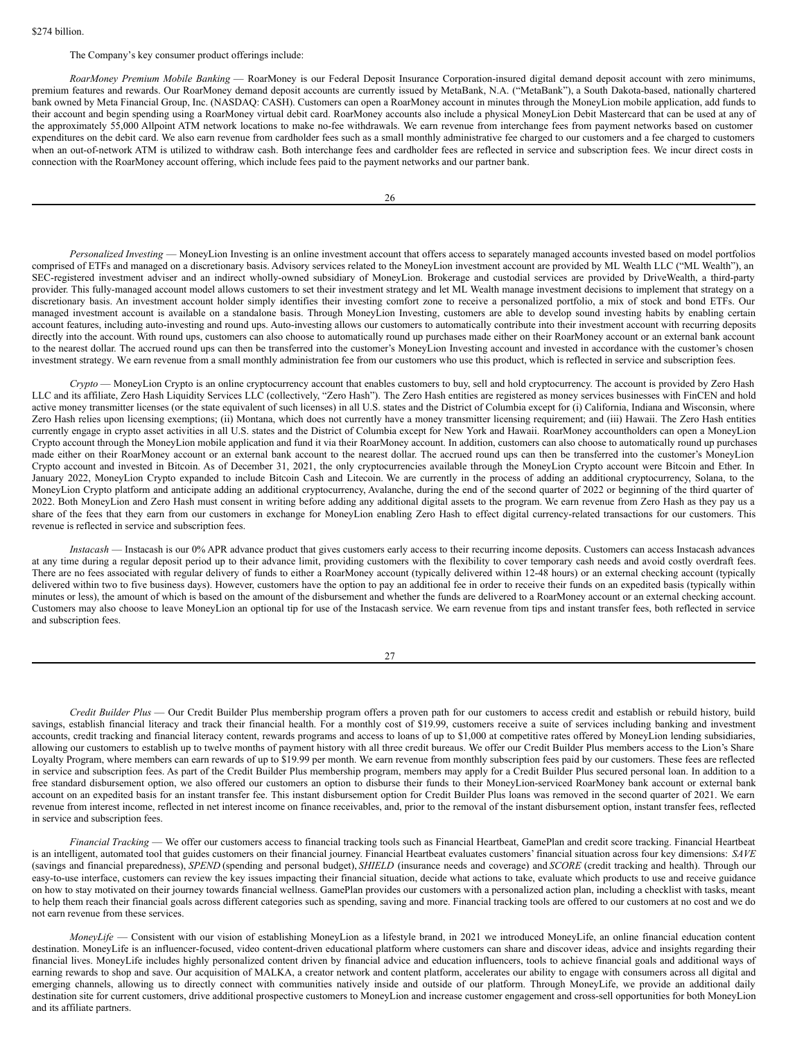$274 billion.

The Company's key consumer product offerings include:

*RoarMoney Premium Mobile Banking* — RoarMoney is our Federal Deposit Insurance Corporation-insured digital demand deposit account with zero minimums, premium features and rewards. Our RoarMoney demand deposit accounts are currently issued by MetaBank, N.A. ("MetaBank"), a South Dakota-based, nationally chartered bank owned by Meta Financial Group, Inc. (NASDAQ: CASH). Customers can open a RoarMoney account in minutes through the MoneyLion mobile application, add funds to their account and begin spending using a RoarMoney virtual debit card. RoarMoney accounts also include a physical MoneyLion Debit Mastercard that can be used at any of the approximately 55,000 Allpoint ATM network locations to make no-fee withdrawals. We earn revenue from interchange fees from payment networks based on customer expenditures on the debit card. We also earn revenue from cardholder fees such as a small monthly administrative fee charged to our customers and a fee charged to customers when an out-of-network ATM is utilized to withdraw cash. Both interchange fees and cardholder fees are reflected in service and subscription fees. We incur direct costs in connection with the RoarMoney account offering, which include fees paid to the payment networks and our partner bank.

*Personalized Investing* — MoneyLion Investing is an online investment account that offers access to separately managed accounts invested based on model portfolios comprised of ETFs and managed on a discretionary basis. Advisory services related to the MoneyLion investment account are provided by ML Wealth LLC ("ML Wealth"), an SEC-registered investment adviser and an indirect wholly-owned subsidiary of MoneyLion. Brokerage and custodial services are provided by DriveWealth, a third-party provider. This fully-managed account model allows customers to set their investment strategy and let ML Wealth manage investment decisions to implement that strategy on a discretionary basis. An investment account holder simply identifies their investing comfort zone to receive a personalized portfolio, a mix of stock and bond ETFs. Our managed investment account is available on a standalone basis. Through MoneyLion Investing, customers are able to develop sound investing habits by enabling certain account features, including auto-investing and round ups. Auto-investing allows our customers to automatically contribute into their investment account with recurring deposits directly into the account. With round ups, customers can also choose to automatically round up purchases made either on their RoarMoney account or an external bank account to the nearest dollar. The accrued round ups can then be transferred into the customer's MoneyLion Investing account and invested in accordance with the customer's chosen investment strategy. We earn revenue from a small monthly administration fee from our customers who use this product, which is reflected in service and subscription fees.

*Crypto* — MoneyLion Crypto is an online cryptocurrency account that enables customers to buy, sell and hold cryptocurrency. The account is provided by Zero Hash LLC and its affiliate, Zero Hash Liquidity Services LLC (collectively, "Zero Hash"). The Zero Hash entities are registered as money services businesses with FinCEN and hold active money transmitter licenses (or the state equivalent of such licenses) in all U.S. states and the District of Columbia except for (i) California, Indiana and Wisconsin, where Zero Hash relies upon licensing exemptions; (ii) Montana, which does not currently have a money transmitter licensing requirement; and (iii) Hawaii. The Zero Hash entities currently engage in crypto asset activities in all U.S. states and the District of Columbia except for New York and Hawaii. RoarMoney accountholders can open a MoneyLion Crypto account through the MoneyLion mobile application and fund it via their RoarMoney account. In addition, customers can also choose to automatically round up purchases made either on their RoarMoney account or an external bank account to the nearest dollar. The accrued round ups can then be transferred into the customer's MoneyLion Crypto account and invested in Bitcoin. As of December 31, 2021, the only cryptocurrencies available through the MoneyLion Crypto account were Bitcoin and Ether. In January 2022, MoneyLion Crypto expanded to include Bitcoin Cash and Litecoin. We are currently in the process of adding an additional cryptocurrency, Solana, to the MoneyLion Crypto platform and anticipate adding an additional cryptocurrency, Avalanche, during the end of the second quarter of 2022 or beginning of the third quarter of 2022. Both MoneyLion and Zero Hash must consent in writing before adding any additional digital assets to the program. We earn revenue from Zero Hash as they pay us a share of the fees that they earn from our customers in exchange for MoneyLion enabling Zero Hash to effect digital currency-related transactions for our customers. This revenue is reflected in service and subscription fees.

*Instacash* — Instacash is our 0% APR advance product that gives customers early access to their recurring income deposits. Customers can access Instacash advances at any time during a regular deposit period up to their advance limit, providing customers with the flexibility to cover temporary cash needs and avoid costly overdraft fees. There are no fees associated with regular delivery of funds to either a RoarMoney account (typically delivered within 12-48 hours) or an external checking account (typically delivered within two to five business days). However, customers have the option to pay an additional fee in order to receive their funds on an expedited basis (typically within minutes or less), the amount of which is based on the amount of the disbursement and whether the funds are delivered to a RoarMoney account or an external checking account. Customers may also choose to leave MoneyLion an optional tip for use of the Instacash service. We earn revenue from tips and instant transfer fees, both reflected in service and subscription fees.

*Credit Builder Plus* — Our Credit Builder Plus membership program offers a proven path for our customers to access credit and establish or rebuild history, build savings, establish financial literacy and track their financial health. For a monthly cost of $19.99, customers receive a suite of services including banking and investment accounts, credit tracking and financial literacy content, rewards programs and access to loans of up to $1,000 at competitive rates offered by MoneyLion lending subsidiaries, allowing our customers to establish up to twelve months of payment history with all three credit bureaus. We offer our Credit Builder Plus members access to the Lion's Share Loyalty Program, where members can earn rewards of up to $19.99 per month. We earn revenue from monthly subscription fees paid by our customers. These fees are reflected in service and subscription fees. As part of the Credit Builder Plus membership program, members may apply for a Credit Builder Plus secured personal loan. In addition to a free standard disbursement option, we also offered our customers an option to disburse their funds to their MoneyLion-serviced RoarMoney bank account or external bank account on an expedited basis for an instant transfer fee. This instant disbursement option for Credit Builder Plus loans was removed in the second quarter of 2021. We earn revenue from interest income, reflected in net interest income on finance receivables, and, prior to the removal of the instant disbursement option, instant transfer fees, reflected in service and subscription fees.

*Financial Tracking* — We offer our customers access to financial tracking tools such as Financial Heartbeat, GamePlan and credit score tracking. Financial Heartbeat is an intelligent, automated tool that guides customers on their financial journey. Financial Heartbeat evaluates customers' financial situation across four key dimensions: *SAVE* (savings and financial preparedness), *SPEND* (spending and personal budget), *SHIELD* (insurance needs and coverage) and *SCORE* (credit tracking and health). Through our easy-to-use interface, customers can review the key issues impacting their financial situation, decide what actions to take, evaluate which products to use and receive guidance on how to stay motivated on their journey towards financial wellness. GamePlan provides our customers with a personalized action plan, including a checklist with tasks, meant to help them reach their financial goals across different categories such as spending, saving and more. Financial tracking tools are offered to our customers at no cost and we do not earn revenue from these services.

*MoneyLife* — Consistent with our vision of establishing MoneyLion as a lifestyle brand, in 2021 we introduced MoneyLife, an online financial education content destination. MoneyLife is an influencer-focused, video content-driven educational platform where customers can share and discover ideas, advice and insights regarding their financial lives. MoneyLife includes highly personalized content driven by financial advice and education influencers, tools to achieve financial goals and additional ways of earning rewards to shop and save. Our acquisition of MALKA, a creator network and content platform, accelerates our ability to engage with consumers across all digital and emerging channels, allowing us to directly connect with communities natively inside and outside of our platform. Through MoneyLife, we provide an additional daily destination site for current customers, drive additional prospective customers to MoneyLion and increase customer engagement and cross-sell opportunities for both MoneyLion and its affiliate partners.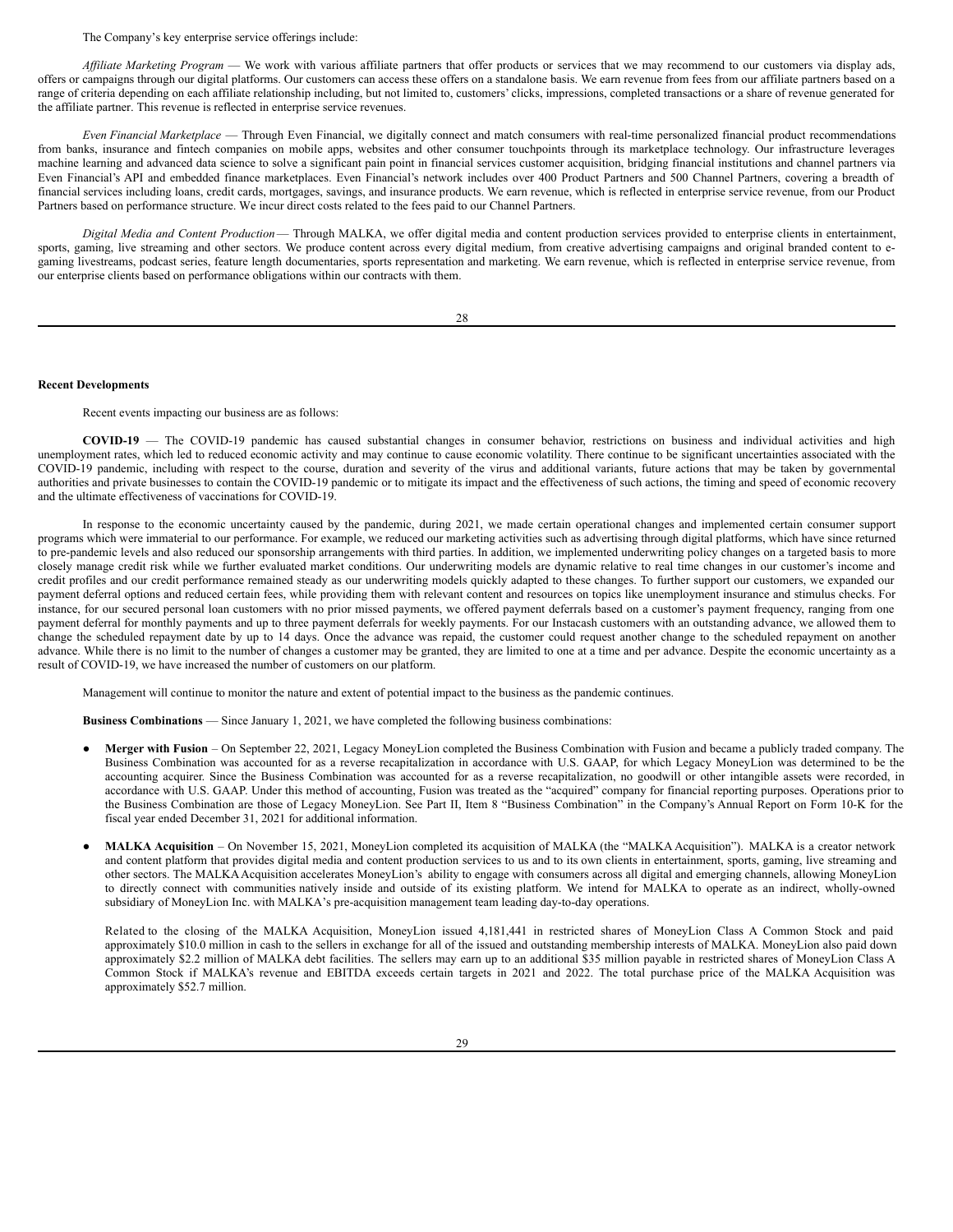The Company's key enterprise service offerings include:

*Affiliate Marketing Program* — We work with various affiliate partners that offer products or services that we may recommend to our customers via display ads, offers or campaigns through our digital platforms. Our customers can access these offers on a standalone basis. We earn revenue from fees from our affiliate partners based on a range of criteria depending on each affiliate relationship including, but not limited to, customers' clicks, impressions, completed transactions or a share of revenue generated for the affiliate partner. This revenue is reflected in enterprise service revenues.

*Even Financial Marketplace* — Through Even Financial, we digitally connect and match consumers with real-time personalized financial product recommendations from banks, insurance and fintech companies on mobile apps, websites and other consumer touchpoints through its marketplace technology. Our infrastructure leverages machine learning and advanced data science to solve a significant pain point in financial services customer acquisition, bridging financial institutions and channel partners via Even Financial's API and embedded finance marketplaces. Even Financial's network includes over 400 Product Partners and 500 Channel Partners, covering a breadth of financial services including loans, credit cards, mortgages, savings, and insurance products. We earn revenue, which is reflected in enterprise service revenue, from our Product Partners based on performance structure. We incur direct costs related to the fees paid to our Channel Partners.

*Digital Media and Content Production* — Through MALKA, we offer digital media and content production services provided to enterprise clients in entertainment, sports, gaming, live streaming and other sectors. We produce content across every digital medium, from creative advertising campaigns and original branded content to e-gaming livestreams, podcast series, feature length documentaries, sports representation and marketing. We earn revenue, which is reflected in enterprise service revenue, from our enterprise clients based on performance obligations within our contracts with them.

**Recent Developments**

Recent events impacting our business are as follows:

**COVID-19** — The COVID-19 pandemic has caused substantial changes in consumer behavior, restrictions on business and individual activities and high unemployment rates, which led to reduced economic activity and may continue to cause economic volatility. There continue to be significant uncertainties associated with the COVID-19 pandemic, including with respect to the course, duration and severity of the virus and additional variants, future actions that may be taken by governmental authorities and private businesses to contain the COVID-19 pandemic or to mitigate its impact and the effectiveness of such actions, the timing and speed of economic recovery and the ultimate effectiveness of vaccinations for COVID-19.

In response to the economic uncertainty caused by the pandemic, during 2021, we made certain operational changes and implemented certain consumer support programs which were immaterial to our performance. For example, we reduced our marketing activities such as advertising through digital platforms, which have since returned to pre-pandemic levels and also reduced our sponsorship arrangements with third parties. In addition, we implemented underwriting policy changes on a targeted basis to more closely manage credit risk while we further evaluated market conditions. Our underwriting models are dynamic relative to real time changes in our customer's income and credit profiles and our credit performance remained steady as our underwriting models quickly adapted to these changes. To further support our customers, we expanded our payment deferral options and reduced certain fees, while providing them with relevant content and resources on topics like unemployment insurance and stimulus checks. For instance, for our secured personal loan customers with no prior missed payments, we offered payment deferrals based on a customer's payment frequency, ranging from one payment deferral for monthly payments and up to three payment deferrals for weekly payments. For our Instacash customers with an outstanding advance, we allowed them to change the scheduled repayment date by up to 14 days. Once the advance was repaid, the customer could request another change to the scheduled repayment on another advance. While there is no limit to the number of changes a customer may be granted, they are limited to one at a time and per advance. Despite the economic uncertainty as a result of COVID-19, we have increased the number of customers on our platform.

Management will continue to monitor the nature and extent of potential impact to the business as the pandemic continues.

**Business Combinations** — Since January 1, 2021, we have completed the following business combinations:

- **Merger with Fusion** – On September 22, 2021, Legacy MoneyLion completed the Business Combination with Fusion and became a publicly traded company. The Business Combination was accounted for as a reverse recapitalization in accordance with U.S. GAAP, for which Legacy MoneyLion was determined to be the accounting acquirer. Since the Business Combination was accounted for as a reverse recapitalization, no goodwill or other intangible assets were recorded, in accordance with U.S. GAAP. Under this method of accounting, Fusion was treated as the "acquired" company for financial reporting purposes. Operations prior to the Business Combination are those of Legacy MoneyLion. See Part II, Item 8 "Business Combination" in the Company's Annual Report on Form 10-K for the fiscal year ended December 31, 2021 for additional information.

- **MALKA Acquisition** – On November 15, 2021, MoneyLion completed its acquisition of MALKA (the "MALKA Acquisition"). MALKA is a creator network and content platform that provides digital media and content production services to us and to its own clients in entertainment, sports, gaming, live streaming and other sectors. The MALKA Acquisition accelerates MoneyLion's ability to engage with consumers across all digital and emerging channels, allowing MoneyLion to directly connect with communities natively inside and outside of its existing platform. We intend for MALKA to operate as an indirect, wholly-owned subsidiary of MoneyLion Inc. with MALKA's pre-acquisition management team leading day-to-day operations.

  Related to the closing of the MALKA Acquisition, MoneyLion issued 4,181,441 in restricted shares of MoneyLion Class A Common Stock and paid approximately $10.0 million in cash to the sellers in exchange for all of the issued and outstanding membership interests of MALKA. MoneyLion also paid down approximately $2.2 million of MALKA debt facilities. The sellers may earn up to an additional $35 million payable in restricted shares of MoneyLion Class A Common Stock if MALKA's revenue and EBITDA exceeds certain targets in 2021 and 2022. The total purchase price of the MALKA Acquisition was approximately $52.7 million.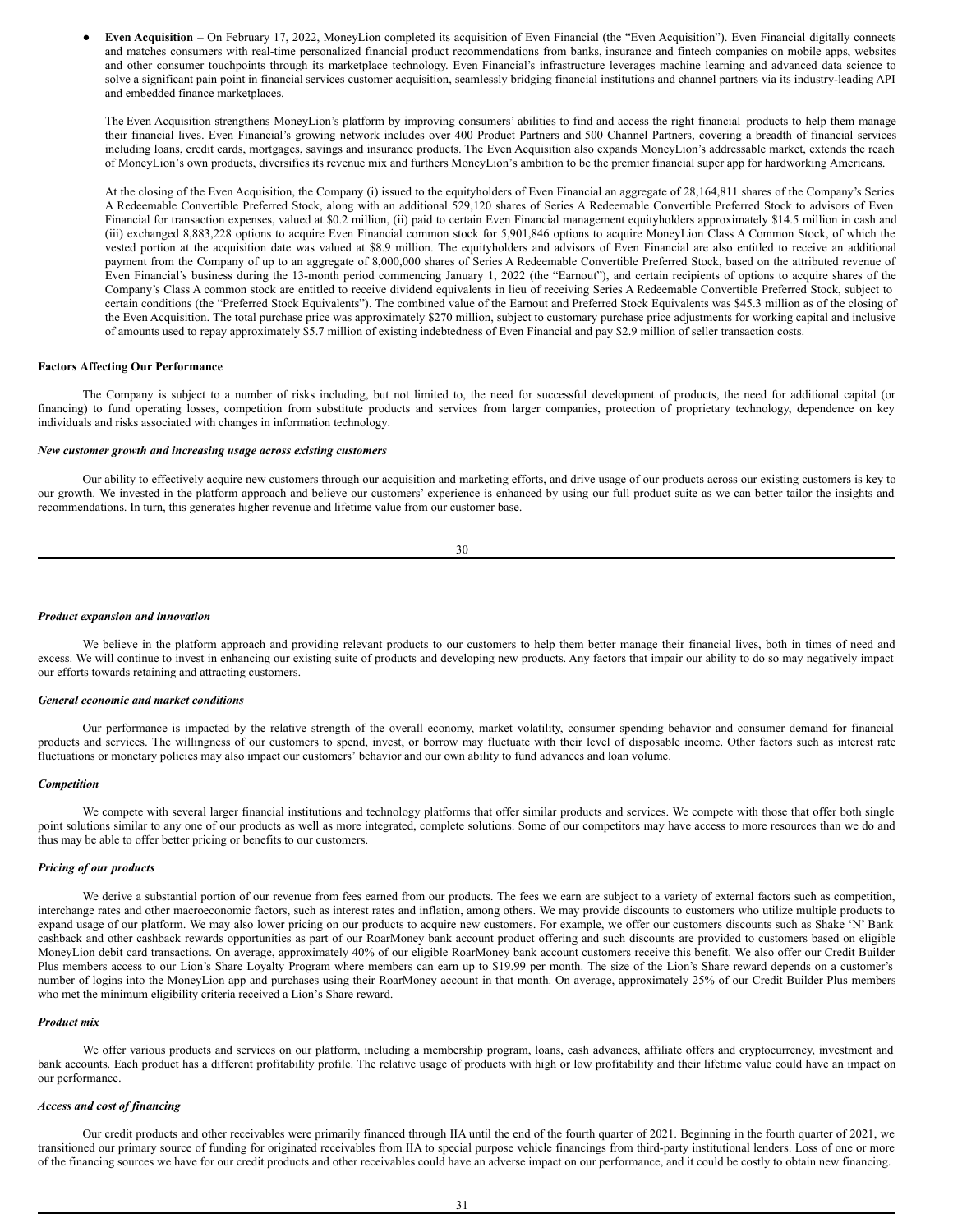- **Even Acquisition** – On February 17, 2022, MoneyLion completed its acquisition of Even Financial (the "Even Acquisition"). Even Financial digitally connects and matches consumers with real-time personalized financial product recommendations from banks, insurance and fintech companies on mobile apps, websites and other consumer touchpoints through its marketplace technology. Even Financial's infrastructure leverages machine learning and advanced data science to solve a significant pain point in financial services customer acquisition, seamlessly bridging financial institutions and channel partners via its industry-leading API and embedded finance marketplaces.

  The Even Acquisition strengthens MoneyLion's platform by improving consumers' abilities to find and access the right financial products to help them manage their financial lives. Even Financial's growing network includes over 400 Product Partners and 500 Channel Partners, covering a breadth of financial services including loans, credit cards, mortgages, savings and insurance products. The Even Acquisition also expands MoneyLion's addressable market, extends the reach of MoneyLion's own products, diversifies its revenue mix and furthers MoneyLion's ambition to be the premier financial super app for hardworking Americans.

  At the closing of the Even Acquisition, the Company (i) issued to the equityholders of Even Financial an aggregate of 28,164,811 shares of the Company's Series A Redeemable Convertible Preferred Stock, along with an additional 529,120 shares of Series A Redeemable Convertible Preferred Stock to advisors of Even Financial for transaction expenses, valued at $0.2 million, (ii) paid to certain Even Financial management equityholders approximately $14.5 million in cash and (iii) exchanged 8,883,228 options to acquire Even Financial common stock for 5,901,846 options to acquire MoneyLion Class A Common Stock, of which the vested portion at the acquisition date was valued at $8.9 million. The equityholders and advisors of Even Financial are also entitled to receive an additional payment from the Company of up to an aggregate of 8,000,000 shares of Series A Redeemable Convertible Preferred Stock, based on the attributed revenue of Even Financial's business during the 13-month period commencing January 1, 2022 (the "Earnout"), and certain recipients of options to acquire shares of the Company's Class A common stock are entitled to receive dividend equivalents in lieu of receiving Series A Redeemable Convertible Preferred Stock, subject to certain conditions (the "Preferred Stock Equivalents"). The combined value of the Earnout and Preferred Stock Equivalents was $45.3 million as of the closing of the Even Acquisition. The total purchase price was approximately $270 million, subject to customary purchase price adjustments for working capital and inclusive of amounts used to repay approximately $5.7 million of existing indebtedness of Even Financial and pay $2.9 million of seller transaction costs.

**Factors Affecting Our Performance**

The Company is subject to a number of risks including, but not limited to, the need for successful development of products, the need for additional capital (or financing) to fund operating losses, competition from substitute products and services from larger companies, protection of proprietary technology, dependence on key individuals and risks associated with changes in information technology.

***New customer growth and increasing usage across existing customers***

Our ability to effectively acquire new customers through our acquisition and marketing efforts, and drive usage of our products across our existing customers is key to our growth. We invested in the platform approach and believe our customers' experience is enhanced by using our full product suite as we can better tailor the insights and recommendations. In turn, this generates higher revenue and lifetime value from our customer base.

***Product expansion and innovation***

We believe in the platform approach and providing relevant products to our customers to help them better manage their financial lives, both in times of need and excess. We will continue to invest in enhancing our existing suite of products and developing new products. Any factors that impair our ability to do so may negatively impact our efforts towards retaining and attracting customers.

***General economic and market conditions***

Our performance is impacted by the relative strength of the overall economy, market volatility, consumer spending behavior and consumer demand for financial products and services. The willingness of our customers to spend, invest, or borrow may fluctuate with their level of disposable income. Other factors such as interest rate fluctuations or monetary policies may also impact our customers' behavior and our own ability to fund advances and loan volume.

***Competition***

We compete with several larger financial institutions and technology platforms that offer similar products and services. We compete with those that offer both single point solutions similar to any one of our products as well as more integrated, complete solutions. Some of our competitors may have access to more resources than we do and thus may be able to offer better pricing or benefits to our customers.

***Pricing of our products***

We derive a substantial portion of our revenue from fees earned from our products. The fees we earn are subject to a variety of external factors such as competition, interchange rates and other macroeconomic factors, such as interest rates and inflation, among others. We may provide discounts to customers who utilize multiple products to expand usage of our platform. We may also lower pricing on our products to acquire new customers. For example, we offer our customers discounts such as Shake 'N' Bank cashback and other cashback rewards opportunities as part of our RoarMoney bank account product offering and such discounts are provided to customers based on eligible MoneyLion debit card transactions. On average, approximately 40% of our eligible RoarMoney bank account customers receive this benefit. We also offer our Credit Builder Plus members access to our Lion's Share Loyalty Program where members can earn up to $19.99 per month. The size of the Lion's Share reward depends on a customer's number of logins into the MoneyLion app and purchases using their RoarMoney account in that month. On average, approximately 25% of our Credit Builder Plus members who met the minimum eligibility criteria received a Lion's Share reward.

***Product mix***

We offer various products and services on our platform, including a membership program, loans, cash advances, affiliate offers and cryptocurrency, investment and bank accounts. Each product has a different profitability profile. The relative usage of products with high or low profitability and their lifetime value could have an impact on our performance.

***Access and cost of financing***

Our credit products and other receivables were primarily financed through IIA until the end of the fourth quarter of 2021. Beginning in the fourth quarter of 2021, we transitioned our primary source of funding for originated receivables from IIA to special purpose vehicle financings from third-party institutional lenders. Loss of one or more of the financing sources we have for our credit products and other receivables could have an adverse impact on our performance, and it could be costly to obtain new financing.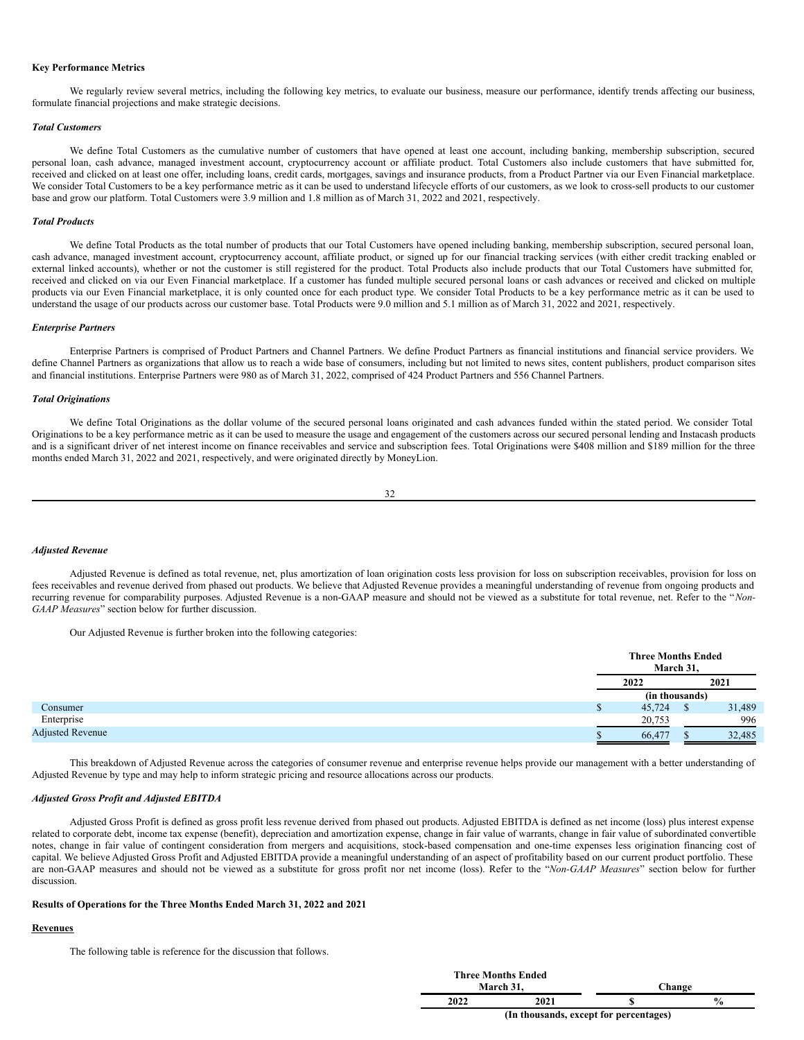**Key Performance Metrics**

We regularly review several metrics, including the following key metrics, to evaluate our business, measure our performance, identify trends affecting our business, formulate financial projections and make strategic decisions.

***Total Customers***

We define Total Customers as the cumulative number of customers that have opened at least one account, including banking, membership subscription, secured personal loan, cash advance, managed investment account, cryptocurrency account or affiliate product. Total Customers also include customers that have submitted for, received and clicked on at least one offer, including loans, credit cards, mortgages, savings and insurance products, from a Product Partner via our Even Financial marketplace. We consider Total Customers to be a key performance metric as it can be used to understand lifecycle efforts of our customers, as we look to cross-sell products to our customer base and grow our platform. Total Customers were 3.9 million and 1.8 million as of March 31, 2022 and 2021, respectively.

***Total Products***

We define Total Products as the total number of products that our Total Customers have opened including banking, membership subscription, secured personal loan, cash advance, managed investment account, cryptocurrency account, affiliate product, or signed up for our financial tracking services (with either credit tracking enabled or external linked accounts), whether or not the customer is still registered for the product. Total Products also include products that our Total Customers have submitted for, received and clicked on via our Even Financial marketplace. If a customer has funded multiple secured personal loans or cash advances or received and clicked on multiple products via our Even Financial marketplace, it is only counted once for each product type. We consider Total Products to be a key performance metric as it can be used to understand the usage of our products across our customer base. Total Products were 9.0 million and 5.1 million as of March 31, 2022 and 2021, respectively.

***Enterprise Partners***

Enterprise Partners is comprised of Product Partners and Channel Partners. We define Product Partners as financial institutions and financial service providers. We define Channel Partners as organizations that allow us to reach a wide base of consumers, including but not limited to news sites, content publishers, product comparison sites and financial institutions. Enterprise Partners were 980 as of March 31, 2022, comprised of 424 Product Partners and 556 Channel Partners.

***Total Originations***

We define Total Originations as the dollar volume of the secured personal loans originated and cash advances funded within the stated period. We consider Total Originations to be a key performance metric as it can be used to measure the usage and engagement of the customers across our secured personal lending and Instacash products and is a significant driver of net interest income on finance receivables and service and subscription fees. Total Originations were $408 million and $189 million for the three months ended March 31, 2022 and 2021, respectively, and were originated directly by MoneyLion.

***Adjusted Revenue***

Adjusted Revenue is defined as total revenue, net, plus amortization of loan origination costs less provision for loss on subscription receivables, provision for loss on fees receivables and revenue derived from phased out products. We believe that Adjusted Revenue provides a meaningful understanding of revenue from ongoing products and recurring revenue for comparability purposes. Adjusted Revenue is a non-GAAP measure and should not be viewed as a substitute for total revenue, net. Refer to the "*Non-GAAP Measures*" section below for further discussion.

Our Adjusted Revenue is further broken into the following categories:

| | Three Months Ended March 31, | |
|---|---|---|
| | 2022 | 2021 |
| | (in thousands) | |
| Consumer | $ 45,724 | $ 31,489 |
| Enterprise | 20,753 | 996 |
| Adjusted Revenue | $ 66,477 | $ 32,485 |

This breakdown of Adjusted Revenue across the categories of consumer revenue and enterprise revenue helps provide our management with a better understanding of Adjusted Revenue by type and may help to inform strategic pricing and resource allocations across our products.

***Adjusted Gross Profit and Adjusted EBITDA***

Adjusted Gross Profit is defined as gross profit less revenue derived from phased out products. Adjusted EBITDA is defined as net income (loss) plus interest expense related to corporate debt, income tax expense (benefit), depreciation and amortization expense, change in fair value of warrants, change in fair value of subordinated convertible notes, change in fair value of contingent consideration from mergers and acquisitions, stock-based compensation and one-time expenses less origination financing cost of capital. We believe Adjusted Gross Profit and Adjusted EBITDA provide a meaningful understanding of an aspect of profitability based on our current product portfolio. These are non-GAAP measures and should not be viewed as a substitute for gross profit nor net income (loss). Refer to the "*Non-GAAP Measures*" section below for further discussion.

**Results of Operations for the Three Months Ended March 31, 2022 and 2021**

**Revenues**

The following table is reference for the discussion that follows.

| | Three Months Ended March 31, | | Change | |
|---|---|---|---|---|
| | 2022 | 2021 | $ | % |
| | (In thousands, except for percentages) | | | |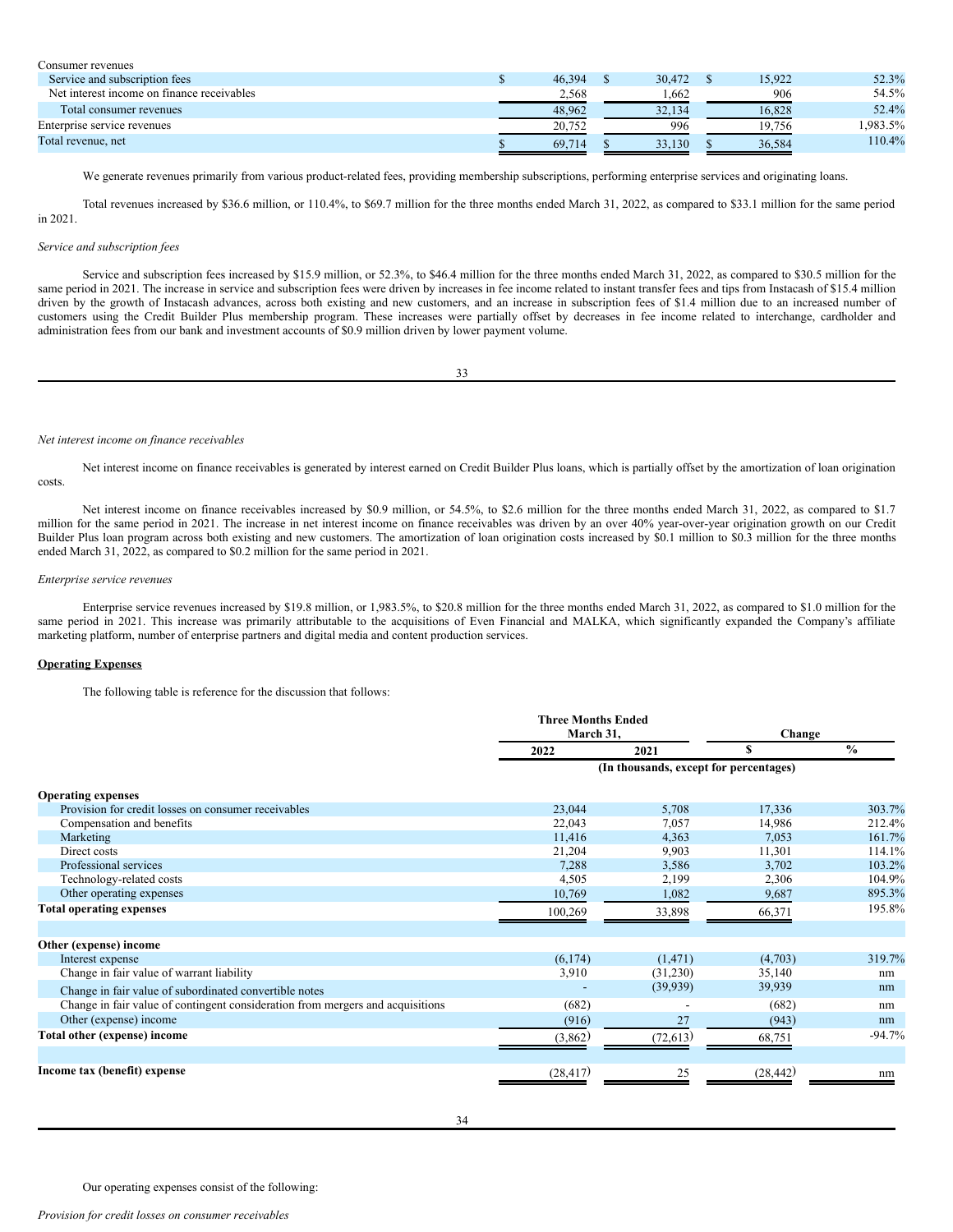| | | | | |
|---|---|---|---|---|
| Consumer revenues | | | | |
| Service and subscription fees | $ 46,394 | $ 30,472 | $ 15,922 | 52.3% |
| Net interest income on finance receivables | 2,568 | 1,662 | 906 | 54.5% |
| Total consumer revenues | 48,962 | 32,134 | 16,828 | 52.4% |
| Enterprise service revenues | 20,752 | 996 | 19,756 | 1,983.5% |
| Total revenue, net | $ 69,714 | $ 33,130 | $ 36,584 | 110.4% |

We generate revenues primarily from various product-related fees, providing membership subscriptions, performing enterprise services and originating loans.

Total revenues increased by $36.6 million, or 110.4%, to $69.7 million for the three months ended March 31, 2022, as compared to $33.1 million for the same period in 2021.

*Service and subscription fees*

Service and subscription fees increased by $15.9 million, or 52.3%, to $46.4 million for the three months ended March 31, 2022, as compared to $30.5 million for the same period in 2021. The increase in service and subscription fees were driven by increases in fee income related to instant transfer fees and tips from Instacash of $15.4 million driven by the growth of Instacash advances, across both existing and new customers, and an increase in subscription fees of $1.4 million due to an increased number of customers using the Credit Builder Plus membership program. These increases were partially offset by decreases in fee income related to interchange, cardholder and administration fees from our bank and investment accounts of $0.9 million driven by lower payment volume.

*Net interest income on finance receivables*

Net interest income on finance receivables is generated by interest earned on Credit Builder Plus loans, which is partially offset by the amortization of loan origination costs.

Net interest income on finance receivables increased by $0.9 million, or 54.5%, to $2.6 million for the three months ended March 31, 2022, as compared to $1.7 million for the same period in 2021. The increase in net interest income on finance receivables was driven by an over 40% year-over-year origination growth on our Credit Builder Plus loan program across both existing and new customers. The amortization of loan origination costs increased by $0.1 million to $0.3 million for the three months ended March 31, 2022, as compared to $0.2 million for the same period in 2021.

*Enterprise service revenues*

Enterprise service revenues increased by $19.8 million, or 1,983.5%, to $20.8 million for the three months ended March 31, 2022, as compared to $1.0 million for the same period in 2021. This increase was primarily attributable to the acquisitions of Even Financial and MALKA, which significantly expanded the Company's affiliate marketing platform, number of enterprise partners and digital media and content production services.

**Operating Expenses**

The following table is reference for the discussion that follows:

| | Three Months Ended March 31, | | Change | |
|---|---|---|---|---|
| | 2022 | 2021 | $ | % |
| | (In thousands, except for percentages) | | | |
| **Operating expenses** | | | | |
| Provision for credit losses on consumer receivables | 23,044 | 5,708 | 17,336 | 303.7% |
| Compensation and benefits | 22,043 | 7,057 | 14,986 | 212.4% |
| Marketing | 11,416 | 4,363 | 7,053 | 161.7% |
| Direct costs | 21,204 | 9,903 | 11,301 | 114.1% |
| Professional services | 7,288 | 3,586 | 3,702 | 103.2% |
| Technology-related costs | 4,505 | 2,199 | 2,306 | 104.9% |
| Other operating expenses | 10,769 | 1,082 | 9,687 | 895.3% |
| **Total operating expenses** | 100,269 | 33,898 | 66,371 | 195.8% |
| | | | | |
| **Other (expense) income** | | | | |
| Interest expense | (6,174) | (1,471) | (4,703) | 319.7% |
| Change in fair value of warrant liability | 3,910 | (31,230) | 35,140 | nm |
| Change in fair value of subordinated convertible notes | - | (39,939) | 39,939 | nm |
| Change in fair value of contingent consideration from mergers and acquisitions | (682) | - | (682) | nm |
| Other (expense) income | (916) | 27 | (943) | nm |
| **Total other (expense) income** | (3,862) | (72,613) | 68,751 | -94.7% |
| | | | | |
| **Income tax (benefit) expense** | (28,417) | 25 | (28,442) | nm |

Our operating expenses consist of the following:

*Provision for credit losses on consumer receivables*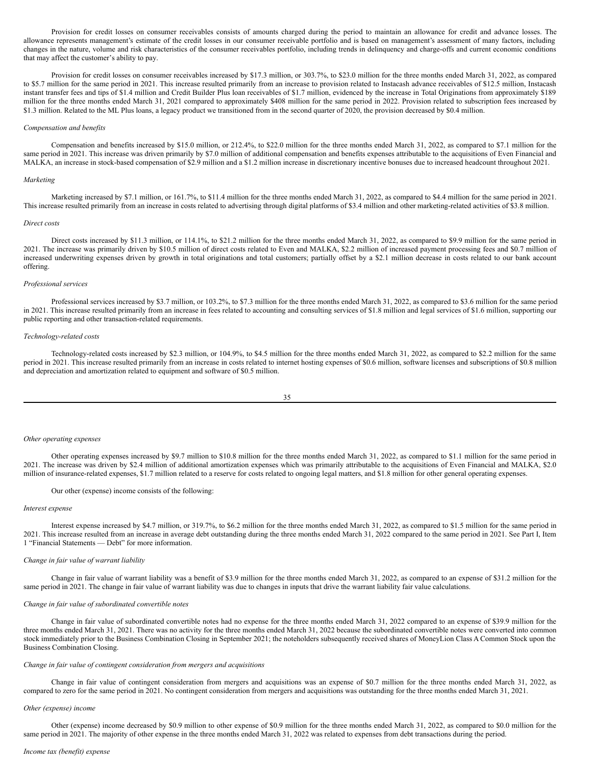Provision for credit losses on consumer receivables consists of amounts charged during the period to maintain an allowance for credit and advance losses. The allowance represents management's estimate of the credit losses in our consumer receivable portfolio and is based on management's assessment of many factors, including changes in the nature, volume and risk characteristics of the consumer receivables portfolio, including trends in delinquency and charge-offs and current economic conditions that may affect the customer's ability to pay.

Provision for credit losses on consumer receivables increased by $17.3 million, or 303.7%, to $23.0 million for the three months ended March 31, 2022, as compared to $5.7 million for the same period in 2021. This increase resulted primarily from an increase to provision related to Instacash advance receivables of $12.5 million, Instacash instant transfer fees and tips of $1.4 million and Credit Builder Plus loan receivables of $1.7 million, evidenced by the increase in Total Originations from approximately $189 million for the three months ended March 31, 2021 compared to approximately $408 million for the same period in 2022. Provision related to subscription fees increased by $1.3 million. Related to the ML Plus loans, a legacy product we transitioned from in the second quarter of 2020, the provision decreased by $0.4 million.

*Compensation and benefits*

Compensation and benefits increased by $15.0 million, or 212.4%, to $22.0 million for the three months ended March 31, 2022, as compared to $7.1 million for the same period in 2021. This increase was driven primarily by $7.0 million of additional compensation and benefits expenses attributable to the acquisitions of Even Financial and MALKA, an increase in stock-based compensation of $2.9 million and a $1.2 million increase in discretionary incentive bonuses due to increased headcount throughout 2021.

*Marketing*

Marketing increased by $7.1 million, or 161.7%, to $11.4 million for the three months ended March 31, 2022, as compared to $4.4 million for the same period in 2021. This increase resulted primarily from an increase in costs related to advertising through digital platforms of $3.4 million and other marketing-related activities of $3.8 million.

*Direct costs*

Direct costs increased by $11.3 million, or 114.1%, to $21.2 million for the three months ended March 31, 2022, as compared to $9.9 million for the same period in 2021. The increase was primarily driven by $10.5 million of direct costs related to Even and MALKA, $2.2 million of increased payment processing fees and $0.7 million of increased underwriting expenses driven by growth in total originations and total customers; partially offset by a $2.1 million decrease in costs related to our bank account offering.

*Professional services*

Professional services increased by $3.7 million, or 103.2%, to $7.3 million for the three months ended March 31, 2022, as compared to $3.6 million for the same period in 2021. This increase resulted primarily from an increase in fees related to accounting and consulting services of $1.8 million and legal services of $1.6 million, supporting our public reporting and other transaction-related requirements.

*Technology-related costs*

Technology-related costs increased by $2.3 million, or 104.9%, to $4.5 million for the three months ended March 31, 2022, as compared to $2.2 million for the same period in 2021. This increase resulted primarily from an increase in costs related to internet hosting expenses of $0.6 million, software licenses and subscriptions of $0.8 million and depreciation and amortization related to equipment and software of $0.5 million.

*Other operating expenses*

Other operating expenses increased by $9.7 million to $10.8 million for the three months ended March 31, 2022, as compared to $1.1 million for the same period in 2021. The increase was driven by $2.4 million of additional amortization expenses which was primarily attributable to the acquisitions of Even Financial and MALKA, $2.0 million of insurance-related expenses, $1.7 million related to a reserve for costs related to ongoing legal matters, and $1.8 million for other general operating expenses.

Our other (expense) income consists of the following:

*Interest expense*

Interest expense increased by $4.7 million, or 319.7%, to $6.2 million for the three months ended March 31, 2022, as compared to $1.5 million for the same period in 2021. This increase resulted from an increase in average debt outstanding during the three months ended March 31, 2022 compared to the same period in 2021. See Part I, Item 1 "Financial Statements — Debt" for more information.

*Change in fair value of warrant liability*

Change in fair value of warrant liability was a benefit of $3.9 million for the three months ended March 31, 2022, as compared to an expense of $31.2 million for the same period in 2021. The change in fair value of warrant liability was due to changes in inputs that drive the warrant liability fair value calculations.

*Change in fair value of subordinated convertible notes*

Change in fair value of subordinated convertible notes had no expense for the three months ended March 31, 2022 compared to an expense of $39.9 million for the three months ended March 31, 2021. There was no activity for the three months ended March 31, 2022 because the subordinated convertible notes were converted into common stock immediately prior to the Business Combination Closing in September 2021; the noteholders subsequently received shares of MoneyLion Class A Common Stock upon the Business Combination Closing.

*Change in fair value of contingent consideration from mergers and acquisitions*

Change in fair value of contingent consideration from mergers and acquisitions was an expense of $0.7 million for the three months ended March 31, 2022, as compared to zero for the same period in 2021. No contingent consideration from mergers and acquisitions was outstanding for the three months ended March 31, 2021.

*Other (expense) income*

Other (expense) income decreased by $0.9 million to other expense of $0.9 million for the three months ended March 31, 2022, as compared to $0.0 million for the same period in 2021. The majority of other expense in the three months ended March 31, 2022 was related to expenses from debt transactions during the period.

*Income tax (benefit) expense*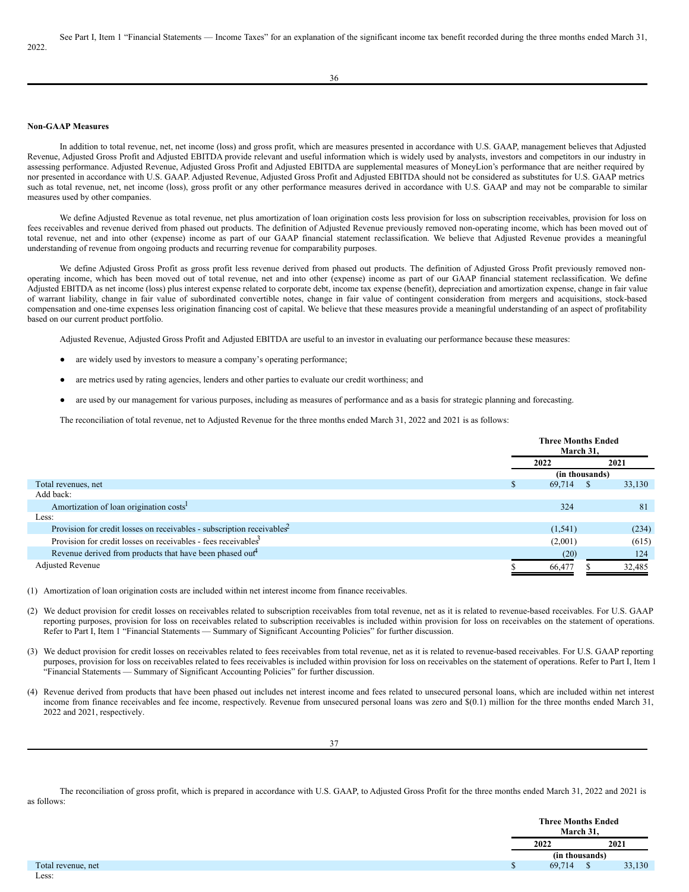See Part I, Item 1 "Financial Statements — Income Taxes" for an explanation of the significant income tax benefit recorded during the three months ended March 31, 2022.

**Non-GAAP Measures**

In addition to total revenue, net, net income (loss) and gross profit, which are measures presented in accordance with U.S. GAAP, management believes that Adjusted Revenue, Adjusted Gross Profit and Adjusted EBITDA provide relevant and useful information which is widely used by analysts, investors and competitors in our industry in assessing performance. Adjusted Revenue, Adjusted Gross Profit and Adjusted EBITDA are supplemental measures of MoneyLion's performance that are neither required by nor presented in accordance with U.S. GAAP. Adjusted Revenue, Adjusted Gross Profit and Adjusted EBITDA should not be considered as substitutes for U.S. GAAP metrics such as total revenue, net, net income (loss), gross profit or any other performance measures derived in accordance with U.S. GAAP and may not be comparable to similar measures used by other companies.

We define Adjusted Revenue as total revenue, net plus amortization of loan origination costs less provision for loss on subscription receivables, provision for loss on fees receivables and revenue derived from phased out products. The definition of Adjusted Revenue previously removed non-operating income, which has been moved out of total revenue, net and into other (expense) income as part of our GAAP financial statement reclassification. We believe that Adjusted Revenue provides a meaningful understanding of revenue from ongoing products and recurring revenue for comparability purposes.

We define Adjusted Gross Profit as gross profit less revenue derived from phased out products. The definition of Adjusted Gross Profit previously removed non-operating income, which has been moved out of total revenue, net and into other (expense) income as part of our GAAP financial statement reclassification. We define Adjusted EBITDA as net income (loss) plus interest expense related to corporate debt, income tax expense (benefit), depreciation and amortization expense, change in fair value of warrant liability, change in fair value of subordinated convertible notes, change in fair value of contingent consideration from mergers and acquisitions, stock-based compensation and one-time expenses less origination financing cost of capital. We believe that these measures provide a meaningful understanding of an aspect of profitability based on our current product portfolio.

Adjusted Revenue, Adjusted Gross Profit and Adjusted EBITDA are useful to an investor in evaluating our performance because these measures:

- are widely used by investors to measure a company's operating performance;
- are metrics used by rating agencies, lenders and other parties to evaluate our credit worthiness; and
- are used by our management for various purposes, including as measures of performance and as a basis for strategic planning and forecasting.

The reconciliation of total revenue, net to Adjusted Revenue for the three months ended March 31, 2022 and 2021 is as follows:

| | Three Months Ended March 31, | |
|---|---|---|
| | 2022 | 2021 |
| | (in thousands) | |
| Total revenues, net | $ 69,714 | $ 33,130 |
| Add back: | | |
| Amortization of loan origination costs[1] | 324 | 81 |
| Less: | | |
| Provision for credit losses on receivables - subscription receivables[2] | (1,541) | (234) |
| Provision for credit losses on receivables - fees receivables[3] | (2,001) | (615) |
| Revenue derived from products that have been phased out[4] | (20) | 124 |
| Adjusted Revenue | $ 66,477 | $ 32,485 |

(1) Amortization of loan origination costs are included within net interest income from finance receivables.

(2) We deduct provision for credit losses on receivables related to subscription receivables from total revenue, net as it is related to revenue-based receivables. For U.S. GAAP reporting purposes, provision for loss on receivables related to subscription receivables is included within provision for loss on receivables on the statement of operations. Refer to Part I, Item 1 "Financial Statements — Summary of Significant Accounting Policies" for further discussion.

(3) We deduct provision for credit losses on receivables related to fees receivables from total revenue, net as it is related to revenue-based receivables. For U.S. GAAP reporting purposes, provision for loss on receivables related to fees receivables is included within provision for loss on receivables on the statement of operations. Refer to Part I, Item 1 "Financial Statements — Summary of Significant Accounting Policies" for further discussion.

(4) Revenue derived from products that have been phased out includes net interest income and fees related to unsecured personal loans, which are included within net interest income from finance receivables and fee income, respectively. Revenue from unsecured personal loans was zero and $(0.1) million for the three months ended March 31, 2022 and 2021, respectively.

The reconciliation of gross profit, which is prepared in accordance with U.S. GAAP, to Adjusted Gross Profit for the three months ended March 31, 2022 and 2021 is as follows:

| | Three Months Ended March 31, | |
|---|---|---|
| | 2022 | 2021 |
| | (in thousands) | |
| Total revenue, net | $ 69,714 | $ 33,130 |
| Less: | | |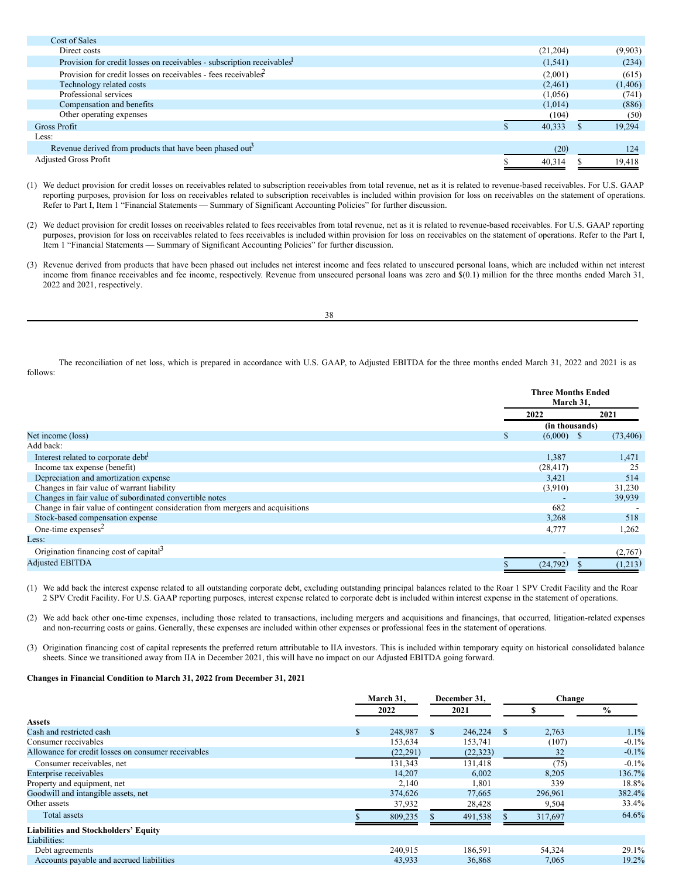| | 2022 | 2021 |
|---|---|---|
| Cost of Sales | | |
| Direct costs | (21,204) | (9,903) |
| Provision for credit losses on receivables - subscription receivables[1] | (1,541) | (234) |
| Provision for credit losses on receivables - fees receivables[2] | (2,001) | (615) |
| Technology related costs | (2,461) | (1,406) |
| Professional services | (1,056) | (741) |
| Compensation and benefits | (1,014) | (886) |
| Other operating expenses | (104) | (50) |
| Gross Profit | $ 40,333 | $ 19,294 |
| Less: | | |
| Revenue derived from products that have been phased out[3] | (20) | 124 |
| Adjusted Gross Profit | $ 40,314 | $ 19,418 |

(1) We deduct provision for credit losses on receivables related to subscription receivables from total revenue, net as it is related to revenue-based receivables. For U.S. GAAP reporting purposes, provision for loss on receivables related to subscription receivables is included within provision for loss on receivables on the statement of operations. Refer to Part I, Item 1 "Financial Statements — Summary of Significant Accounting Policies" for further discussion.

(2) We deduct provision for credit losses on receivables related to fees receivables from total revenue, net as it is related to revenue-based receivables. For U.S. GAAP reporting purposes, provision for loss on receivables related to fees receivables is included within provision for loss on receivables on the statement of operations. Refer to the Part I, Item 1 "Financial Statements — Summary of Significant Accounting Policies" for further discussion.

(3) Revenue derived from products that have been phased out includes net interest income and fees related to unsecured personal loans, which are included within net interest income from finance receivables and fee income, respectively. Revenue from unsecured personal loans was zero and $(0.1) million for the three months ended March 31, 2022 and 2021, respectively.

The reconciliation of net loss, which is prepared in accordance with U.S. GAAP, to Adjusted EBITDA for the three months ended March 31, 2022 and 2021 is as follows:

| | Three Months Ended March 31, | |
|---|---|---|
| | 2022 | 2021 |
| | (in thousands) | |
| Net income (loss) | $ (6,000) | $ (73,406) |
| Add back: | | |
| Interest related to corporate debt[1] | 1,387 | 1,471 |
| Income tax expense (benefit) | (28,417) | 25 |
| Depreciation and amortization expense | 3,421 | 514 |
| Changes in fair value of warrant liability | (3,910) | 31,230 |
| Changes in fair value of subordinated convertible notes | - | 39,939 |
| Change in fair value of contingent consideration from mergers and acquisitions | 682 | - |
| Stock-based compensation expense | 3,268 | 518 |
| One-time expenses[2] | 4,777 | 1,262 |
| Less: | | |
| Origination financing cost of capital[3] | - | (2,767) |
| Adjusted EBITDA | $ (24,792) | $ (1,213) |

(1) We add back the interest expense related to all outstanding corporate debt, excluding outstanding principal balances related to the Roar 1 SPV Credit Facility and the Roar 2 SPV Credit Facility. For U.S. GAAP reporting purposes, interest expense related to corporate debt is included within interest expense in the statement of operations.

(2) We add back other one-time expenses, including those related to transactions, including mergers and acquisitions and financings, that occurred, litigation-related expenses and non-recurring costs or gains. Generally, these expenses are included within other expenses or professional fees in the statement of operations.

(3) Origination financing cost of capital represents the preferred return attributable to IIA investors. This is included within temporary equity on historical consolidated balance sheets. Since we transitioned away from IIA in December 2021, this will have no impact on our Adjusted EBITDA going forward.

**Changes in Financial Condition to March 31, 2022 from December 31, 2021**

| | March 31, 2022 | December 31, 2021 | Change $ | Change % |
|---|---|---|---|---|
| **Assets** | | | | |
| Cash and restricted cash | $ 248,987 | $ 246,224 | $ 2,763 | 1.1% |
| Consumer receivables | 153,634 | 153,741 | (107) | -0.1% |
| Allowance for credit losses on consumer receivables | (22,291) | (22,323) | 32 | -0.1% |
| Consumer receivables, net | 131,343 | 131,418 | (75) | -0.1% |
| Enterprise receivables | 14,207 | 6,002 | 8,205 | 136.7% |
| Property and equipment, net | 2,140 | 1,801 | 339 | 18.8% |
| Goodwill and intangible assets, net | 374,626 | 77,665 | 296,961 | 382.4% |
| Other assets | 37,932 | 28,428 | 9,504 | 33.4% |
| Total assets | $ 809,235 | $ 491,538 | $ 317,697 | 64.6% |
| **Liabilities and Stockholders' Equity** | | | | |
| Liabilities: | | | | |
| Debt agreements | 240,915 | 186,591 | 54,324 | 29.1% |
| Accounts payable and accrued liabilities | 43,933 | 36,868 | 7,065 | 19.2% |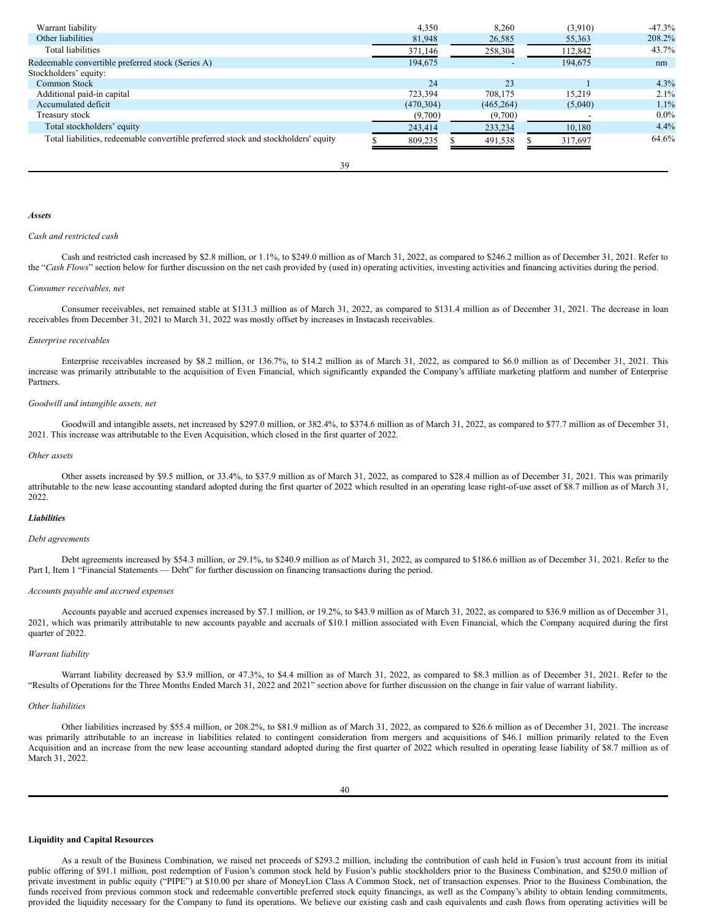| | | | | |
|---|---|---|---|---|
| Warrant liability | 4,350 | 8,260 | (3,910) | -47.3% |
| Other liabilities | 81,948 | 26,585 | 55,363 | 208.2% |
| Total liabilities | 371,146 | 258,304 | 112,842 | 43.7% |
| Redeemable convertible preferred stock (Series A) | 194,675 | - | 194,675 | nm |
| Stockholders' equity: | | | | |
| Common Stock | 24 | 23 | 1 | 4.3% |
| Additional paid-in capital | 723,394 | 708,175 | 15,219 | 2.1% |
| Accumulated deficit | (470,304) | (465,264) | (5,040) | 1.1% |
| Treasury stock | (9,700) | (9,700) | - | 0.0% |
| Total stockholders' equity | 243,414 | 233,234 | 10,180 | 4.4% |
| Total liabilities, redeemable convertible preferred stock and stockholders' equity | $ 809,235 | $ 491,538 | $ 317,697 | 64.6% |

***Assets***

*Cash and restricted cash*

Cash and restricted cash increased by $2.8 million, or 1.1%, to $249.0 million as of March 31, 2022, as compared to $246.2 million as of December 31, 2021. Refer to the "*Cash Flows*" section below for further discussion on the net cash provided by (used in) operating activities, investing activities and financing activities during the period.

*Consumer receivables, net*

Consumer receivables, net remained stable at $131.3 million as of March 31, 2022, as compared to $131.4 million as of December 31, 2021. The decrease in loan receivables from December 31, 2021 to March 31, 2022 was mostly offset by increases in Instacash receivables.

*Enterprise receivables*

Enterprise receivables increased by $8.2 million, or 136.7%, to $14.2 million as of March 31, 2022, as compared to $6.0 million as of December 31, 2021. This increase was primarily attributable to the acquisition of Even Financial, which significantly expanded the Company's affiliate marketing platform and number of Enterprise Partners.

*Goodwill and intangible assets, net*

Goodwill and intangible assets, net increased by $297.0 million, or 382.4%, to $374.6 million as of March 31, 2022, as compared to $77.7 million as of December 31, 2021. This increase was attributable to the Even Acquisition, which closed in the first quarter of 2022.

*Other assets*

Other assets increased by $9.5 million, or 33.4%, to $37.9 million as of March 31, 2022, as compared to $28.4 million as of December 31, 2021. This was primarily attributable to the new lease accounting standard adopted during the first quarter of 2022 which resulted in an operating lease right-of-use asset of $8.7 million as of March 31, 2022.

***Liabilities***

*Debt agreements*

Debt agreements increased by $54.3 million, or 29.1%, to $240.9 million as of March 31, 2022, as compared to $186.6 million as of December 31, 2021. Refer to the Part I, Item 1 "Financial Statements — Debt" for further discussion on financing transactions during the period.

*Accounts payable and accrued expenses*

Accounts payable and accrued expenses increased by $7.1 million, or 19.2%, to $43.9 million as of March 31, 2022, as compared to $36.9 million as of December 31, 2021, which was primarily attributable to new accounts payable and accruals of $10.1 million associated with Even Financial, which the Company acquired during the first quarter of 2022.

*Warrant liability*

Warrant liability decreased by $3.9 million, or 47.3%, to $4.4 million as of March 31, 2022, as compared to $8.3 million as of December 31, 2021. Refer to the "Results of Operations for the Three Months Ended March 31, 2022 and 2021" section above for further discussion on the change in fair value of warrant liability.

*Other liabilities*

Other liabilities increased by $55.4 million, or 208.2%, to $81.9 million as of March 31, 2022, as compared to $26.6 million as of December 31, 2021. The increase was primarily attributable to an increase in liabilities related to contingent consideration from mergers and acquisitions of $46.1 million primarily related to the Even Acquisition and an increase from the new lease accounting standard adopted during the first quarter of 2022 which resulted in operating lease liability of $8.7 million as of March 31, 2022.

**Liquidity and Capital Resources**

As a result of the Business Combination, we raised net proceeds of $293.2 million, including the contribution of cash held in Fusion's trust account from its initial public offering of $91.1 million, post redemption of Fusion's common stock held by Fusion's public stockholders prior to the Business Combination, and $250.0 million of private investment in public equity ("PIPE") at $10.00 per share of MoneyLion Class A Common Stock, net of transaction expenses. Prior to the Business Combination, the funds received from previous common stock and redeemable convertible preferred stock equity financings, as well as the Company's ability to obtain lending commitments, provided the liquidity necessary for the Company to fund its operations. We believe our existing cash and cash equivalents and cash flows from operating activities will be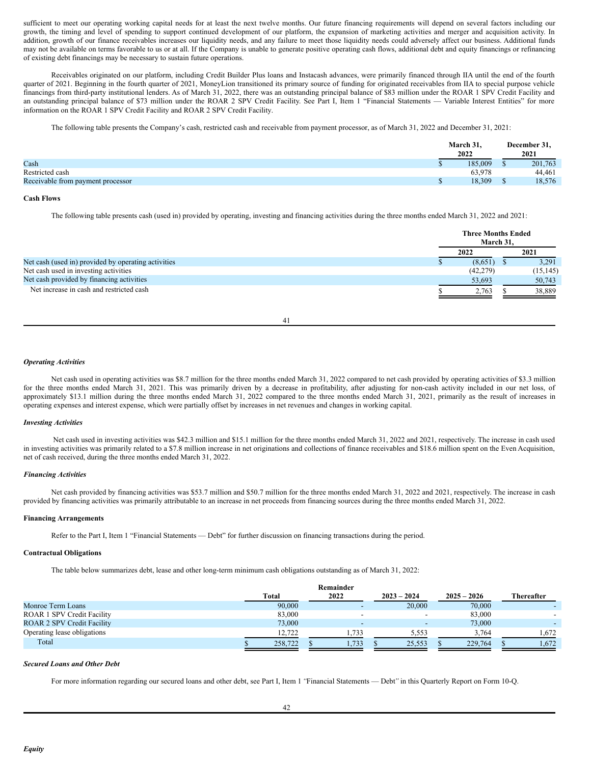sufficient to meet our operating working capital needs for at least the next twelve months. Our future financing requirements will depend on several factors including our growth, the timing and level of spending to support continued development of our platform, the expansion of marketing activities and merger and acquisition activity. In addition, growth of our finance receivables increases our liquidity needs, and any failure to meet those liquidity needs could adversely affect our business. Additional funds may not be available on terms favorable to us or at all. If the Company is unable to generate positive operating cash flows, additional debt and equity financings or refinancing of existing debt financings may be necessary to sustain future operations.

Receivables originated on our platform, including Credit Builder Plus loans and Instacash advances, were primarily financed through IIA until the end of the fourth quarter of 2021. Beginning in the fourth quarter of 2021, MoneyLion transitioned its primary source of funding for originated receivables from IIA to special purpose vehicle financings from third-party institutional lenders. As of March 31, 2022, there was an outstanding principal balance of $83 million under the ROAR 1 SPV Credit Facility and an outstanding principal balance of $73 million under the ROAR 2 SPV Credit Facility. See Part I, Item 1 "Financial Statements — Variable Interest Entities" for more information on the ROAR 1 SPV Credit Facility and ROAR 2 SPV Credit Facility.

The following table presents the Company's cash, restricted cash and receivable from payment processor, as of March 31, 2022 and December 31, 2021:

| | March 31, 2022 | December 31, 2021 |
|---|---|---|
| Cash | $ 185,009 | $ 201,763 |
| Restricted cash | 63,978 | 44,461 |
| Receivable from payment processor | $ 18,309 | $ 18,576 |

**Cash Flows**

The following table presents cash (used in) provided by operating, investing and financing activities during the three months ended March 31, 2022 and 2021:

| | Three Months Ended March 31, | |
|---|---|---|
| | 2022 | 2021 |
| Net cash (used in) provided by operating activities | $ (8,651) | $ 3,291 |
| Net cash used in investing activities | (42,279) | (15,145) |
| Net cash provided by financing activities | 53,693 | 50,743 |
| Net increase in cash and restricted cash | $ 2,763 | $ 38,889 |

***Operating Activities***

Net cash used in operating activities was $8.7 million for the three months ended March 31, 2022 compared to net cash provided by operating activities of $3.3 million for the three months ended March 31, 2021. This was primarily driven by a decrease in profitability, after adjusting for non-cash activity included in our net loss, of approximately $13.1 million during the three months ended March 31, 2022 compared to the three months ended March 31, 2021, primarily as the result of increases in operating expenses and interest expense, which were partially offset by increases in net revenues and changes in working capital.

***Investing Activities***

Net cash used in investing activities was $42.3 million and $15.1 million for the three months ended March 31, 2022 and 2021, respectively. The increase in cash used in investing activities was primarily related to a $7.8 million increase in net originations and collections of finance receivables and $18.6 million spent on the Even Acquisition, net of cash received, during the three months ended March 31, 2022.

***Financing Activities***

Net cash provided by financing activities was $53.7 million and $50.7 million for the three months ended March 31, 2022 and 2021, respectively. The increase in cash provided by financing activities was primarily attributable to an increase in net proceeds from financing sources during the three months ended March 31, 2022.

**Financing Arrangements**

Refer to the Part I, Item 1 "Financial Statements — Debt" for further discussion on financing transactions during the period.

**Contractual Obligations**

The table below summarizes debt, lease and other long-term minimum cash obligations outstanding as of March 31, 2022:

| | Total | Remainder 2022 | 2023 – 2024 | 2025 – 2026 | Thereafter |
|---|---|---|---|---|---|
| Monroe Term Loans | 90,000 | - | 20,000 | 70,000 | - |
| ROAR 1 SPV Credit Facility | 83,000 | - | - | 83,000 | - |
| ROAR 2 SPV Credit Facility | 73,000 | - | - | 73,000 | - |
| Operating lease obligations | 12,722 | 1,733 | 5,553 | 3,764 | 1,672 |
| Total | $ 258,722 | $ 1,733 | $ 25,553 | $ 229,764 | $ 1,672 |

***Secured Loans and Other Debt***

For more information regarding our secured loans and other debt, see Part I, Item 1 "Financial Statements — Debt" in this Quarterly Report on Form 10-Q.

***Equity***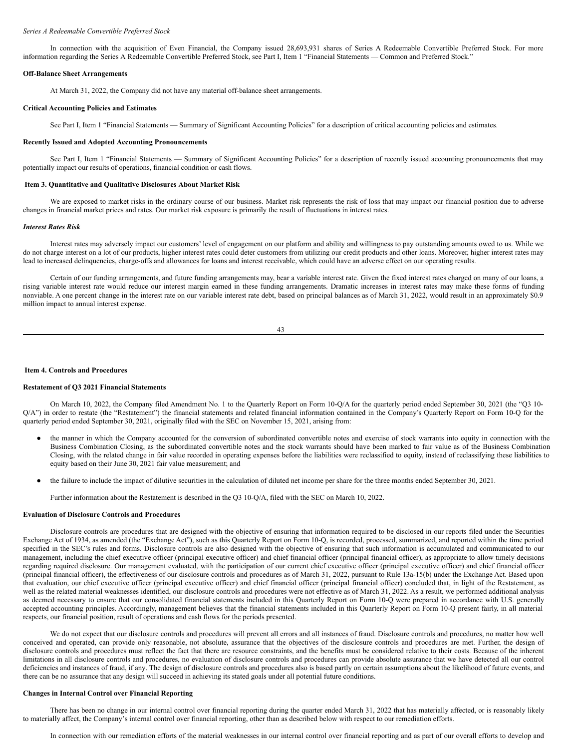*Series A Redeemable Convertible Preferred Stock*

In connection with the acquisition of Even Financial, the Company issued 28,693,931 shares of Series A Redeemable Convertible Preferred Stock. For more information regarding the Series A Redeemable Convertible Preferred Stock, see Part I, Item 1 "Financial Statements — Common and Preferred Stock."

**Off-Balance Sheet Arrangements**

At March 31, 2022, the Company did not have any material off-balance sheet arrangements.

**Critical Accounting Policies and Estimates**

See Part I, Item 1 "Financial Statements — Summary of Significant Accounting Policies" for a description of critical accounting policies and estimates.

**Recently Issued and Adopted Accounting Pronouncements**

See Part I, Item 1 "Financial Statements — Summary of Significant Accounting Policies" for a description of recently issued accounting pronouncements that may potentially impact our results of operations, financial condition or cash flows.

## Item 3. Quantitative and Qualitative Disclosures About Market Risk

We are exposed to market risks in the ordinary course of our business. Market risk represents the risk of loss that may impact our financial position due to adverse changes in financial market prices and rates. Our market risk exposure is primarily the result of fluctuations in interest rates.

***Interest Rates Risk***

Interest rates may adversely impact our customers' level of engagement on our platform and ability and willingness to pay outstanding amounts owed to us. While we do not charge interest on a lot of our products, higher interest rates could deter customers from utilizing our credit products and other loans. Moreover, higher interest rates may lead to increased delinquencies, charge-offs and allowances for loans and interest receivable, which could have an adverse effect on our operating results.

Certain of our funding arrangements, and future funding arrangements may, bear a variable interest rate. Given the fixed interest rates charged on many of our loans, a rising variable interest rate would reduce our interest margin earned in these funding arrangements. Dramatic increases in interest rates may make these forms of funding nonviable. A one percent change in the interest rate on our variable interest rate debt, based on principal balances as of March 31, 2022, would result in an approximately $0.9 million impact to annual interest expense.

## Item 4. Controls and Procedures

**Restatement of Q3 2021 Financial Statements**

On March 10, 2022, the Company filed Amendment No. 1 to the Quarterly Report on Form 10-Q/A for the quarterly period ended September 30, 2021 (the "Q3 10-Q/A") in order to restate (the "Restatement") the financial statements and related financial information contained in the Company's Quarterly Report on Form 10-Q for the quarterly period ended September 30, 2021, originally filed with the SEC on November 15, 2021, arising from:

- the manner in which the Company accounted for the conversion of subordinated convertible notes and exercise of stock warrants into equity in connection with the Business Combination Closing, as the subordinated convertible notes and the stock warrants should have been marked to fair value as of the Business Combination Closing, with the related change in fair value recorded in operating expenses before the liabilities were reclassified to equity, instead of reclassifying these liabilities to equity based on their June 30, 2021 fair value measurement; and

- the failure to include the impact of dilutive securities in the calculation of diluted net income per share for the three months ended September 30, 2021.

Further information about the Restatement is described in the Q3 10-Q/A, filed with the SEC on March 10, 2022.

**Evaluation of Disclosure Controls and Procedures**

Disclosure controls are procedures that are designed with the objective of ensuring that information required to be disclosed in our reports filed under the Securities Exchange Act of 1934, as amended (the "Exchange Act"), such as this Quarterly Report on Form 10-Q, is recorded, processed, summarized, and reported within the time period specified in the SEC's rules and forms. Disclosure controls are also designed with the objective of ensuring that such information is accumulated and communicated to our management, including the chief executive officer (principal executive officer) and chief financial officer (principal financial officer), as appropriate to allow timely decisions regarding required disclosure. Our management evaluated, with the participation of our current chief executive officer (principal executive officer) and chief financial officer (principal financial officer), the effectiveness of our disclosure controls and procedures as of March 31, 2022, pursuant to Rule 13a-15(b) under the Exchange Act. Based upon that evaluation, our chief executive officer (principal executive officer) and chief financial officer (principal financial officer) concluded that, in light of the Restatement, as well as the related material weaknesses identified, our disclosure controls and procedures were not effective as of March 31, 2022. As a result, we performed additional analysis as deemed necessary to ensure that our consolidated financial statements included in this Quarterly Report on Form 10-Q were prepared in accordance with U.S. generally accepted accounting principles. Accordingly, management believes that the financial statements included in this Quarterly Report on Form 10-Q present fairly, in all material respects, our financial position, result of operations and cash flows for the periods presented.

We do not expect that our disclosure controls and procedures will prevent all errors and all instances of fraud. Disclosure controls and procedures, no matter how well conceived and operated, can provide only reasonable, not absolute, assurance that the objectives of the disclosure controls and procedures are met. Further, the design of disclosure controls and procedures must reflect the fact that there are resource constraints, and the benefits must be considered relative to their costs. Because of the inherent limitations in all disclosure controls and procedures, no evaluation of disclosure controls and procedures can provide absolute assurance that we have detected all our control deficiencies and instances of fraud, if any. The design of disclosure controls and procedures also is based partly on certain assumptions about the likelihood of future events, and there can be no assurance that any design will succeed in achieving its stated goals under all potential future conditions.

**Changes in Internal Control over Financial Reporting**

There has been no change in our internal control over financial reporting during the quarter ended March 31, 2022 that has materially affected, or is reasonably likely to materially affect, the Company's internal control over financial reporting, other than as described below with respect to our remediation efforts.

In connection with our remediation efforts of the material weaknesses in our internal control over financial reporting and as part of our overall efforts to develop and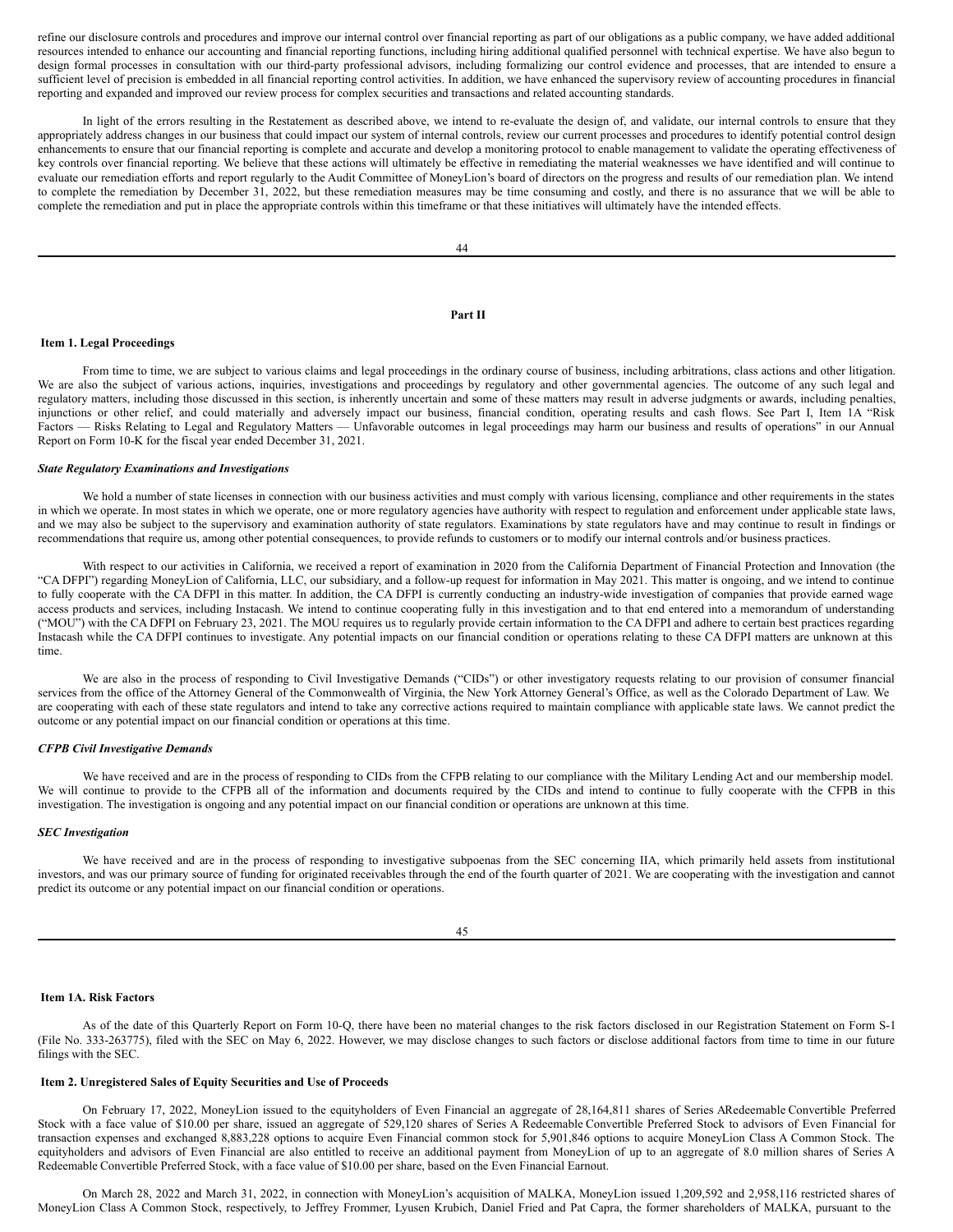refine our disclosure controls and procedures and improve our internal control over financial reporting as part of our obligations as a public company, we have added additional resources intended to enhance our accounting and financial reporting functions, including hiring additional qualified personnel with technical expertise. We have also begun to design formal processes in consultation with our third-party professional advisors, including formalizing our control evidence and processes, that are intended to ensure a sufficient level of precision is embedded in all financial reporting control activities. In addition, we have enhanced the supervisory review of accounting procedures in financial reporting and expanded and improved our review process for complex securities and transactions and related accounting standards.

In light of the errors resulting in the Restatement as described above, we intend to re-evaluate the design of, and validate, our internal controls to ensure that they appropriately address changes in our business that could impact our system of internal controls, review our current processes and procedures to identify potential control design enhancements to ensure that our financial reporting is complete and accurate and develop a monitoring protocol to enable management to validate the operating effectiveness of key controls over financial reporting. We believe that these actions will ultimately be effective in remediating the material weaknesses we have identified and will continue to evaluate our remediation efforts and report regularly to the Audit Committee of MoneyLion's board of directors on the progress and results of our remediation plan. We intend to complete the remediation by December 31, 2022, but these remediation measures may be time consuming and costly, and there is no assurance that we will be able to complete the remediation and put in place the appropriate controls within this timeframe or that these initiatives will ultimately have the intended effects.

## Part II

### Item 1. Legal Proceedings

From time to time, we are subject to various claims and legal proceedings in the ordinary course of business, including arbitrations, class actions and other litigation. We are also the subject of various actions, inquiries, investigations and proceedings by regulatory and other governmental agencies. The outcome of any such legal and regulatory matters, including those discussed in this section, is inherently uncertain and some of these matters may result in adverse judgments or awards, including penalties, injunctions or other relief, and could materially and adversely impact our business, financial condition, operating results and cash flows. See Part I, Item 1A "Risk Factors — Risks Relating to Legal and Regulatory Matters — Unfavorable outcomes in legal proceedings may harm our business and results of operations" in our Annual Report on Form 10-K for the fiscal year ended December 31, 2021.

***State Regulatory Examinations and Investigations***

We hold a number of state licenses in connection with our business activities and must comply with various licensing, compliance and other requirements in the states in which we operate. In most states in which we operate, one or more regulatory agencies have authority with respect to regulation and enforcement under applicable state laws, and we may also be subject to the supervisory and examination authority of state regulators. Examinations by state regulators have and may continue to result in findings or recommendations that require us, among other potential consequences, to provide refunds to customers or to modify our internal controls and/or business practices.

With respect to our activities in California, we received a report of examination in 2020 from the California Department of Financial Protection and Innovation (the "CA DFPI") regarding MoneyLion of California, LLC, our subsidiary, and a follow-up request for information in May 2021. This matter is ongoing, and we intend to continue to fully cooperate with the CA DFPI in this matter. In addition, the CA DFPI is currently conducting an industry-wide investigation of companies that provide earned wage access products and services, including Instacash. We intend to continue cooperating fully in this investigation and to that end entered into a memorandum of understanding ("MOU") with the CA DFPI on February 23, 2021. The MOU requires us to regularly provide certain information to the CA DFPI and adhere to certain best practices regarding Instacash while the CA DFPI continues to investigate. Any potential impacts on our financial condition or operations relating to these CA DFPI matters are unknown at this time.

We are also in the process of responding to Civil Investigative Demands ("CIDs") or other investigatory requests relating to our provision of consumer financial services from the office of the Attorney General of the Commonwealth of Virginia, the New York Attorney General's Office, as well as the Colorado Department of Law. We are cooperating with each of these state regulators and intend to take any corrective actions required to maintain compliance with applicable state laws. We cannot predict the outcome or any potential impact on our financial condition or operations at this time.

***CFPB Civil Investigative Demands***

We have received and are in the process of responding to CIDs from the CFPB relating to our compliance with the Military Lending Act and our membership model. We will continue to provide to the CFPB all of the information and documents required by the CIDs and intend to continue to fully cooperate with the CFPB in this investigation. The investigation is ongoing and any potential impact on our financial condition or operations are unknown at this time.

***SEC Investigation***

We have received and are in the process of responding to investigative subpoenas from the SEC concerning IIA, which primarily held assets from institutional investors, and was our primary source of funding for originated receivables through the end of the fourth quarter of 2021. We are cooperating with the investigation and cannot predict its outcome or any potential impact on our financial condition or operations.

### Item 1A. Risk Factors

As of the date of this Quarterly Report on Form 10-Q, there have been no material changes to the risk factors disclosed in our Registration Statement on Form S-1 (File No. 333-263775), filed with the SEC on May 6, 2022. However, we may disclose changes to such factors or disclose additional factors from time to time in our future filings with the SEC.

### Item 2. Unregistered Sales of Equity Securities and Use of Proceeds

On February 17, 2022, MoneyLion issued to the equityholders of Even Financial an aggregate of 28,164,811 shares of Series ARedeemable Convertible Preferred Stock with a face value of $10.00 per share, issued an aggregate of 529,120 shares of Series A Redeemable Convertible Preferred Stock to advisors of Even Financial for transaction expenses and exchanged 8,883,228 options to acquire Even Financial common stock for 5,901,846 options to acquire MoneyLion Class A Common Stock. The equityholders and advisors of Even Financial are also entitled to receive an additional payment from MoneyLion of up to an aggregate of 8.0 million shares of Series A Redeemable Convertible Preferred Stock, with a face value of $10.00 per share, based on the Even Financial Earnout.

On March 28, 2022 and March 31, 2022, in connection with MoneyLion's acquisition of MALKA, MoneyLion issued 1,209,592 and 2,958,116 restricted shares of MoneyLion Class A Common Stock, respectively, to Jeffrey Frommer, Lyusen Krubich, Daniel Fried and Pat Capra, the former shareholders of MALKA, pursuant to the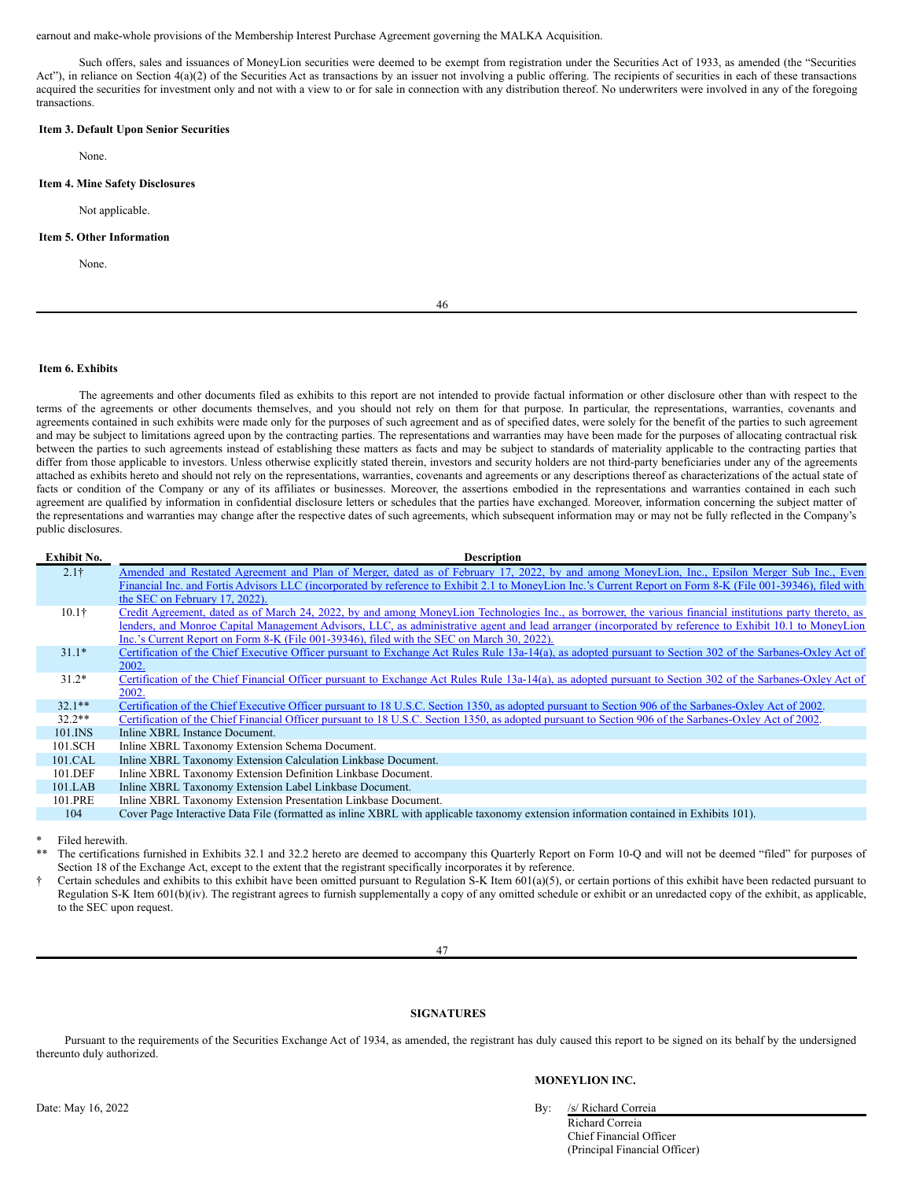earnout and make-whole provisions of the Membership Interest Purchase Agreement governing the MALKA Acquisition.

Such offers, sales and issuances of MoneyLion securities were deemed to be exempt from registration under the Securities Act of 1933, as amended (the "Securities Act"), in reliance on Section 4(a)(2) of the Securities Act as transactions by an issuer not involving a public offering. The recipients of securities in each of these transactions acquired the securities for investment only and not with a view to or for sale in connection with any distribution thereof. No underwriters were involved in any of the foregoing transactions.

**Item 3. Default Upon Senior Securities**

None.

**Item 4. Mine Safety Disclosures**

Not applicable.

**Item 5. Other Information**

None.

**Item 6. Exhibits**

The agreements and other documents filed as exhibits to this report are not intended to provide factual information or other disclosure other than with respect to the terms of the agreements or other documents themselves, and you should not rely on them for that purpose. In particular, the representations, warranties, covenants and agreements contained in such exhibits were made only for the purposes of such agreement and as of specified dates, were solely for the benefit of the parties to such agreement and may be subject to limitations agreed upon by the contracting parties. The representations and warranties may have been made for the purposes of allocating contractual risk between the parties to such agreements instead of establishing these matters as facts and may be subject to standards of materiality applicable to the contracting parties that differ from those applicable to investors. Unless otherwise explicitly stated therein, investors and security holders are not third-party beneficiaries under any of the agreements attached as exhibits hereto and should not rely on the representations, warranties, covenants and agreements or any descriptions thereof as characterizations of the actual state of facts or condition of the Company or any of its affiliates or businesses. Moreover, the assertions embodied in the representations and warranties contained in each such agreement are qualified by information in confidential disclosure letters or schedules that the parties have exchanged. Moreover, information concerning the subject matter of the representations and warranties may change after the respective dates of such agreements, which subsequent information may or may not be fully reflected in the Company's public disclosures.

| Exhibit No. | Description |
|---|---|
| 2.1† | Amended and Restated Agreement and Plan of Merger, dated as of February 17, 2022, by and among MoneyLion, Inc., Epsilon Merger Sub Inc., Even Financial Inc. and Fortis Advisors LLC (incorporated by reference to Exhibit 2.1 to MoneyLion Inc.'s Current Report on Form 8-K (File 001-39346), filed with the SEC on February 17, 2022). |
| 10.1† | Credit Agreement, dated as of March 24, 2022, by and among MoneyLion Technologies Inc., as borrower, the various financial institutions party thereto, as lenders, and Monroe Capital Management Advisors, LLC, as administrative agent and lead arranger (incorporated by reference to Exhibit 10.1 to MoneyLion Inc.'s Current Report on Form 8-K (File 001-39346), filed with the SEC on March 30, 2022). |
| 31.1* | Certification of the Chief Executive Officer pursuant to Exchange Act Rules Rule 13a-14(a), as adopted pursuant to Section 302 of the Sarbanes-Oxley Act of 2002. |
| 31.2* | Certification of the Chief Financial Officer pursuant to Exchange Act Rules Rule 13a-14(a), as adopted pursuant to Section 302 of the Sarbanes-Oxley Act of 2002. |
| 32.1** | Certification of the Chief Executive Officer pursuant to 18 U.S.C. Section 1350, as adopted pursuant to Section 906 of the Sarbanes-Oxley Act of 2002. |
| 32.2** | Certification of the Chief Financial Officer pursuant to 18 U.S.C. Section 1350, as adopted pursuant to Section 906 of the Sarbanes-Oxley Act of 2002. |
| 101.INS | Inline XBRL Instance Document. |
| 101.SCH | Inline XBRL Taxonomy Extension Schema Document. |
| 101.CAL | Inline XBRL Taxonomy Extension Calculation Linkbase Document. |
| 101.DEF | Inline XBRL Taxonomy Extension Definition Linkbase Document. |
| 101.LAB | Inline XBRL Taxonomy Extension Label Linkbase Document. |
| 101.PRE | Inline XBRL Taxonomy Extension Presentation Linkbase Document. |
| 104 | Cover Page Interactive Data File (formatted as inline XBRL with applicable taxonomy extension information contained in Exhibits 101). |

\* Filed herewith.

\*\* The certifications furnished in Exhibits 32.1 and 32.2 hereto are deemed to accompany this Quarterly Report on Form 10-Q and will not be deemed "filed" for purposes of Section 18 of the Exchange Act, except to the extent that the registrant specifically incorporates it by reference.

† Certain schedules and exhibits to this exhibit have been omitted pursuant to Regulation S-K Item 601(a)(5), or certain portions of this exhibit have been redacted pursuant to Regulation S-K Item 601(b)(iv). The registrant agrees to furnish supplementally a copy of any omitted schedule or exhibit or an unredacted copy of the exhibit, as applicable, to the SEC upon request.

**SIGNATURES**

Pursuant to the requirements of the Securities Exchange Act of 1934, as amended, the registrant has duly caused this report to be signed on its behalf by the undersigned thereunto duly authorized.

**MONEYLION INC.**

Date: May 16, 2022

By: /s/ Richard Correia
Richard Correia
Chief Financial Officer
(Principal Financial Officer)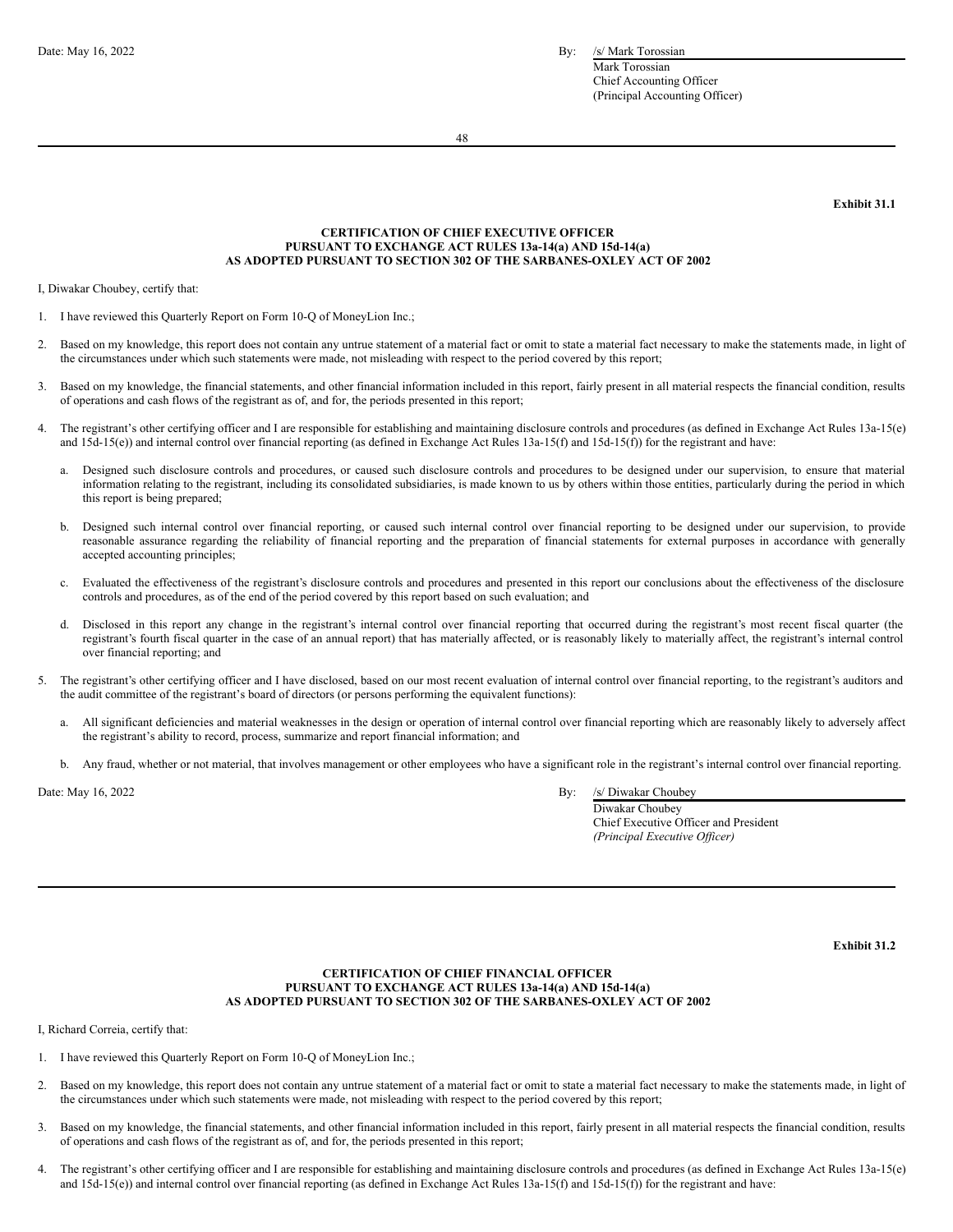Date: May 16, 2022

By: /s/ Mark Torossian
Mark Torossian
Chief Accounting Officer
(Principal Accounting Officer)

---

**Exhibit 31.1**

**CERTIFICATION OF CHIEF EXECUTIVE OFFICER**
**PURSUANT TO EXCHANGE ACT RULES 13a-14(a) AND 15d-14(a)**
**AS ADOPTED PURSUANT TO SECTION 302 OF THE SARBANES-OXLEY ACT OF 2002**

I, Diwakar Choubey, certify that:

1. I have reviewed this Quarterly Report on Form 10-Q of MoneyLion Inc.;

2. Based on my knowledge, this report does not contain any untrue statement of a material fact or omit to state a material fact necessary to make the statements made, in light of the circumstances under which such statements were made, not misleading with respect to the period covered by this report;

3. Based on my knowledge, the financial statements, and other financial information included in this report, fairly present in all material respects the financial condition, results of operations and cash flows of the registrant as of, and for, the periods presented in this report;

4. The registrant's other certifying officer and I are responsible for establishing and maintaining disclosure controls and procedures (as defined in Exchange Act Rules 13a-15(e) and 15d-15(e)) and internal control over financial reporting (as defined in Exchange Act Rules 13a-15(f) and 15d-15(f)) for the registrant and have:

   a. Designed such disclosure controls and procedures, or caused such disclosure controls and procedures to be designed under our supervision, to ensure that material information relating to the registrant, including its consolidated subsidiaries, is made known to us by others within those entities, particularly during the period in which this report is being prepared;

   b. Designed such internal control over financial reporting, or caused such internal control over financial reporting to be designed under our supervision, to provide reasonable assurance regarding the reliability of financial reporting and the preparation of financial statements for external purposes in accordance with generally accepted accounting principles;

   c. Evaluated the effectiveness of the registrant's disclosure controls and procedures and presented in this report our conclusions about the effectiveness of the disclosure controls and procedures, as of the end of the period covered by this report based on such evaluation; and

   d. Disclosed in this report any change in the registrant's internal control over financial reporting that occurred during the registrant's most recent fiscal quarter (the registrant's fourth fiscal quarter in the case of an annual report) that has materially affected, or is reasonably likely to materially affect, the registrant's internal control over financial reporting; and

5. The registrant's other certifying officer and I have disclosed, based on our most recent evaluation of internal control over financial reporting, to the registrant's auditors and the audit committee of the registrant's board of directors (or persons performing the equivalent functions):

   a. All significant deficiencies and material weaknesses in the design or operation of internal control over financial reporting which are reasonably likely to adversely affect the registrant's ability to record, process, summarize and report financial information; and

   b. Any fraud, whether or not material, that involves management or other employees who have a significant role in the registrant's internal control over financial reporting.

Date: May 16, 2022

By: /s/ Diwakar Choubey
Diwakar Choubey
Chief Executive Officer and President
*(Principal Executive Officer)*

---

**Exhibit 31.2**

**CERTIFICATION OF CHIEF FINANCIAL OFFICER**
**PURSUANT TO EXCHANGE ACT RULES 13a-14(a) AND 15d-14(a)**
**AS ADOPTED PURSUANT TO SECTION 302 OF THE SARBANES-OXLEY ACT OF 2002**

I, Richard Correia, certify that:

1. I have reviewed this Quarterly Report on Form 10-Q of MoneyLion Inc.;

2. Based on my knowledge, this report does not contain any untrue statement of a material fact or omit to state a material fact necessary to make the statements made, in light of the circumstances under which such statements were made, not misleading with respect to the period covered by this report;

3. Based on my knowledge, the financial statements, and other financial information included in this report, fairly present in all material respects the financial condition, results of operations and cash flows of the registrant as of, and for, the periods presented in this report;

4. The registrant's other certifying officer and I are responsible for establishing and maintaining disclosure controls and procedures (as defined in Exchange Act Rules 13a-15(e) and 15d-15(e)) and internal control over financial reporting (as defined in Exchange Act Rules 13a-15(f) and 15d-15(f)) for the registrant and have: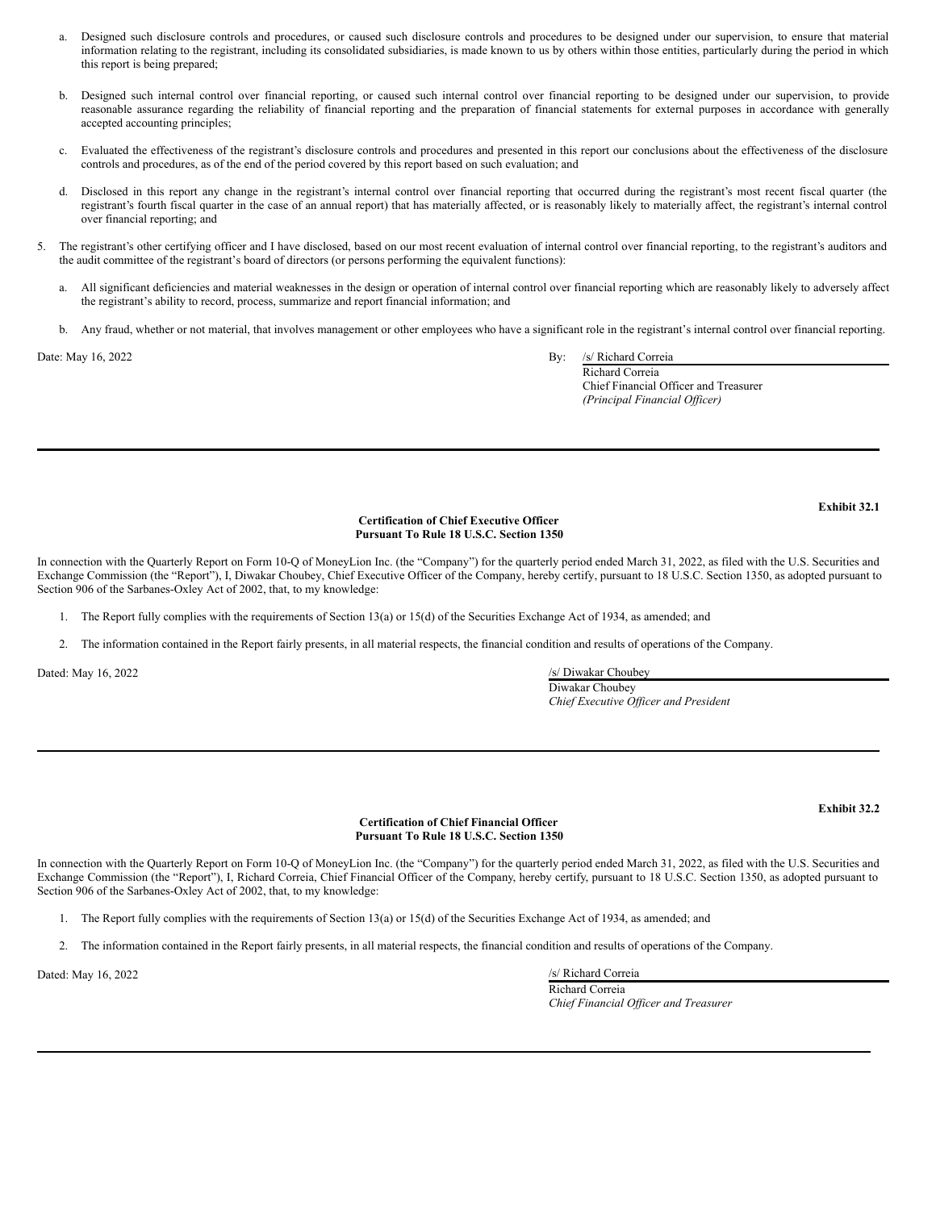a. Designed such disclosure controls and procedures, or caused such disclosure controls and procedures to be designed under our supervision, to ensure that material information relating to the registrant, including its consolidated subsidiaries, is made known to us by others within those entities, particularly during the period in which this report is being prepared;

b. Designed such internal control over financial reporting, or caused such internal control over financial reporting to be designed under our supervision, to provide reasonable assurance regarding the reliability of financial reporting and the preparation of financial statements for external purposes in accordance with generally accepted accounting principles;

c. Evaluated the effectiveness of the registrant's disclosure controls and procedures and presented in this report our conclusions about the effectiveness of the disclosure controls and procedures, as of the end of the period covered by this report based on such evaluation; and

d. Disclosed in this report any change in the registrant's internal control over financial reporting that occurred during the registrant's most recent fiscal quarter (the registrant's fourth fiscal quarter in the case of an annual report) that has materially affected, or is reasonably likely to materially affect, the registrant's internal control over financial reporting; and

5. The registrant's other certifying officer and I have disclosed, based on our most recent evaluation of internal control over financial reporting, to the registrant's auditors and the audit committee of the registrant's board of directors (or persons performing the equivalent functions):

   a. All significant deficiencies and material weaknesses in the design or operation of internal control over financial reporting which are reasonably likely to adversely affect the registrant's ability to record, process, summarize and report financial information; and

   b. Any fraud, whether or not material, that involves management or other employees who have a significant role in the registrant's internal control over financial reporting.

Date: May 16, 2022

By: /s/ Richard Correia
Richard Correia
Chief Financial Officer and Treasurer
*(Principal Financial Officer)*

---

**Exhibit 32.1**

**Certification of Chief Executive Officer**
**Pursuant To Rule 18 U.S.C. Section 1350**

In connection with the Quarterly Report on Form 10-Q of MoneyLion Inc. (the "Company") for the quarterly period ended March 31, 2022, as filed with the U.S. Securities and Exchange Commission (the "Report"), I, Diwakar Choubey, Chief Executive Officer of the Company, hereby certify, pursuant to 18 U.S.C. Section 1350, as adopted pursuant to Section 906 of the Sarbanes-Oxley Act of 2002, that, to my knowledge:

1. The Report fully complies with the requirements of Section 13(a) or 15(d) of the Securities Exchange Act of 1934, as amended; and

2. The information contained in the Report fairly presents, in all material respects, the financial condition and results of operations of the Company.

Dated: May 16, 2022

/s/ Diwakar Choubey
Diwakar Choubey
*Chief Executive Officer and President*

---

**Exhibit 32.2**

**Certification of Chief Financial Officer**
**Pursuant To Rule 18 U.S.C. Section 1350**

In connection with the Quarterly Report on Form 10-Q of MoneyLion Inc. (the "Company") for the quarterly period ended March 31, 2022, as filed with the U.S. Securities and Exchange Commission (the "Report"), I, Richard Correia, Chief Financial Officer of the Company, hereby certify, pursuant to 18 U.S.C. Section 1350, as adopted pursuant to Section 906 of the Sarbanes-Oxley Act of 2002, that, to my knowledge:

1. The Report fully complies with the requirements of Section 13(a) or 15(d) of the Securities Exchange Act of 1934, as amended; and

2. The information contained in the Report fairly presents, in all material respects, the financial condition and results of operations of the Company.

Dated: May 16, 2022

/s/ Richard Correia
Richard Correia
*Chief Financial Officer and Treasurer*